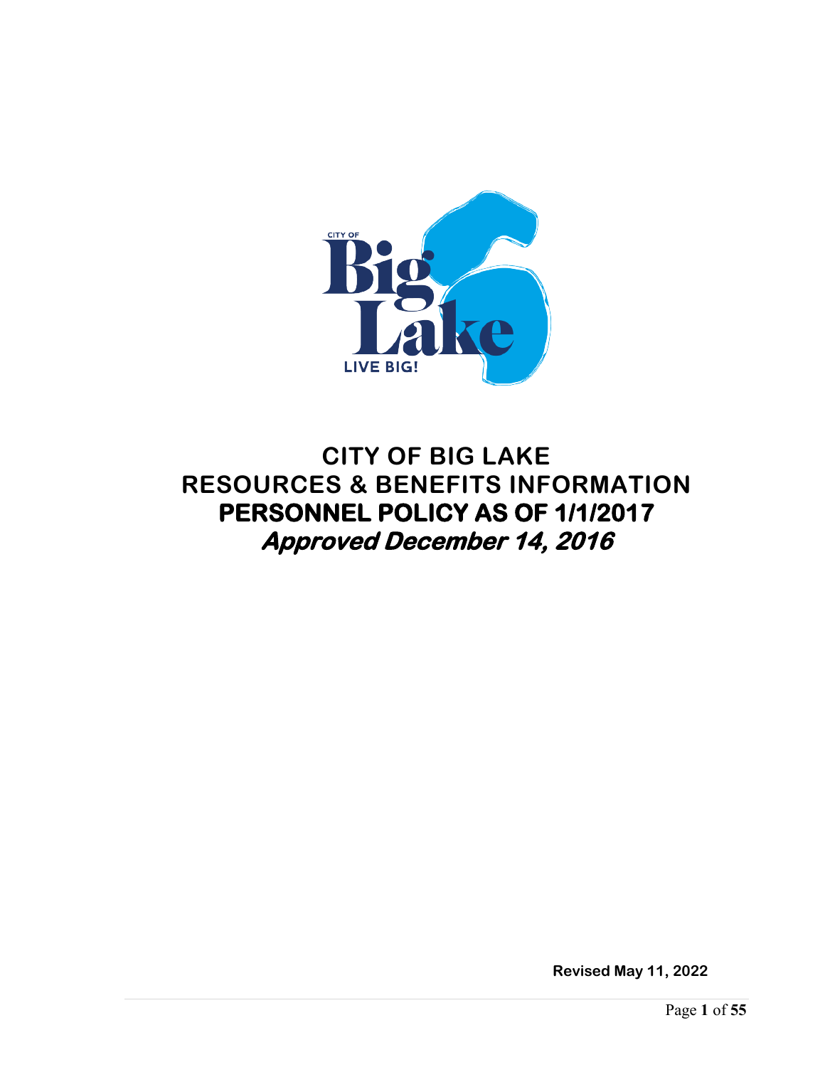# CITY OF BIG LAKE
# RESOURCES & BENEFITS INFORMATION
## PERSONNEL POLICY AS OF 1/1/2017
### *Approved December 14, 2016*

**Revised May 11, 2022**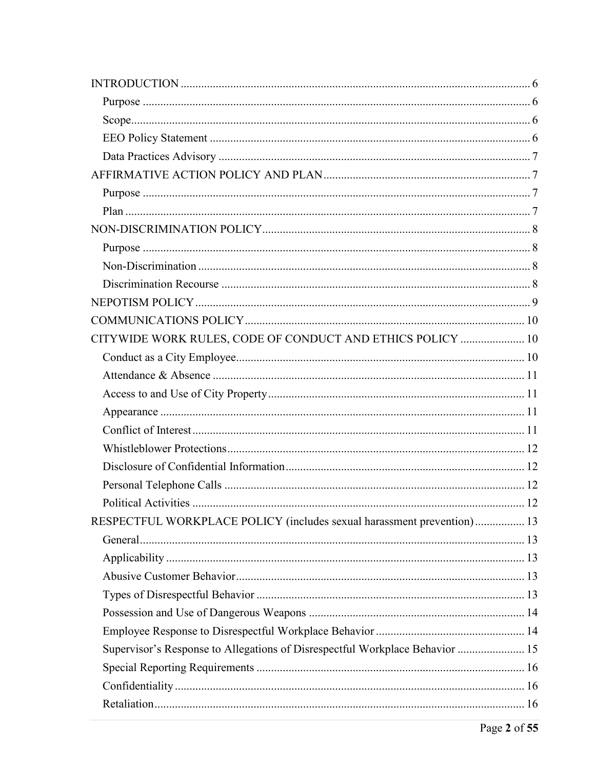INTRODUCTION ........................................................................................................................ 6
  Purpose ................................................................................................................................ 6
  Scope.................................................................................................................................... 6
  EEO Policy Statement ........................................................................................................ 6
  Data Practices Advisory ..................................................................................................... 7
AFFIRMATIVE ACTION POLICY AND PLAN ...................................................................... 7
  Purpose ................................................................................................................................ 7
  Plan ...................................................................................................................................... 7
NON-DISCRIMINATION POLICY ........................................................................................... 8
  Purpose ................................................................................................................................ 8
  Non-Discrimination ............................................................................................................. 8
  Discrimination Recourse ..................................................................................................... 8
NEPOTISM POLICY .................................................................................................................. 9
COMMUNICATIONS POLICY ................................................................................................ 10
CITYWIDE WORK RULES, CODE OF CONDUCT AND ETHICS POLICY ...................... 10
  Conduct as a City Employee.............................................................................................. 10
  Attendance & Absence ...................................................................................................... 11
  Access to and Use of City Property................................................................................... 11
  Appearance ........................................................................................................................ 11
  Conflict of Interest ............................................................................................................. 11
  Whistleblower Protections................................................................................................. 12
  Disclosure of Confidential Information ............................................................................ 12
  Personal Telephone Calls .................................................................................................. 12
  Political Activities ............................................................................................................. 12
RESPECTFUL WORKPLACE POLICY (includes sexual harassment prevention) ................. 13
  General............................................................................................................................... 13
  Applicability ...................................................................................................................... 13
  Abusive Customer Behavior.............................................................................................. 13
  Types of Disrespectful Behavior ....................................................................................... 13
  Possession and Use of Dangerous Weapons ..................................................................... 14
  Employee Response to Disrespectful Workplace Behavior .............................................. 14
  Supervisor's Response to Allegations of Disrespectful Workplace Behavior ................... 15
  Special Reporting Requirements ....................................................................................... 16
  Confidentiality ................................................................................................................... 16
  Retaliation.......................................................................................................................... 16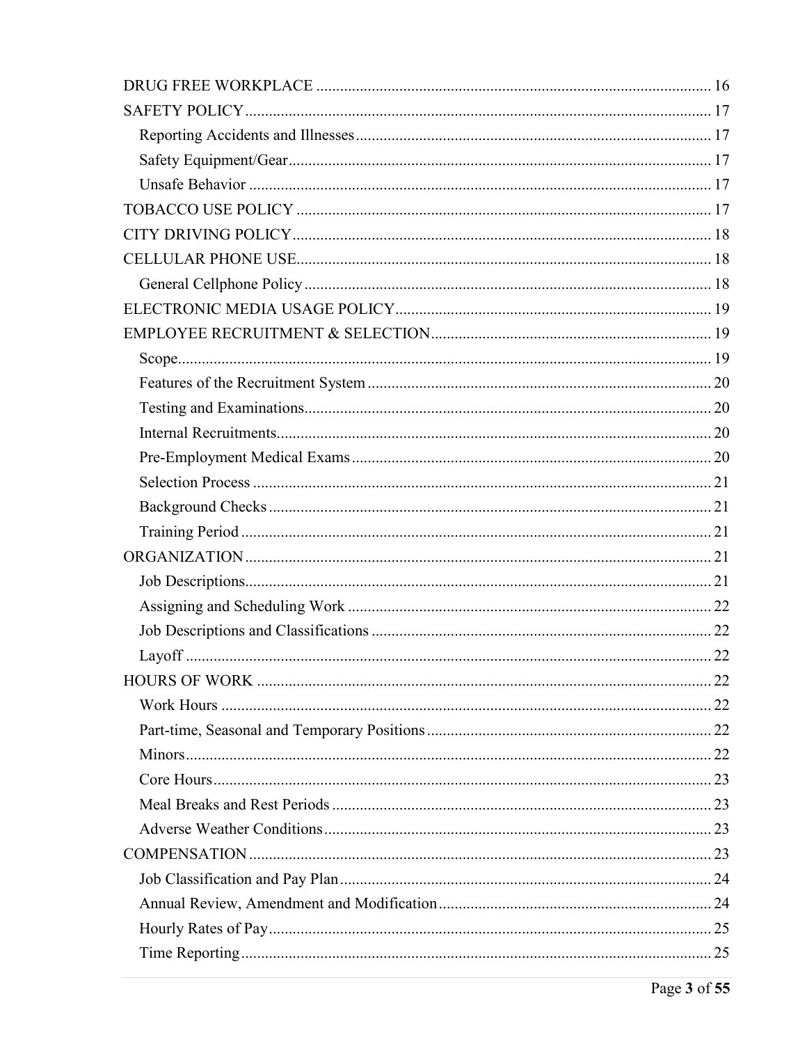DRUG FREE WORKPLACE .................................................................................................. 16
SAFETY POLICY ..................................................................................................................... 17
    Reporting Accidents and Illnesses ........................................................................................ 17
    Safety Equipment/Gear .......................................................................................................... 17
    Unsafe Behavior ..................................................................................................................... 17
TOBACCO USE POLICY ........................................................................................................ 17
CITY DRIVING POLICY ......................................................................................................... 18
CELLULAR PHONE USE ........................................................................................................ 18
    General Cellphone Policy ...................................................................................................... 18
ELECTRONIC MEDIA USAGE POLICY ............................................................................... 19
EMPLOYEE RECRUITMENT & SELECTION ....................................................................... 19
    Scope ...................................................................................................................................... 19
    Features of the Recruitment System ...................................................................................... 20
    Testing and Examinations ...................................................................................................... 20
    Internal Recruitments ............................................................................................................. 20
    Pre-Employment Medical Exams .......................................................................................... 20
    Selection Process .................................................................................................................... 21
    Background Checks ............................................................................................................... 21
    Training Period ....................................................................................................................... 21
ORGANIZATION ..................................................................................................................... 21
    Job Descriptions ..................................................................................................................... 21
    Assigning and Scheduling Work ........................................................................................... 22
    Job Descriptions and Classifications ..................................................................................... 22
    Layoff ..................................................................................................................................... 22
HOURS OF WORK .................................................................................................................. 22
    Work Hours ............................................................................................................................ 22
    Part-time, Seasonal and Temporary Positions ....................................................................... 22
    Minors ..................................................................................................................................... 22
    Core Hours ............................................................................................................................. 23
    Meal Breaks and Rest Periods ................................................................................................ 23
    Adverse Weather Conditions ................................................................................................. 23
COMPENSATION .................................................................................................................... 23
    Job Classification and Pay Plan ............................................................................................. 24
    Annual Review, Amendment and Modification .................................................................... 24
    Hourly Rates of Pay ............................................................................................................... 25
    Time Reporting ...................................................................................................................... 25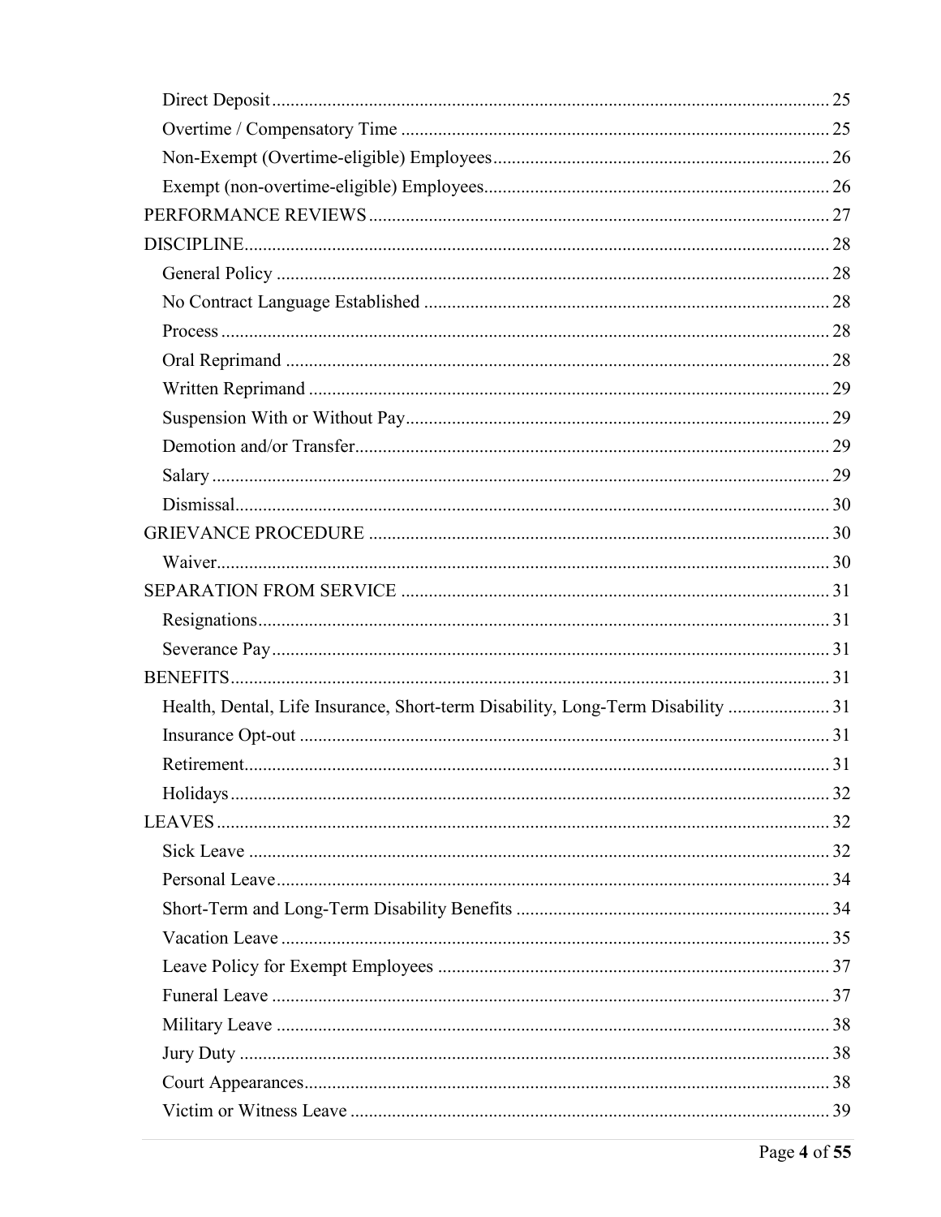- Direct Deposit ........ 25
- Overtime / Compensatory Time ........ 25
- Non-Exempt (Overtime-eligible) Employees ........ 26
- Exempt (non-overtime-eligible) Employees ........ 26

PERFORMANCE REVIEWS ........ 27

DISCIPLINE ........ 28

- General Policy ........ 28
- No Contract Language Established ........ 28
- Process ........ 28
- Oral Reprimand ........ 28
- Written Reprimand ........ 29
- Suspension With or Without Pay ........ 29
- Demotion and/or Transfer ........ 29
- Salary ........ 29
- Dismissal ........ 30

GRIEVANCE PROCEDURE ........ 30

- Waiver ........ 30

SEPARATION FROM SERVICE ........ 31

- Resignations ........ 31
- Severance Pay ........ 31

BENEFITS ........ 31

- Health, Dental, Life Insurance, Short-term Disability, Long-Term Disability ........ 31
- Insurance Opt-out ........ 31
- Retirement ........ 31
- Holidays ........ 32

LEAVES ........ 32

- Sick Leave ........ 32
- Personal Leave ........ 34
- Short-Term and Long-Term Disability Benefits ........ 34
- Vacation Leave ........ 35
- Leave Policy for Exempt Employees ........ 37
- Funeral Leave ........ 37
- Military Leave ........ 38
- Jury Duty ........ 38
- Court Appearances ........ 38
- Victim or Witness Leave ........ 39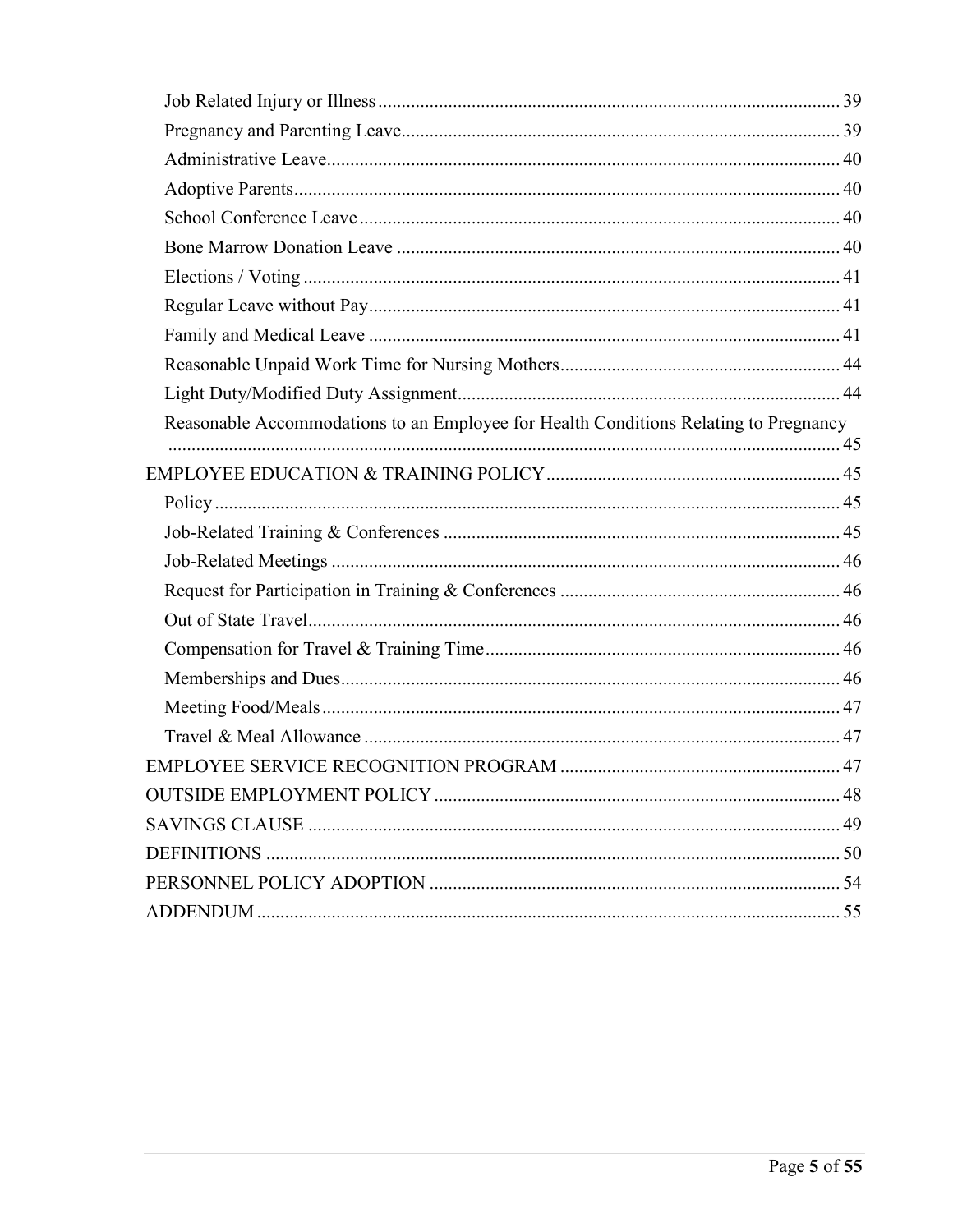- Job Related Injury or Illness ..... 39
- Pregnancy and Parenting Leave ..... 39
- Administrative Leave ..... 40
- Adoptive Parents ..... 40
- School Conference Leave ..... 40
- Bone Marrow Donation Leave ..... 40
- Elections / Voting ..... 41
- Regular Leave without Pay ..... 41
- Family and Medical Leave ..... 41
- Reasonable Unpaid Work Time for Nursing Mothers ..... 44
- Light Duty/Modified Duty Assignment ..... 44
- Reasonable Accommodations to an Employee for Health Conditions Relating to Pregnancy ..... 45

EMPLOYEE EDUCATION & TRAINING POLICY ..... 45

- Policy ..... 45
- Job-Related Training & Conferences ..... 45
- Job-Related Meetings ..... 46
- Request for Participation in Training & Conferences ..... 46
- Out of State Travel ..... 46
- Compensation for Travel & Training Time ..... 46
- Memberships and Dues ..... 46
- Meeting Food/Meals ..... 47
- Travel & Meal Allowance ..... 47

EMPLOYEE SERVICE RECOGNITION PROGRAM ..... 47

OUTSIDE EMPLOYMENT POLICY ..... 48

SAVINGS CLAUSE ..... 49

DEFINITIONS ..... 50

PERSONNEL POLICY ADOPTION ..... 54

ADDENDUM ..... 55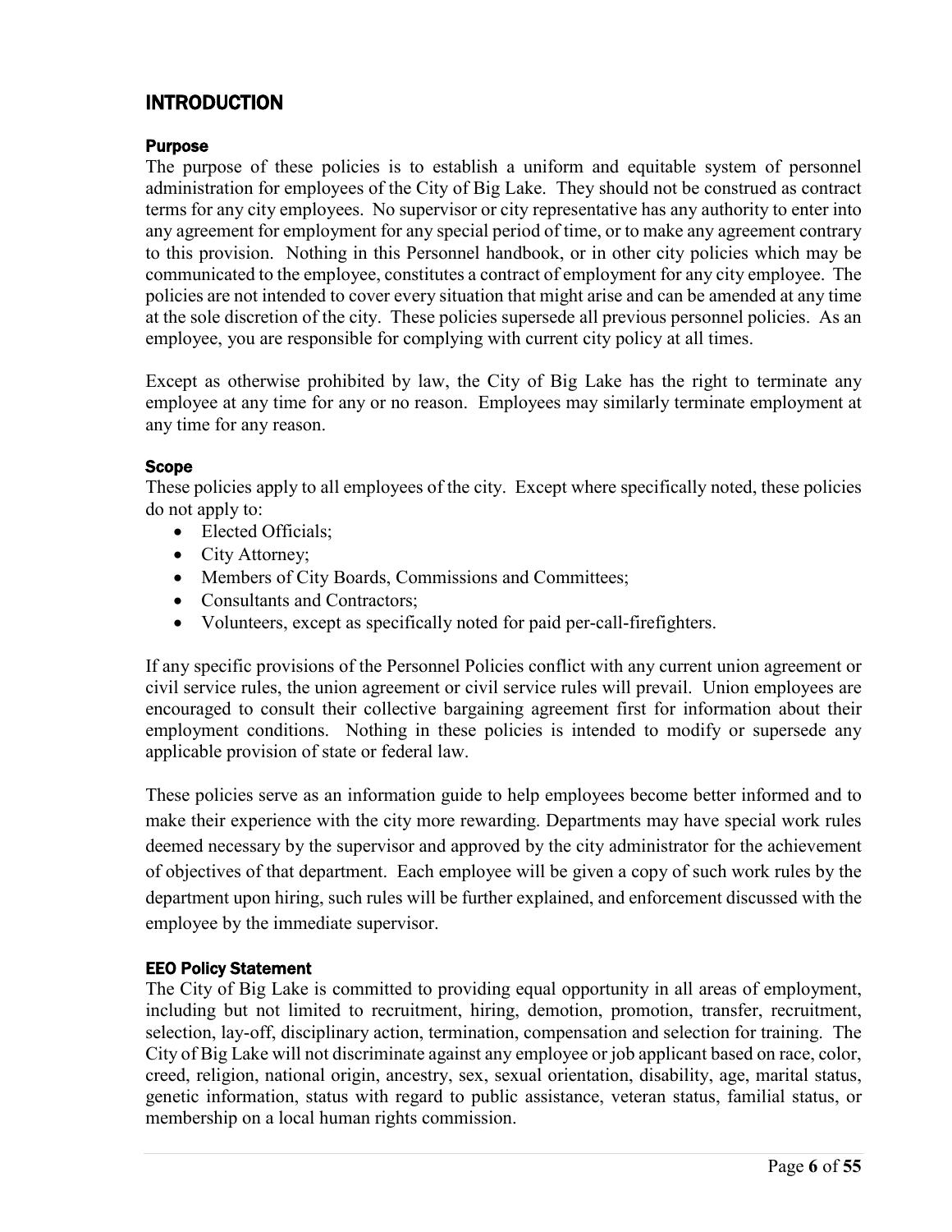# INTRODUCTION

### Purpose

The purpose of these policies is to establish a uniform and equitable system of personnel administration for employees of the City of Big Lake. They should not be construed as contract terms for any city employees. No supervisor or city representative has any authority to enter into any agreement for employment for any special period of time, or to make any agreement contrary to this provision. Nothing in this Personnel handbook, or in other city policies which may be communicated to the employee, constitutes a contract of employment for any city employee. The policies are not intended to cover every situation that might arise and can be amended at any time at the sole discretion of the city. These policies supersede all previous personnel policies. As an employee, you are responsible for complying with current city policy at all times.

Except as otherwise prohibited by law, the City of Big Lake has the right to terminate any employee at any time for any or no reason. Employees may similarly terminate employment at any time for any reason.

### Scope

These policies apply to all employees of the city. Except where specifically noted, these policies do not apply to:

- Elected Officials;
- City Attorney;
- Members of City Boards, Commissions and Committees;
- Consultants and Contractors;
- Volunteers, except as specifically noted for paid per-call-firefighters.

If any specific provisions of the Personnel Policies conflict with any current union agreement or civil service rules, the union agreement or civil service rules will prevail. Union employees are encouraged to consult their collective bargaining agreement first for information about their employment conditions. Nothing in these policies is intended to modify or supersede any applicable provision of state or federal law.

These policies serve as an information guide to help employees become better informed and to make their experience with the city more rewarding. Departments may have special work rules deemed necessary by the supervisor and approved by the city administrator for the achievement of objectives of that department. Each employee will be given a copy of such work rules by the department upon hiring, such rules will be further explained, and enforcement discussed with the employee by the immediate supervisor.

### EEO Policy Statement

The City of Big Lake is committed to providing equal opportunity in all areas of employment, including but not limited to recruitment, hiring, demotion, promotion, transfer, recruitment, selection, lay-off, disciplinary action, termination, compensation and selection for training. The City of Big Lake will not discriminate against any employee or job applicant based on race, color, creed, religion, national origin, ancestry, sex, sexual orientation, disability, age, marital status, genetic information, status with regard to public assistance, veteran status, familial status, or membership on a local human rights commission.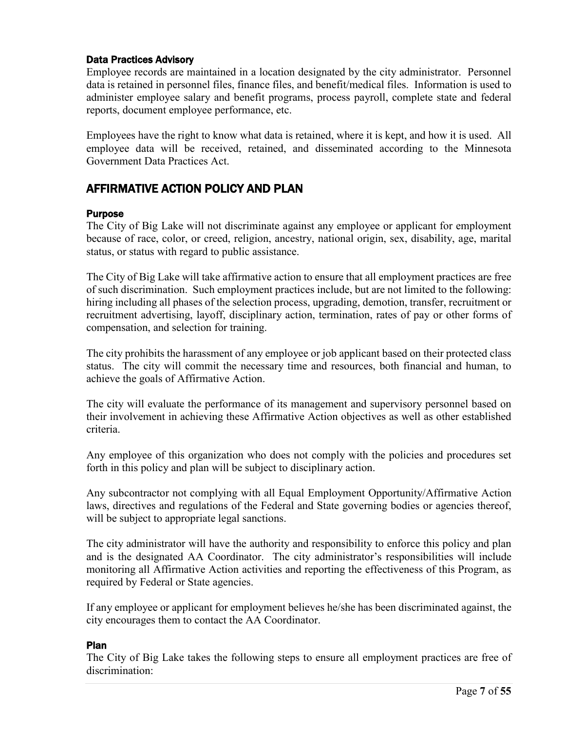### Data Practices Advisory

Employee records are maintained in a location designated by the city administrator. Personnel data is retained in personnel files, finance files, and benefit/medical files. Information is used to administer employee salary and benefit programs, process payroll, complete state and federal reports, document employee performance, etc.

Employees have the right to know what data is retained, where it is kept, and how it is used. All employee data will be received, retained, and disseminated according to the Minnesota Government Data Practices Act.

## AFFIRMATIVE ACTION POLICY AND PLAN

### Purpose

The City of Big Lake will not discriminate against any employee or applicant for employment because of race, color, or creed, religion, ancestry, national origin, sex, disability, age, marital status, or status with regard to public assistance.

The City of Big Lake will take affirmative action to ensure that all employment practices are free of such discrimination. Such employment practices include, but are not limited to the following: hiring including all phases of the selection process, upgrading, demotion, transfer, recruitment or recruitment advertising, layoff, disciplinary action, termination, rates of pay or other forms of compensation, and selection for training.

The city prohibits the harassment of any employee or job applicant based on their protected class status. The city will commit the necessary time and resources, both financial and human, to achieve the goals of Affirmative Action.

The city will evaluate the performance of its management and supervisory personnel based on their involvement in achieving these Affirmative Action objectives as well as other established criteria.

Any employee of this organization who does not comply with the policies and procedures set forth in this policy and plan will be subject to disciplinary action.

Any subcontractor not complying with all Equal Employment Opportunity/Affirmative Action laws, directives and regulations of the Federal and State governing bodies or agencies thereof, will be subject to appropriate legal sanctions.

The city administrator will have the authority and responsibility to enforce this policy and plan and is the designated AA Coordinator. The city administrator's responsibilities will include monitoring all Affirmative Action activities and reporting the effectiveness of this Program, as required by Federal or State agencies.

If any employee or applicant for employment believes he/she has been discriminated against, the city encourages them to contact the AA Coordinator.

### Plan

The City of Big Lake takes the following steps to ensure all employment practices are free of discrimination: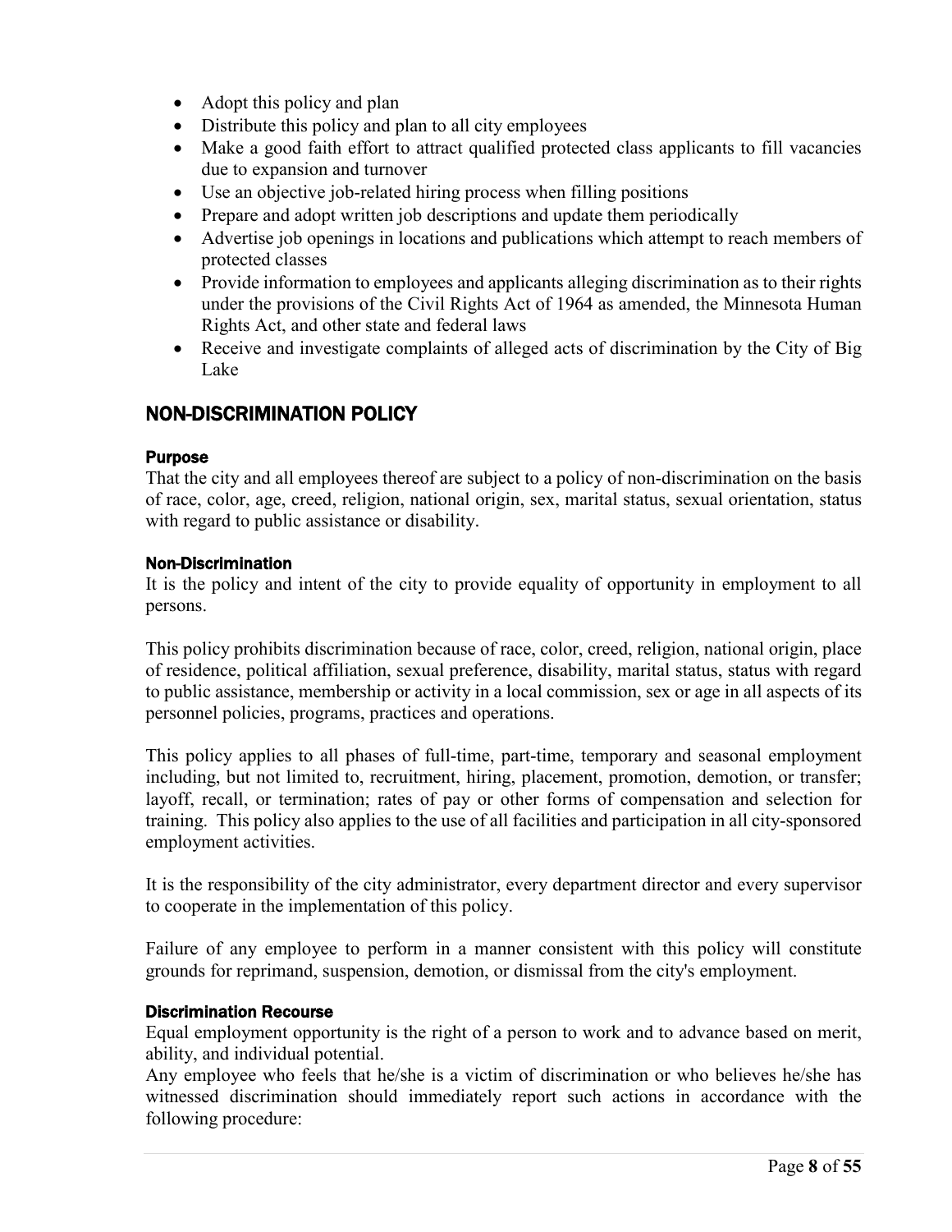- Adopt this policy and plan
- Distribute this policy and plan to all city employees
- Make a good faith effort to attract qualified protected class applicants to fill vacancies due to expansion and turnover
- Use an objective job-related hiring process when filling positions
- Prepare and adopt written job descriptions and update them periodically
- Advertise job openings in locations and publications which attempt to reach members of protected classes
- Provide information to employees and applicants alleging discrimination as to their rights under the provisions of the Civil Rights Act of 1964 as amended, the Minnesota Human Rights Act, and other state and federal laws
- Receive and investigate complaints of alleged acts of discrimination by the City of Big Lake

## NON-DISCRIMINATION POLICY

#### Purpose

That the city and all employees thereof are subject to a policy of non-discrimination on the basis of race, color, age, creed, religion, national origin, sex, marital status, sexual orientation, status with regard to public assistance or disability.

#### Non-Discrimination

It is the policy and intent of the city to provide equality of opportunity in employment to all persons.

This policy prohibits discrimination because of race, color, creed, religion, national origin, place of residence, political affiliation, sexual preference, disability, marital status, status with regard to public assistance, membership or activity in a local commission, sex or age in all aspects of its personnel policies, programs, practices and operations.

This policy applies to all phases of full-time, part-time, temporary and seasonal employment including, but not limited to, recruitment, hiring, placement, promotion, demotion, or transfer; layoff, recall, or termination; rates of pay or other forms of compensation and selection for training. This policy also applies to the use of all facilities and participation in all city-sponsored employment activities.

It is the responsibility of the city administrator, every department director and every supervisor to cooperate in the implementation of this policy.

Failure of any employee to perform in a manner consistent with this policy will constitute grounds for reprimand, suspension, demotion, or dismissal from the city's employment.

#### Discrimination Recourse

Equal employment opportunity is the right of a person to work and to advance based on merit, ability, and individual potential.

Any employee who feels that he/she is a victim of discrimination or who believes he/she has witnessed discrimination should immediately report such actions in accordance with the following procedure: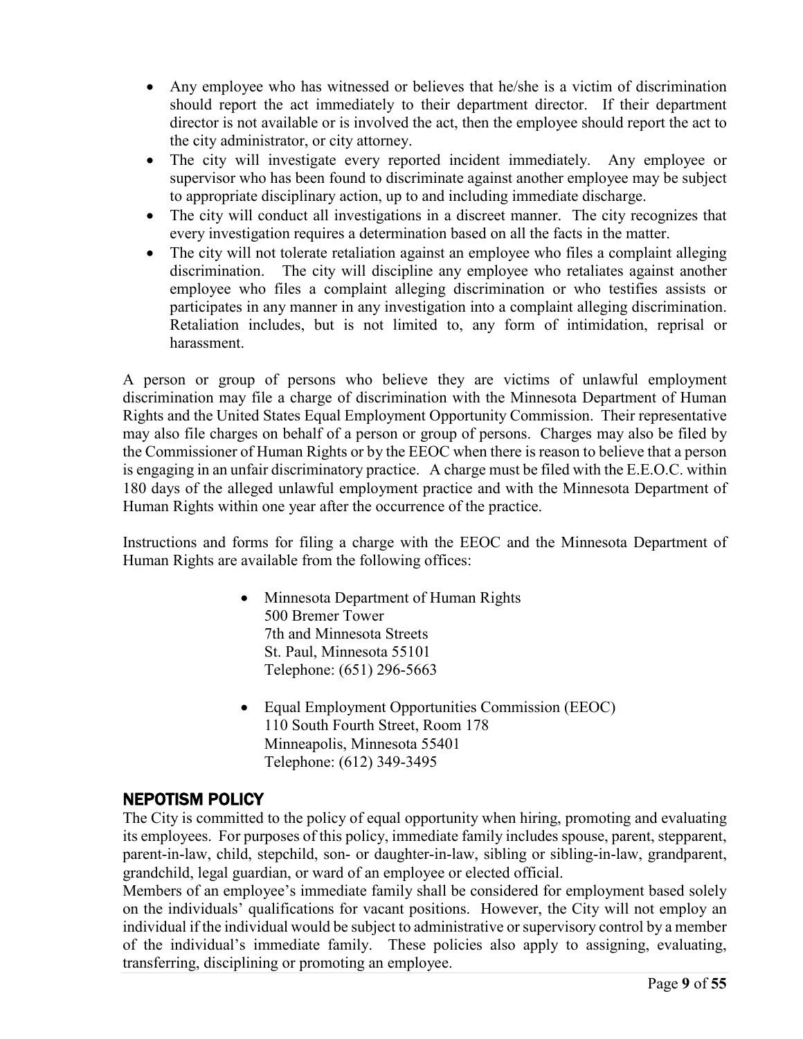- Any employee who has witnessed or believes that he/she is a victim of discrimination should report the act immediately to their department director. If their department director is not available or is involved the act, then the employee should report the act to the city administrator, or city attorney.
- The city will investigate every reported incident immediately. Any employee or supervisor who has been found to discriminate against another employee may be subject to appropriate disciplinary action, up to and including immediate discharge.
- The city will conduct all investigations in a discreet manner. The city recognizes that every investigation requires a determination based on all the facts in the matter.
- The city will not tolerate retaliation against an employee who files a complaint alleging discrimination. The city will discipline any employee who retaliates against another employee who files a complaint alleging discrimination or who testifies assists or participates in any manner in any investigation into a complaint alleging discrimination. Retaliation includes, but is not limited to, any form of intimidation, reprisal or harassment.

A person or group of persons who believe they are victims of unlawful employment discrimination may file a charge of discrimination with the Minnesota Department of Human Rights and the United States Equal Employment Opportunity Commission. Their representative may also file charges on behalf of a person or group of persons. Charges may also be filed by the Commissioner of Human Rights or by the EEOC when there is reason to believe that a person is engaging in an unfair discriminatory practice. A charge must be filed with the E.E.O.C. within 180 days of the alleged unlawful employment practice and with the Minnesota Department of Human Rights within one year after the occurrence of the practice.

Instructions and forms for filing a charge with the EEOC and the Minnesota Department of Human Rights are available from the following offices:

- Minnesota Department of Human Rights
  500 Bremer Tower
  7th and Minnesota Streets
  St. Paul, Minnesota 55101
  Telephone: (651) 296-5663

- Equal Employment Opportunities Commission (EEOC)
  110 South Fourth Street, Room 178
  Minneapolis, Minnesota 55401
  Telephone: (612) 349-3495

## NEPOTISM POLICY

The City is committed to the policy of equal opportunity when hiring, promoting and evaluating its employees. For purposes of this policy, immediate family includes spouse, parent, stepparent, parent-in-law, child, stepchild, son- or daughter-in-law, sibling or sibling-in-law, grandparent, grandchild, legal guardian, or ward of an employee or elected official.

Members of an employee's immediate family shall be considered for employment based solely on the individuals' qualifications for vacant positions. However, the City will not employ an individual if the individual would be subject to administrative or supervisory control by a member of the individual's immediate family. These policies also apply to assigning, evaluating, transferring, disciplining or promoting an employee.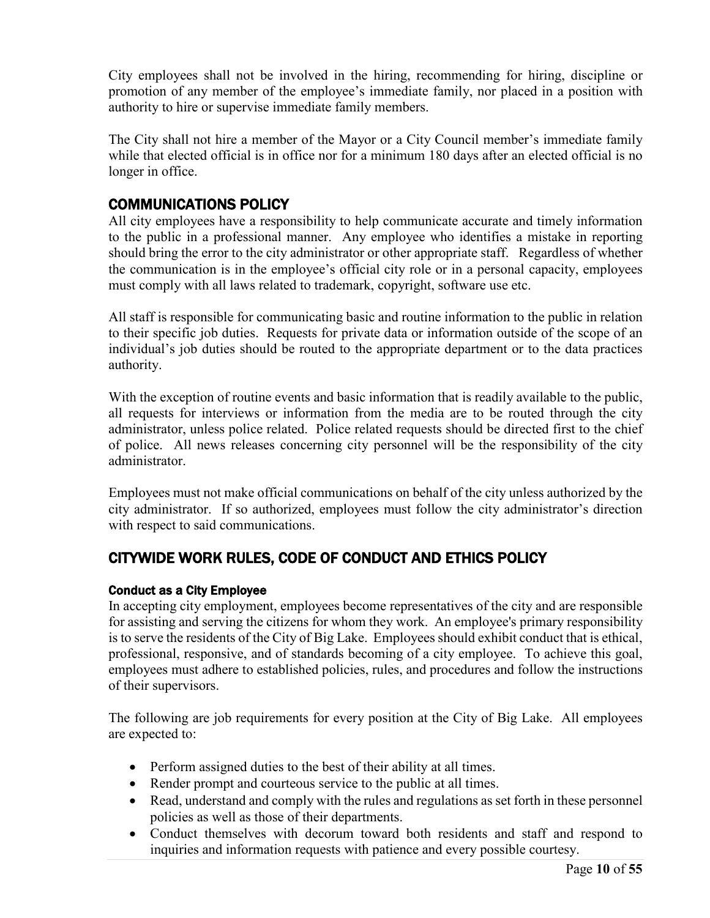City employees shall not be involved in the hiring, recommending for hiring, discipline or promotion of any member of the employee's immediate family, nor placed in a position with authority to hire or supervise immediate family members.

The City shall not hire a member of the Mayor or a City Council member's immediate family while that elected official is in office nor for a minimum 180 days after an elected official is no longer in office.

## COMMUNICATIONS POLICY

All city employees have a responsibility to help communicate accurate and timely information to the public in a professional manner. Any employee who identifies a mistake in reporting should bring the error to the city administrator or other appropriate staff. Regardless of whether the communication is in the employee's official city role or in a personal capacity, employees must comply with all laws related to trademark, copyright, software use etc.

All staff is responsible for communicating basic and routine information to the public in relation to their specific job duties. Requests for private data or information outside of the scope of an individual's job duties should be routed to the appropriate department or to the data practices authority.

With the exception of routine events and basic information that is readily available to the public, all requests for interviews or information from the media are to be routed through the city administrator, unless police related. Police related requests should be directed first to the chief of police. All news releases concerning city personnel will be the responsibility of the city administrator.

Employees must not make official communications on behalf of the city unless authorized by the city administrator. If so authorized, employees must follow the city administrator's direction with respect to said communications.

## CITYWIDE WORK RULES, CODE OF CONDUCT AND ETHICS POLICY

### Conduct as a City Employee

In accepting city employment, employees become representatives of the city and are responsible for assisting and serving the citizens for whom they work. An employee's primary responsibility is to serve the residents of the City of Big Lake. Employees should exhibit conduct that is ethical, professional, responsive, and of standards becoming of a city employee. To achieve this goal, employees must adhere to established policies, rules, and procedures and follow the instructions of their supervisors.

The following are job requirements for every position at the City of Big Lake. All employees are expected to:

- Perform assigned duties to the best of their ability at all times.
- Render prompt and courteous service to the public at all times.
- Read, understand and comply with the rules and regulations as set forth in these personnel policies as well as those of their departments.
- Conduct themselves with decorum toward both residents and staff and respond to inquiries and information requests with patience and every possible courtesy.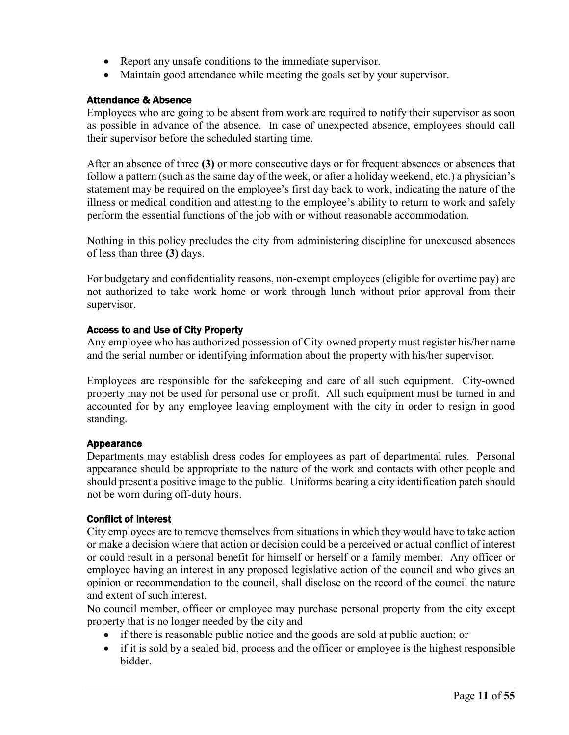- Report any unsafe conditions to the immediate supervisor.
- Maintain good attendance while meeting the goals set by your supervisor.

### Attendance & Absence

Employees who are going to be absent from work are required to notify their supervisor as soon as possible in advance of the absence. In case of unexpected absence, employees should call their supervisor before the scheduled starting time.

After an absence of three **(3)** or more consecutive days or for frequent absences or absences that follow a pattern (such as the same day of the week, or after a holiday weekend, etc.) a physician's statement may be required on the employee's first day back to work, indicating the nature of the illness or medical condition and attesting to the employee's ability to return to work and safely perform the essential functions of the job with or without reasonable accommodation.

Nothing in this policy precludes the city from administering discipline for unexcused absences of less than three **(3)** days.

For budgetary and confidentiality reasons, non-exempt employees (eligible for overtime pay) are not authorized to take work home or work through lunch without prior approval from their supervisor.

### Access to and Use of City Property

Any employee who has authorized possession of City-owned property must register his/her name and the serial number or identifying information about the property with his/her supervisor.

Employees are responsible for the safekeeping and care of all such equipment. City-owned property may not be used for personal use or profit. All such equipment must be turned in and accounted for by any employee leaving employment with the city in order to resign in good standing.

### Appearance

Departments may establish dress codes for employees as part of departmental rules. Personal appearance should be appropriate to the nature of the work and contacts with other people and should present a positive image to the public. Uniforms bearing a city identification patch should not be worn during off-duty hours.

### Conflict of Interest

City employees are to remove themselves from situations in which they would have to take action or make a decision where that action or decision could be a perceived or actual conflict of interest or could result in a personal benefit for himself or herself or a family member. Any officer or employee having an interest in any proposed legislative action of the council and who gives an opinion or recommendation to the council, shall disclose on the record of the council the nature and extent of such interest.

No council member, officer or employee may purchase personal property from the city except property that is no longer needed by the city and

- if there is reasonable public notice and the goods are sold at public auction; or
- if it is sold by a sealed bid, process and the officer or employee is the highest responsible bidder.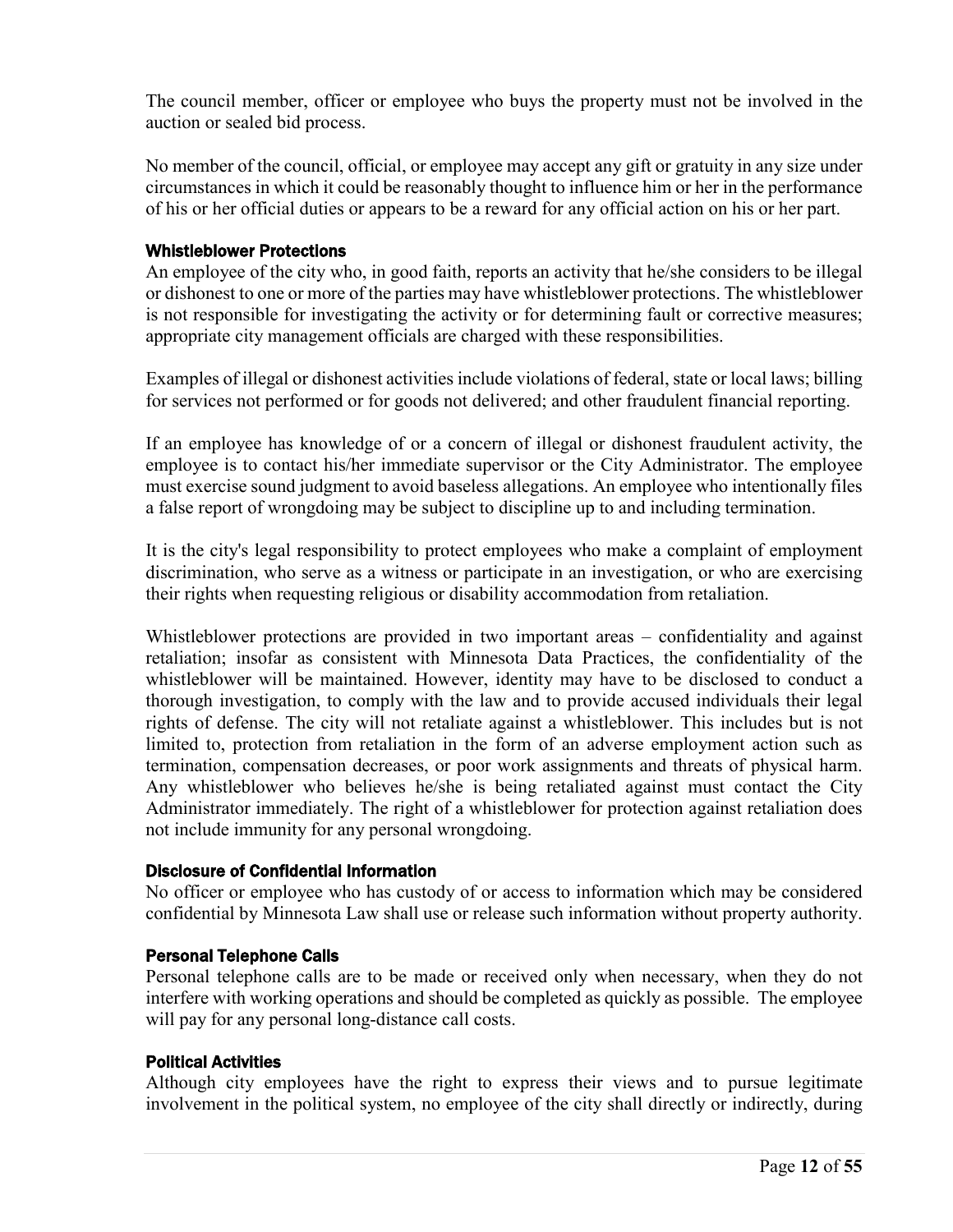The council member, officer or employee who buys the property must not be involved in the auction or sealed bid process.

No member of the council, official, or employee may accept any gift or gratuity in any size under circumstances in which it could be reasonably thought to influence him or her in the performance of his or her official duties or appears to be a reward for any official action on his or her part.

### Whistleblower Protections

An employee of the city who, in good faith, reports an activity that he/she considers to be illegal or dishonest to one or more of the parties may have whistleblower protections. The whistleblower is not responsible for investigating the activity or for determining fault or corrective measures; appropriate city management officials are charged with these responsibilities.

Examples of illegal or dishonest activities include violations of federal, state or local laws; billing for services not performed or for goods not delivered; and other fraudulent financial reporting.

If an employee has knowledge of or a concern of illegal or dishonest fraudulent activity, the employee is to contact his/her immediate supervisor or the City Administrator. The employee must exercise sound judgment to avoid baseless allegations. An employee who intentionally files a false report of wrongdoing may be subject to discipline up to and including termination.

It is the city's legal responsibility to protect employees who make a complaint of employment discrimination, who serve as a witness or participate in an investigation, or who are exercising their rights when requesting religious or disability accommodation from retaliation.

Whistleblower protections are provided in two important areas – confidentiality and against retaliation; insofar as consistent with Minnesota Data Practices, the confidentiality of the whistleblower will be maintained. However, identity may have to be disclosed to conduct a thorough investigation, to comply with the law and to provide accused individuals their legal rights of defense. The city will not retaliate against a whistleblower. This includes but is not limited to, protection from retaliation in the form of an adverse employment action such as termination, compensation decreases, or poor work assignments and threats of physical harm. Any whistleblower who believes he/she is being retaliated against must contact the City Administrator immediately. The right of a whistleblower for protection against retaliation does not include immunity for any personal wrongdoing.

### Disclosure of Confidential Information

No officer or employee who has custody of or access to information which may be considered confidential by Minnesota Law shall use or release such information without property authority.

### Personal Telephone Calls

Personal telephone calls are to be made or received only when necessary, when they do not interfere with working operations and should be completed as quickly as possible. The employee will pay for any personal long-distance call costs.

### Political Activities

Although city employees have the right to express their views and to pursue legitimate involvement in the political system, no employee of the city shall directly or indirectly, during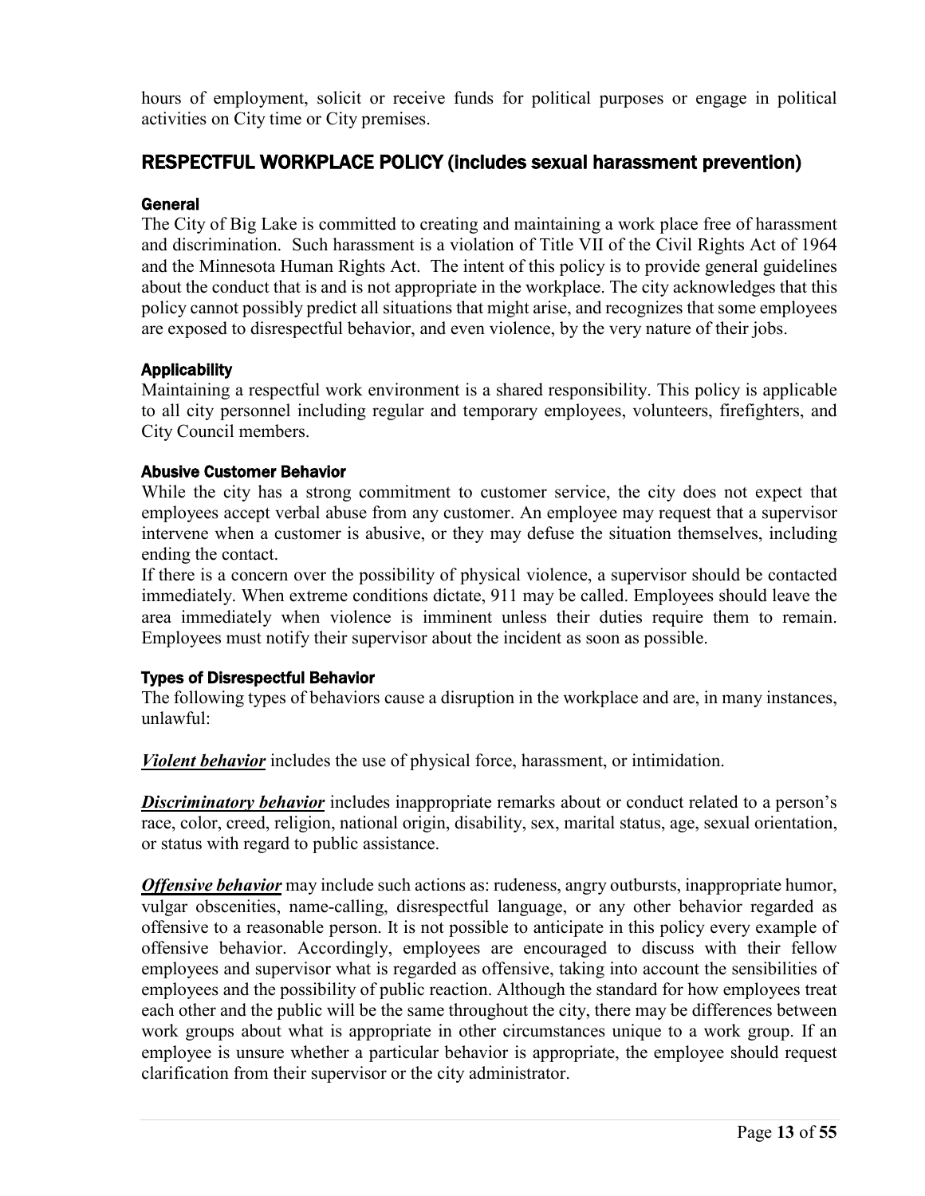hours of employment, solicit or receive funds for political purposes or engage in political activities on City time or City premises.

## RESPECTFUL WORKPLACE POLICY (includes sexual harassment prevention)

### General

The City of Big Lake is committed to creating and maintaining a work place free of harassment and discrimination. Such harassment is a violation of Title VII of the Civil Rights Act of 1964 and the Minnesota Human Rights Act. The intent of this policy is to provide general guidelines about the conduct that is and is not appropriate in the workplace. The city acknowledges that this policy cannot possibly predict all situations that might arise, and recognizes that some employees are exposed to disrespectful behavior, and even violence, by the very nature of their jobs.

### Applicability

Maintaining a respectful work environment is a shared responsibility. This policy is applicable to all city personnel including regular and temporary employees, volunteers, firefighters, and City Council members.

### Abusive Customer Behavior

While the city has a strong commitment to customer service, the city does not expect that employees accept verbal abuse from any customer. An employee may request that a supervisor intervene when a customer is abusive, or they may defuse the situation themselves, including ending the contact.

If there is a concern over the possibility of physical violence, a supervisor should be contacted immediately. When extreme conditions dictate, 911 may be called. Employees should leave the area immediately when violence is imminent unless their duties require them to remain. Employees must notify their supervisor about the incident as soon as possible.

### Types of Disrespectful Behavior

The following types of behaviors cause a disruption in the workplace and are, in many instances, unlawful:

***Violent behavior*** includes the use of physical force, harassment, or intimidation.

***Discriminatory behavior*** includes inappropriate remarks about or conduct related to a person's race, color, creed, religion, national origin, disability, sex, marital status, age, sexual orientation, or status with regard to public assistance.

***Offensive behavior*** may include such actions as: rudeness, angry outbursts, inappropriate humor, vulgar obscenities, name-calling, disrespectful language, or any other behavior regarded as offensive to a reasonable person. It is not possible to anticipate in this policy every example of offensive behavior. Accordingly, employees are encouraged to discuss with their fellow employees and supervisor what is regarded as offensive, taking into account the sensibilities of employees and the possibility of public reaction. Although the standard for how employees treat each other and the public will be the same throughout the city, there may be differences between work groups about what is appropriate in other circumstances unique to a work group. If an employee is unsure whether a particular behavior is appropriate, the employee should request clarification from their supervisor or the city administrator.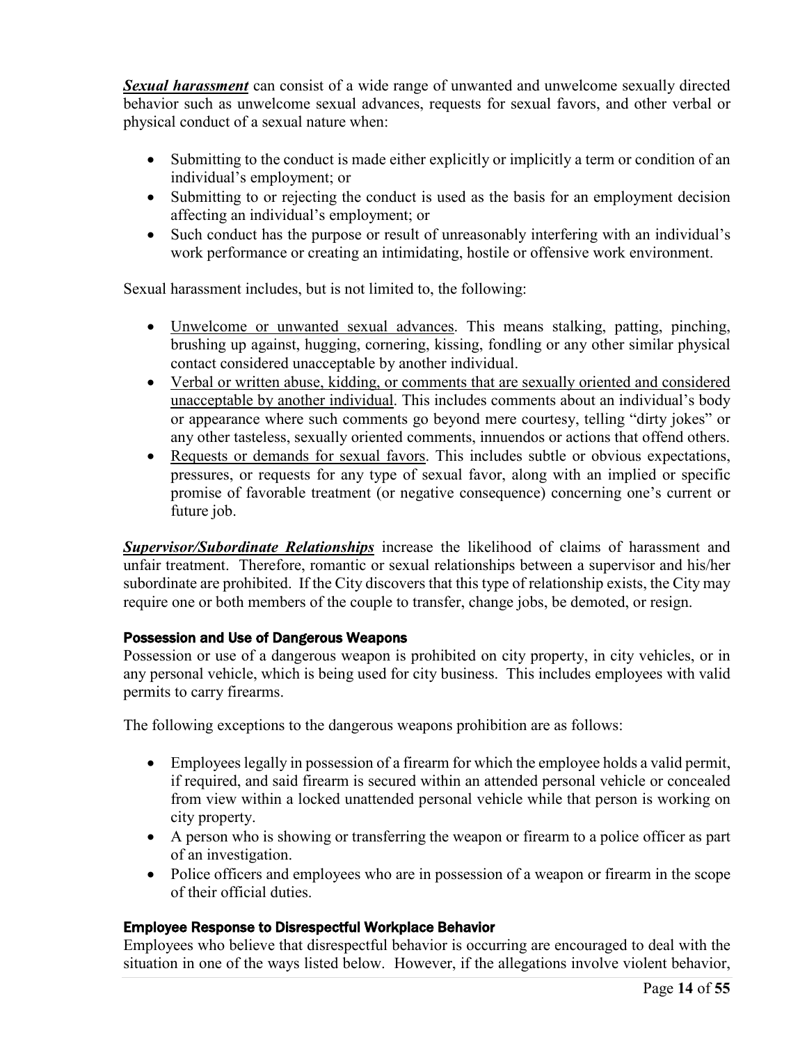***Sexual harassment*** can consist of a wide range of unwanted and unwelcome sexually directed behavior such as unwelcome sexual advances, requests for sexual favors, and other verbal or physical conduct of a sexual nature when:

- Submitting to the conduct is made either explicitly or implicitly a term or condition of an individual's employment; or
- Submitting to or rejecting the conduct is used as the basis for an employment decision affecting an individual's employment; or
- Such conduct has the purpose or result of unreasonably interfering with an individual's work performance or creating an intimidating, hostile or offensive work environment.

Sexual harassment includes, but is not limited to, the following:

- <u>Unwelcome or unwanted sexual advances</u>. This means stalking, patting, pinching, brushing up against, hugging, cornering, kissing, fondling or any other similar physical contact considered unacceptable by another individual.
- <u>Verbal or written abuse, kidding, or comments that are sexually oriented and considered unacceptable by another individual</u>. This includes comments about an individual's body or appearance where such comments go beyond mere courtesy, telling "dirty jokes" or any other tasteless, sexually oriented comments, innuendos or actions that offend others.
- <u>Requests or demands for sexual favors</u>. This includes subtle or obvious expectations, pressures, or requests for any type of sexual favor, along with an implied or specific promise of favorable treatment (or negative consequence) concerning one's current or future job.

***Supervisor/Subordinate Relationships*** increase the likelihood of claims of harassment and unfair treatment. Therefore, romantic or sexual relationships between a supervisor and his/her subordinate are prohibited. If the City discovers that this type of relationship exists, the City may require one or both members of the couple to transfer, change jobs, be demoted, or resign.

#### Possession and Use of Dangerous Weapons

Possession or use of a dangerous weapon is prohibited on city property, in city vehicles, or in any personal vehicle, which is being used for city business. This includes employees with valid permits to carry firearms.

The following exceptions to the dangerous weapons prohibition are as follows:

- Employees legally in possession of a firearm for which the employee holds a valid permit, if required, and said firearm is secured within an attended personal vehicle or concealed from view within a locked unattended personal vehicle while that person is working on city property.
- A person who is showing or transferring the weapon or firearm to a police officer as part of an investigation.
- Police officers and employees who are in possession of a weapon or firearm in the scope of their official duties.

#### Employee Response to Disrespectful Workplace Behavior

Employees who believe that disrespectful behavior is occurring are encouraged to deal with the situation in one of the ways listed below. However, if the allegations involve violent behavior,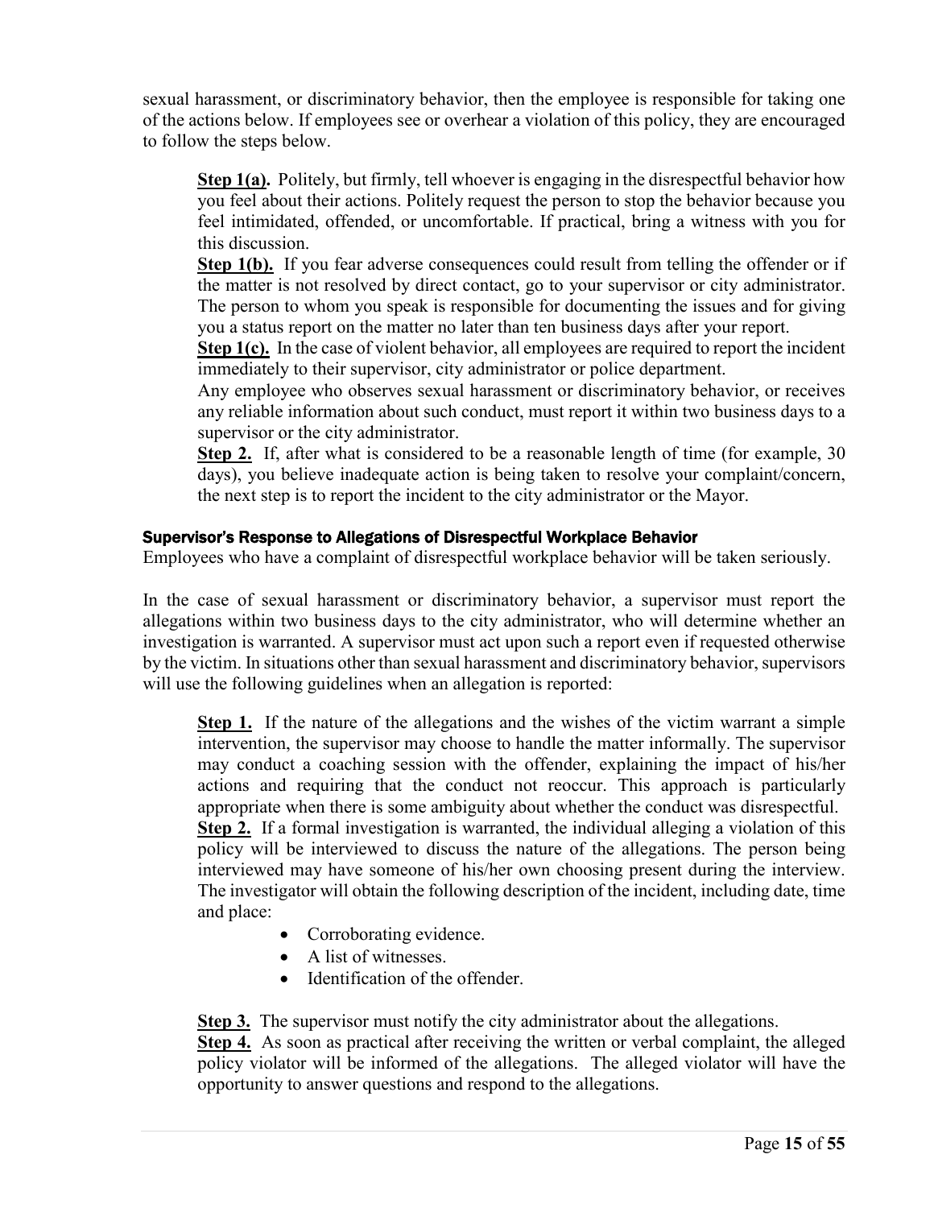sexual harassment, or discriminatory behavior, then the employee is responsible for taking one of the actions below. If employees see or overhear a violation of this policy, they are encouraged to follow the steps below.

**Step 1(a).** Politely, but firmly, tell whoever is engaging in the disrespectful behavior how you feel about their actions. Politely request the person to stop the behavior because you feel intimidated, offended, or uncomfortable. If practical, bring a witness with you for this discussion.

**Step 1(b).** If you fear adverse consequences could result from telling the offender or if the matter is not resolved by direct contact, go to your supervisor or city administrator. The person to whom you speak is responsible for documenting the issues and for giving you a status report on the matter no later than ten business days after your report.

**Step 1(c).** In the case of violent behavior, all employees are required to report the incident immediately to their supervisor, city administrator or police department.

Any employee who observes sexual harassment or discriminatory behavior, or receives any reliable information about such conduct, must report it within two business days to a supervisor or the city administrator.

**Step 2.** If, after what is considered to be a reasonable length of time (for example, 30 days), you believe inadequate action is being taken to resolve your complaint/concern, the next step is to report the incident to the city administrator or the Mayor.

#### Supervisor's Response to Allegations of Disrespectful Workplace Behavior

Employees who have a complaint of disrespectful workplace behavior will be taken seriously.

In the case of sexual harassment or discriminatory behavior, a supervisor must report the allegations within two business days to the city administrator, who will determine whether an investigation is warranted. A supervisor must act upon such a report even if requested otherwise by the victim. In situations other than sexual harassment and discriminatory behavior, supervisors will use the following guidelines when an allegation is reported:

**Step 1.** If the nature of the allegations and the wishes of the victim warrant a simple intervention, the supervisor may choose to handle the matter informally. The supervisor may conduct a coaching session with the offender, explaining the impact of his/her actions and requiring that the conduct not reoccur. This approach is particularly appropriate when there is some ambiguity about whether the conduct was disrespectful.

**Step 2.** If a formal investigation is warranted, the individual alleging a violation of this policy will be interviewed to discuss the nature of the allegations. The person being interviewed may have someone of his/her own choosing present during the interview. The investigator will obtain the following description of the incident, including date, time and place:

- Corroborating evidence.
- A list of witnesses.
- Identification of the offender.

**Step 3.** The supervisor must notify the city administrator about the allegations.

**Step 4.** As soon as practical after receiving the written or verbal complaint, the alleged policy violator will be informed of the allegations. The alleged violator will have the opportunity to answer questions and respond to the allegations.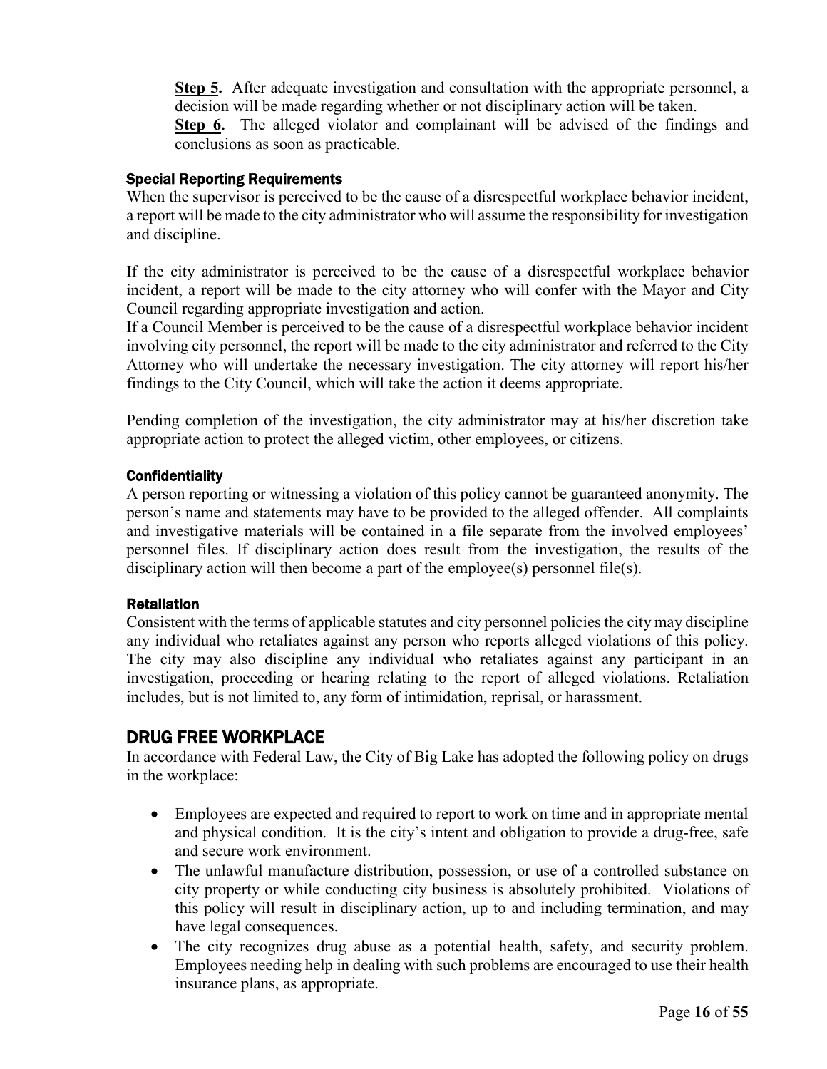**Step 5.** After adequate investigation and consultation with the appropriate personnel, a decision will be made regarding whether or not disciplinary action will be taken.

**Step 6.** The alleged violator and complainant will be advised of the findings and conclusions as soon as practicable.

#### Special Reporting Requirements

When the supervisor is perceived to be the cause of a disrespectful workplace behavior incident, a report will be made to the city administrator who will assume the responsibility for investigation and discipline.

If the city administrator is perceived to be the cause of a disrespectful workplace behavior incident, a report will be made to the city attorney who will confer with the Mayor and City Council regarding appropriate investigation and action.

If a Council Member is perceived to be the cause of a disrespectful workplace behavior incident involving city personnel, the report will be made to the city administrator and referred to the City Attorney who will undertake the necessary investigation. The city attorney will report his/her findings to the City Council, which will take the action it deems appropriate.

Pending completion of the investigation, the city administrator may at his/her discretion take appropriate action to protect the alleged victim, other employees, or citizens.

#### Confidentiality

A person reporting or witnessing a violation of this policy cannot be guaranteed anonymity. The person's name and statements may have to be provided to the alleged offender. All complaints and investigative materials will be contained in a file separate from the involved employees' personnel files. If disciplinary action does result from the investigation, the results of the disciplinary action will then become a part of the employee(s) personnel file(s).

#### Retaliation

Consistent with the terms of applicable statutes and city personnel policies the city may discipline any individual who retaliates against any person who reports alleged violations of this policy. The city may also discipline any individual who retaliates against any participant in an investigation, proceeding or hearing relating to the report of alleged violations. Retaliation includes, but is not limited to, any form of intimidation, reprisal, or harassment.

## DRUG FREE WORKPLACE

In accordance with Federal Law, the City of Big Lake has adopted the following policy on drugs in the workplace:

- Employees are expected and required to report to work on time and in appropriate mental and physical condition. It is the city's intent and obligation to provide a drug-free, safe and secure work environment.
- The unlawful manufacture distribution, possession, or use of a controlled substance on city property or while conducting city business is absolutely prohibited. Violations of this policy will result in disciplinary action, up to and including termination, and may have legal consequences.
- The city recognizes drug abuse as a potential health, safety, and security problem. Employees needing help in dealing with such problems are encouraged to use their health insurance plans, as appropriate.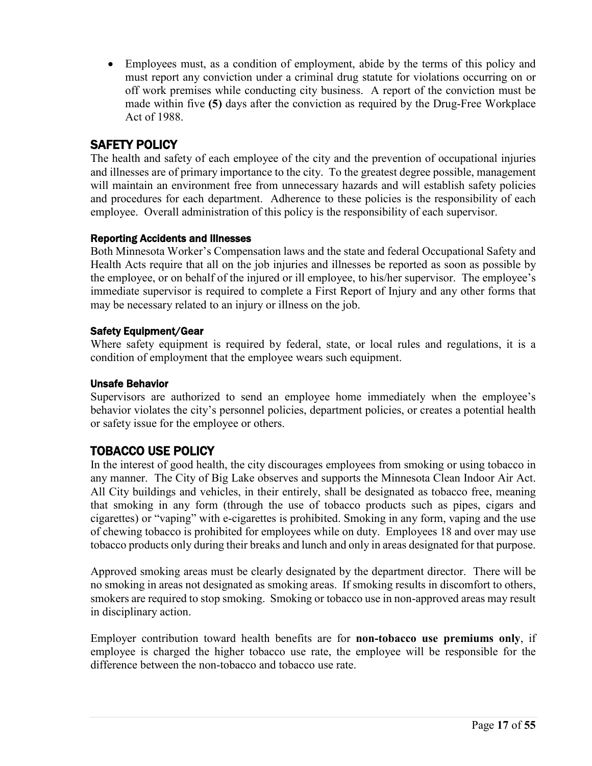- Employees must, as a condition of employment, abide by the terms of this policy and must report any conviction under a criminal drug statute for violations occurring on or off work premises while conducting city business. A report of the conviction must be made within five **(5)** days after the conviction as required by the Drug-Free Workplace Act of 1988.

## SAFETY POLICY

The health and safety of each employee of the city and the prevention of occupational injuries and illnesses are of primary importance to the city. To the greatest degree possible, management will maintain an environment free from unnecessary hazards and will establish safety policies and procedures for each department. Adherence to these policies is the responsibility of each employee. Overall administration of this policy is the responsibility of each supervisor.

### Reporting Accidents and Illnesses

Both Minnesota Worker's Compensation laws and the state and federal Occupational Safety and Health Acts require that all on the job injuries and illnesses be reported as soon as possible by the employee, or on behalf of the injured or ill employee, to his/her supervisor. The employee's immediate supervisor is required to complete a First Report of Injury and any other forms that may be necessary related to an injury or illness on the job.

### Safety Equipment/Gear

Where safety equipment is required by federal, state, or local rules and regulations, it is a condition of employment that the employee wears such equipment.

### Unsafe Behavior

Supervisors are authorized to send an employee home immediately when the employee's behavior violates the city's personnel policies, department policies, or creates a potential health or safety issue for the employee or others.

## TOBACCO USE POLICY

In the interest of good health, the city discourages employees from smoking or using tobacco in any manner. The City of Big Lake observes and supports the Minnesota Clean Indoor Air Act. All City buildings and vehicles, in their entirely, shall be designated as tobacco free, meaning that smoking in any form (through the use of tobacco products such as pipes, cigars and cigarettes) or "vaping" with e-cigarettes is prohibited. Smoking in any form, vaping and the use of chewing tobacco is prohibited for employees while on duty. Employees 18 and over may use tobacco products only during their breaks and lunch and only in areas designated for that purpose.

Approved smoking areas must be clearly designated by the department director. There will be no smoking in areas not designated as smoking areas. If smoking results in discomfort to others, smokers are required to stop smoking. Smoking or tobacco use in non-approved areas may result in disciplinary action.

Employer contribution toward health benefits are for **non-tobacco use premiums only**, if employee is charged the higher tobacco use rate, the employee will be responsible for the difference between the non-tobacco and tobacco use rate.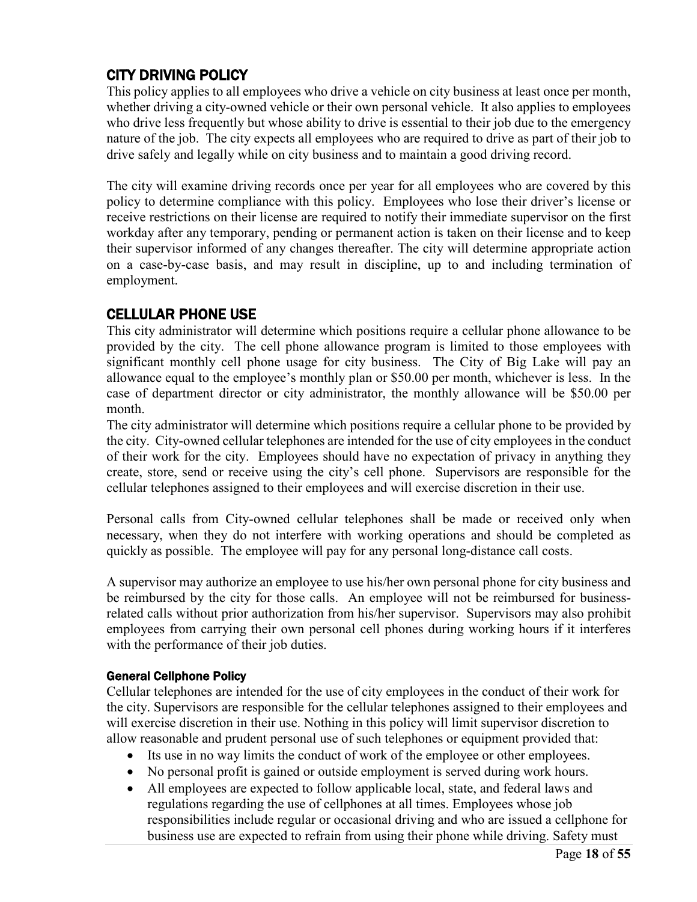## CITY DRIVING POLICY

This policy applies to all employees who drive a vehicle on city business at least once per month, whether driving a city-owned vehicle or their own personal vehicle. It also applies to employees who drive less frequently but whose ability to drive is essential to their job due to the emergency nature of the job. The city expects all employees who are required to drive as part of their job to drive safely and legally while on city business and to maintain a good driving record.

The city will examine driving records once per year for all employees who are covered by this policy to determine compliance with this policy. Employees who lose their driver's license or receive restrictions on their license are required to notify their immediate supervisor on the first workday after any temporary, pending or permanent action is taken on their license and to keep their supervisor informed of any changes thereafter. The city will determine appropriate action on a case-by-case basis, and may result in discipline, up to and including termination of employment.

## CELLULAR PHONE USE

This city administrator will determine which positions require a cellular phone allowance to be provided by the city. The cell phone allowance program is limited to those employees with significant monthly cell phone usage for city business. The City of Big Lake will pay an allowance equal to the employee's monthly plan or $50.00 per month, whichever is less. In the case of department director or city administrator, the monthly allowance will be $50.00 per month.

The city administrator will determine which positions require a cellular phone to be provided by the city. City-owned cellular telephones are intended for the use of city employees in the conduct of their work for the city. Employees should have no expectation of privacy in anything they create, store, send or receive using the city's cell phone. Supervisors are responsible for the cellular telephones assigned to their employees and will exercise discretion in their use.

Personal calls from City-owned cellular telephones shall be made or received only when necessary, when they do not interfere with working operations and should be completed as quickly as possible. The employee will pay for any personal long-distance call costs.

A supervisor may authorize an employee to use his/her own personal phone for city business and be reimbursed by the city for those calls. An employee will not be reimbursed for business-related calls without prior authorization from his/her supervisor. Supervisors may also prohibit employees from carrying their own personal cell phones during working hours if it interferes with the performance of their job duties.

### General Cellphone Policy

Cellular telephones are intended for the use of city employees in the conduct of their work for the city. Supervisors are responsible for the cellular telephones assigned to their employees and will exercise discretion in their use. Nothing in this policy will limit supervisor discretion to allow reasonable and prudent personal use of such telephones or equipment provided that:

- Its use in no way limits the conduct of work of the employee or other employees.
- No personal profit is gained or outside employment is served during work hours.
- All employees are expected to follow applicable local, state, and federal laws and regulations regarding the use of cellphones at all times. Employees whose job responsibilities include regular or occasional driving and who are issued a cellphone for business use are expected to refrain from using their phone while driving. Safety must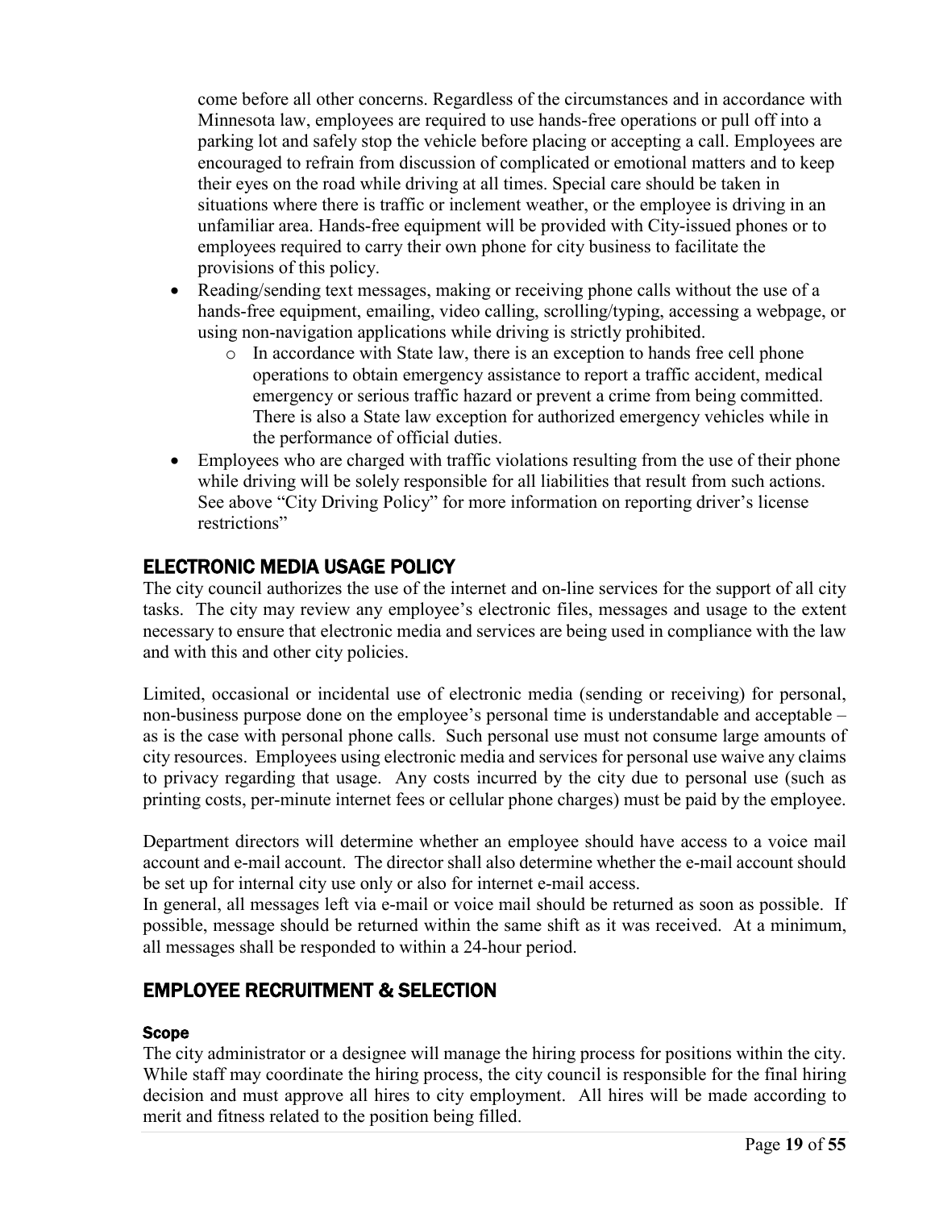come before all other concerns. Regardless of the circumstances and in accordance with Minnesota law, employees are required to use hands-free operations or pull off into a parking lot and safely stop the vehicle before placing or accepting a call. Employees are encouraged to refrain from discussion of complicated or emotional matters and to keep their eyes on the road while driving at all times. Special care should be taken in situations where there is traffic or inclement weather, or the employee is driving in an unfamiliar area. Hands-free equipment will be provided with City-issued phones or to employees required to carry their own phone for city business to facilitate the provisions of this policy.

- Reading/sending text messages, making or receiving phone calls without the use of a hands-free equipment, emailing, video calling, scrolling/typing, accessing a webpage, or using non-navigation applications while driving is strictly prohibited.
  - In accordance with State law, there is an exception to hands free cell phone operations to obtain emergency assistance to report a traffic accident, medical emergency or serious traffic hazard or prevent a crime from being committed. There is also a State law exception for authorized emergency vehicles while in the performance of official duties.
- Employees who are charged with traffic violations resulting from the use of their phone while driving will be solely responsible for all liabilities that result from such actions. See above "City Driving Policy" for more information on reporting driver's license restrictions"

## ELECTRONIC MEDIA USAGE POLICY

The city council authorizes the use of the internet and on-line services for the support of all city tasks. The city may review any employee's electronic files, messages and usage to the extent necessary to ensure that electronic media and services are being used in compliance with the law and with this and other city policies.

Limited, occasional or incidental use of electronic media (sending or receiving) for personal, non-business purpose done on the employee's personal time is understandable and acceptable – as is the case with personal phone calls. Such personal use must not consume large amounts of city resources. Employees using electronic media and services for personal use waive any claims to privacy regarding that usage. Any costs incurred by the city due to personal use (such as printing costs, per-minute internet fees or cellular phone charges) must be paid by the employee.

Department directors will determine whether an employee should have access to a voice mail account and e-mail account. The director shall also determine whether the e-mail account should be set up for internal city use only or also for internet e-mail access.
In general, all messages left via e-mail or voice mail should be returned as soon as possible. If possible, message should be returned within the same shift as it was received. At a minimum, all messages shall be responded to within a 24-hour period.

## EMPLOYEE RECRUITMENT & SELECTION

### Scope

The city administrator or a designee will manage the hiring process for positions within the city. While staff may coordinate the hiring process, the city council is responsible for the final hiring decision and must approve all hires to city employment. All hires will be made according to merit and fitness related to the position being filled.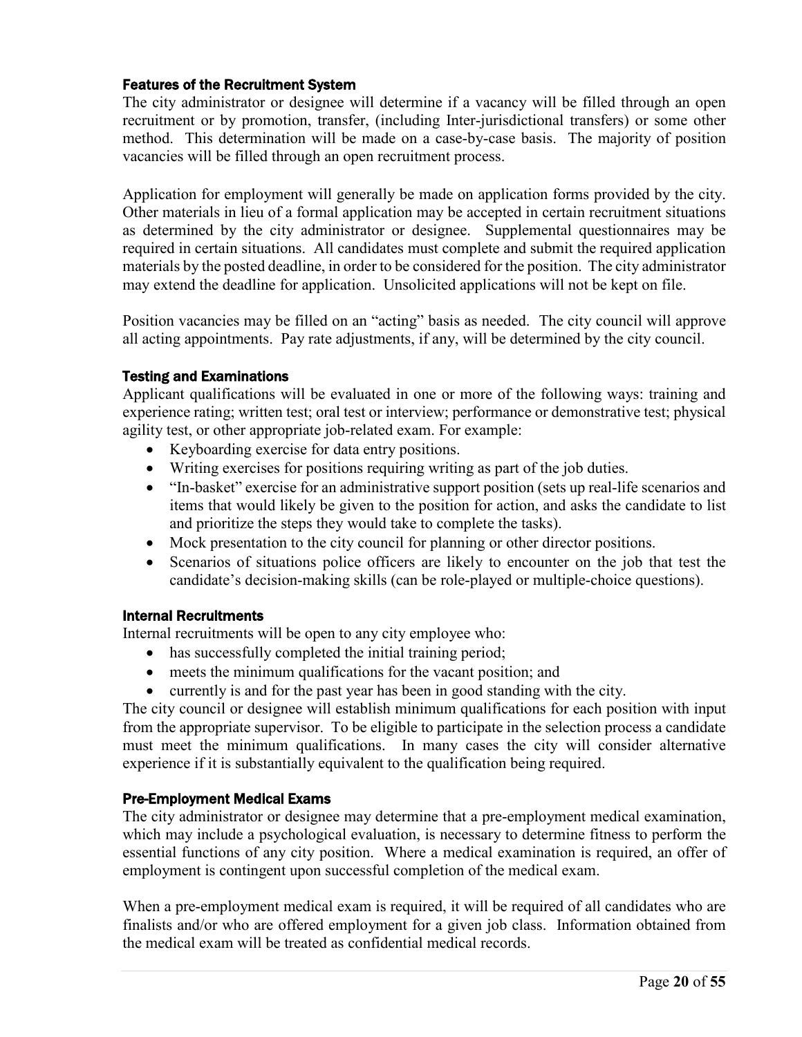### Features of the Recruitment System

The city administrator or designee will determine if a vacancy will be filled through an open recruitment or by promotion, transfer, (including Inter-jurisdictional transfers) or some other method. This determination will be made on a case-by-case basis. The majority of position vacancies will be filled through an open recruitment process.

Application for employment will generally be made on application forms provided by the city. Other materials in lieu of a formal application may be accepted in certain recruitment situations as determined by the city administrator or designee. Supplemental questionnaires may be required in certain situations. All candidates must complete and submit the required application materials by the posted deadline, in order to be considered for the position. The city administrator may extend the deadline for application. Unsolicited applications will not be kept on file.

Position vacancies may be filled on an "acting" basis as needed. The city council will approve all acting appointments. Pay rate adjustments, if any, will be determined by the city council.

### Testing and Examinations

Applicant qualifications will be evaluated in one or more of the following ways: training and experience rating; written test; oral test or interview; performance or demonstrative test; physical agility test, or other appropriate job-related exam. For example:

- Keyboarding exercise for data entry positions.
- Writing exercises for positions requiring writing as part of the job duties.
- "In-basket" exercise for an administrative support position (sets up real-life scenarios and items that would likely be given to the position for action, and asks the candidate to list and prioritize the steps they would take to complete the tasks).
- Mock presentation to the city council for planning or other director positions.
- Scenarios of situations police officers are likely to encounter on the job that test the candidate's decision-making skills (can be role-played or multiple-choice questions).

### Internal Recruitments

Internal recruitments will be open to any city employee who:

- has successfully completed the initial training period;
- meets the minimum qualifications for the vacant position; and
- currently is and for the past year has been in good standing with the city.

The city council or designee will establish minimum qualifications for each position with input from the appropriate supervisor. To be eligible to participate in the selection process a candidate must meet the minimum qualifications. In many cases the city will consider alternative experience if it is substantially equivalent to the qualification being required.

### Pre-Employment Medical Exams

The city administrator or designee may determine that a pre-employment medical examination, which may include a psychological evaluation, is necessary to determine fitness to perform the essential functions of any city position. Where a medical examination is required, an offer of employment is contingent upon successful completion of the medical exam.

When a pre-employment medical exam is required, it will be required of all candidates who are finalists and/or who are offered employment for a given job class. Information obtained from the medical exam will be treated as confidential medical records.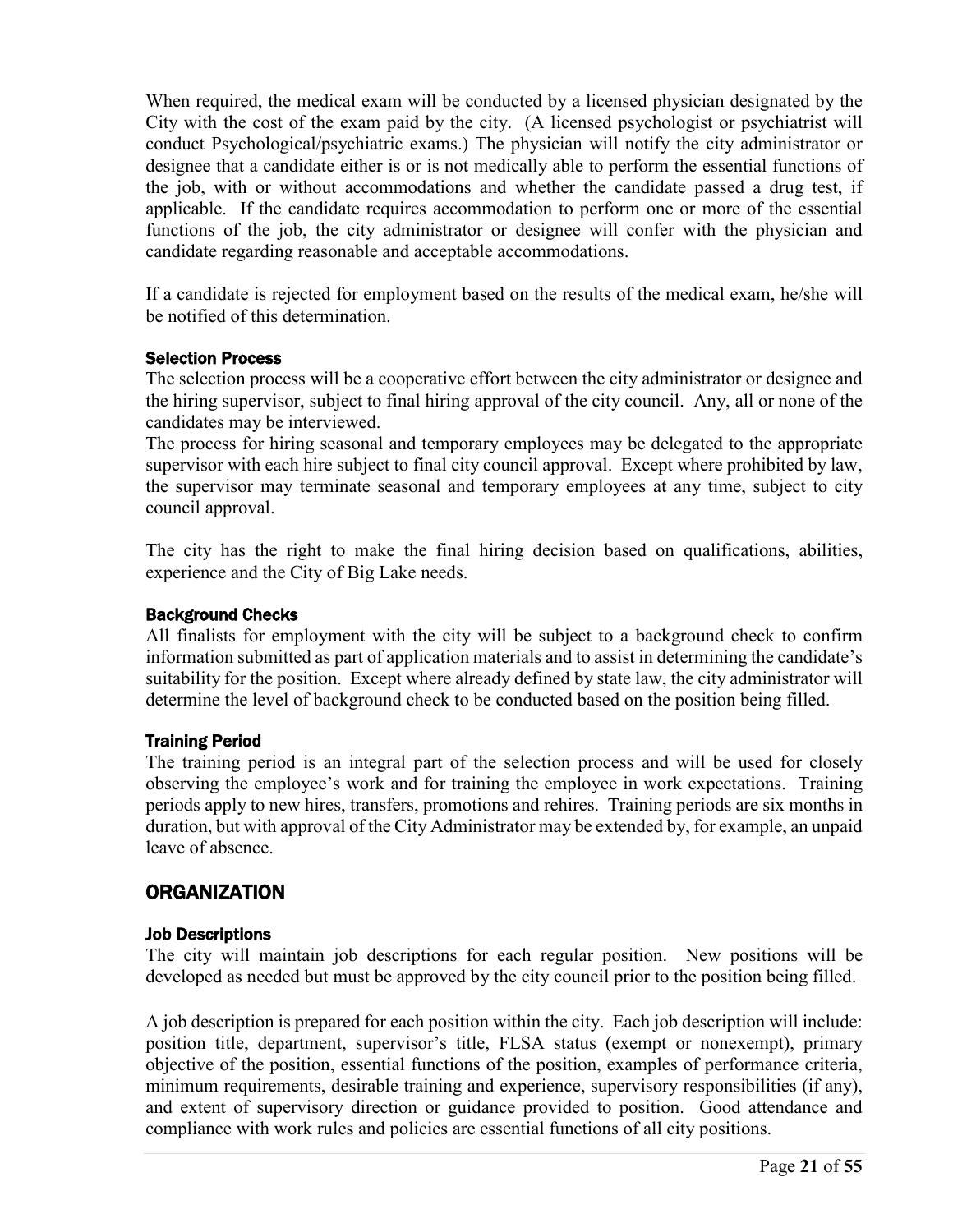When required, the medical exam will be conducted by a licensed physician designated by the City with the cost of the exam paid by the city. (A licensed psychologist or psychiatrist will conduct Psychological/psychiatric exams.) The physician will notify the city administrator or designee that a candidate either is or is not medically able to perform the essential functions of the job, with or without accommodations and whether the candidate passed a drug test, if applicable. If the candidate requires accommodation to perform one or more of the essential functions of the job, the city administrator or designee will confer with the physician and candidate regarding reasonable and acceptable accommodations.

If a candidate is rejected for employment based on the results of the medical exam, he/she will be notified of this determination.

### Selection Process

The selection process will be a cooperative effort between the city administrator or designee and the hiring supervisor, subject to final hiring approval of the city council. Any, all or none of the candidates may be interviewed.

The process for hiring seasonal and temporary employees may be delegated to the appropriate supervisor with each hire subject to final city council approval. Except where prohibited by law, the supervisor may terminate seasonal and temporary employees at any time, subject to city council approval.

The city has the right to make the final hiring decision based on qualifications, abilities, experience and the City of Big Lake needs.

### Background Checks

All finalists for employment with the city will be subject to a background check to confirm information submitted as part of application materials and to assist in determining the candidate's suitability for the position. Except where already defined by state law, the city administrator will determine the level of background check to be conducted based on the position being filled.

### Training Period

The training period is an integral part of the selection process and will be used for closely observing the employee's work and for training the employee in work expectations. Training periods apply to new hires, transfers, promotions and rehires. Training periods are six months in duration, but with approval of the City Administrator may be extended by, for example, an unpaid leave of absence.

## ORGANIZATION

### Job Descriptions

The city will maintain job descriptions for each regular position. New positions will be developed as needed but must be approved by the city council prior to the position being filled.

A job description is prepared for each position within the city. Each job description will include: position title, department, supervisor's title, FLSA status (exempt or nonexempt), primary objective of the position, essential functions of the position, examples of performance criteria, minimum requirements, desirable training and experience, supervisory responsibilities (if any), and extent of supervisory direction or guidance provided to position. Good attendance and compliance with work rules and policies are essential functions of all city positions.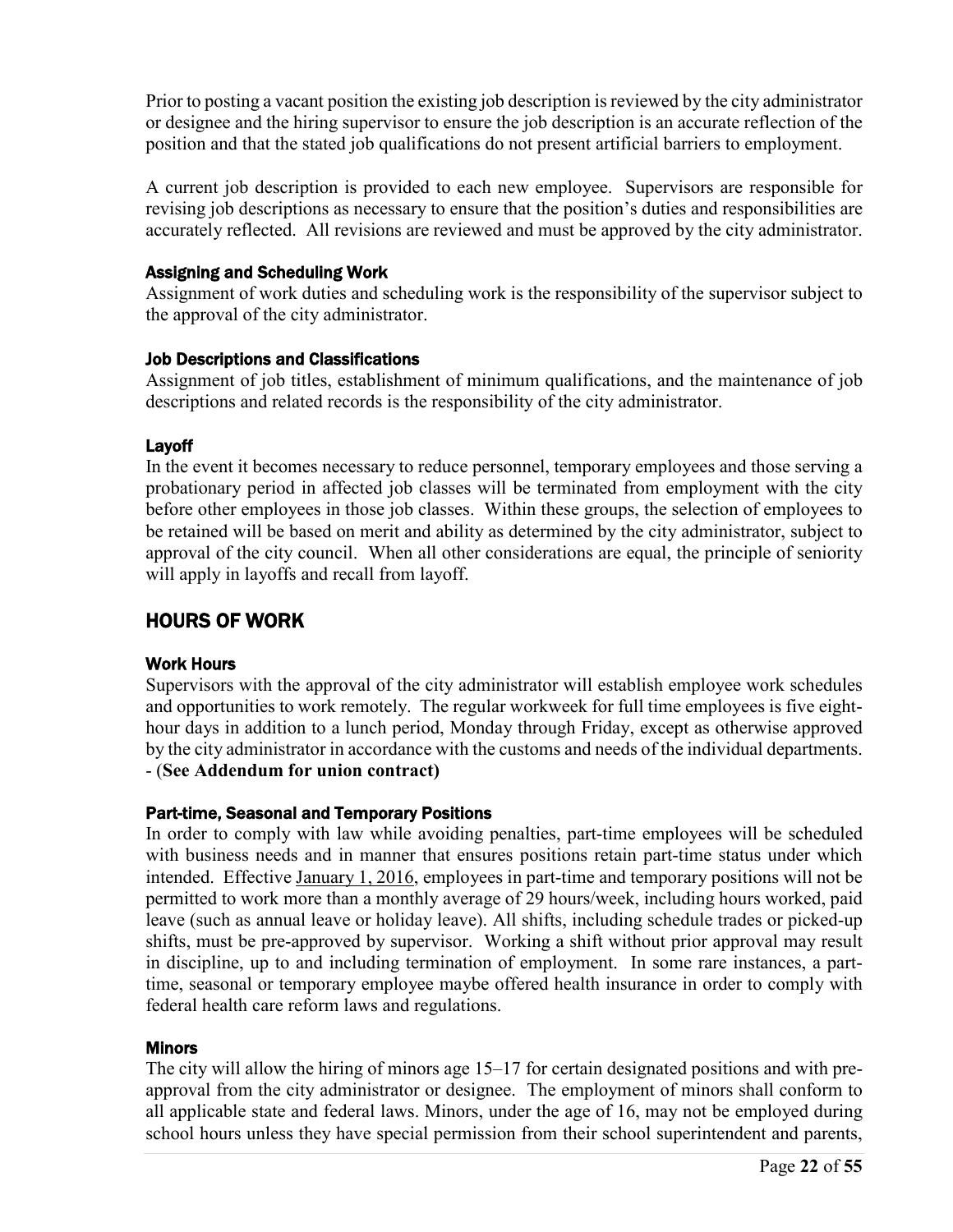Prior to posting a vacant position the existing job description is reviewed by the city administrator or designee and the hiring supervisor to ensure the job description is an accurate reflection of the position and that the stated job qualifications do not present artificial barriers to employment.

A current job description is provided to each new employee. Supervisors are responsible for revising job descriptions as necessary to ensure that the position's duties and responsibilities are accurately reflected. All revisions are reviewed and must be approved by the city administrator.

### Assigning and Scheduling Work

Assignment of work duties and scheduling work is the responsibility of the supervisor subject to the approval of the city administrator.

### Job Descriptions and Classifications

Assignment of job titles, establishment of minimum qualifications, and the maintenance of job descriptions and related records is the responsibility of the city administrator.

### Layoff

In the event it becomes necessary to reduce personnel, temporary employees and those serving a probationary period in affected job classes will be terminated from employment with the city before other employees in those job classes. Within these groups, the selection of employees to be retained will be based on merit and ability as determined by the city administrator, subject to approval of the city council. When all other considerations are equal, the principle of seniority will apply in layoffs and recall from layoff.

## HOURS OF WORK

### Work Hours

Supervisors with the approval of the city administrator will establish employee work schedules and opportunities to work remotely. The regular workweek for full time employees is five eight-hour days in addition to a lunch period, Monday through Friday, except as otherwise approved by the city administrator in accordance with the customs and needs of the individual departments. - (**See Addendum for union contract)**

### Part-time, Seasonal and Temporary Positions

In order to comply with law while avoiding penalties, part-time employees will be scheduled with business needs and in manner that ensures positions retain part-time status under which intended. Effective <u>January 1, 2016</u>, employees in part-time and temporary positions will not be permitted to work more than a monthly average of 29 hours/week, including hours worked, paid leave (such as annual leave or holiday leave). All shifts, including schedule trades or picked-up shifts, must be pre-approved by supervisor. Working a shift without prior approval may result in discipline, up to and including termination of employment. In some rare instances, a part-time, seasonal or temporary employee maybe offered health insurance in order to comply with federal health care reform laws and regulations.

### Minors

The city will allow the hiring of minors age 15–17 for certain designated positions and with pre-approval from the city administrator or designee. The employment of minors shall conform to all applicable state and federal laws. Minors, under the age of 16, may not be employed during school hours unless they have special permission from their school superintendent and parents,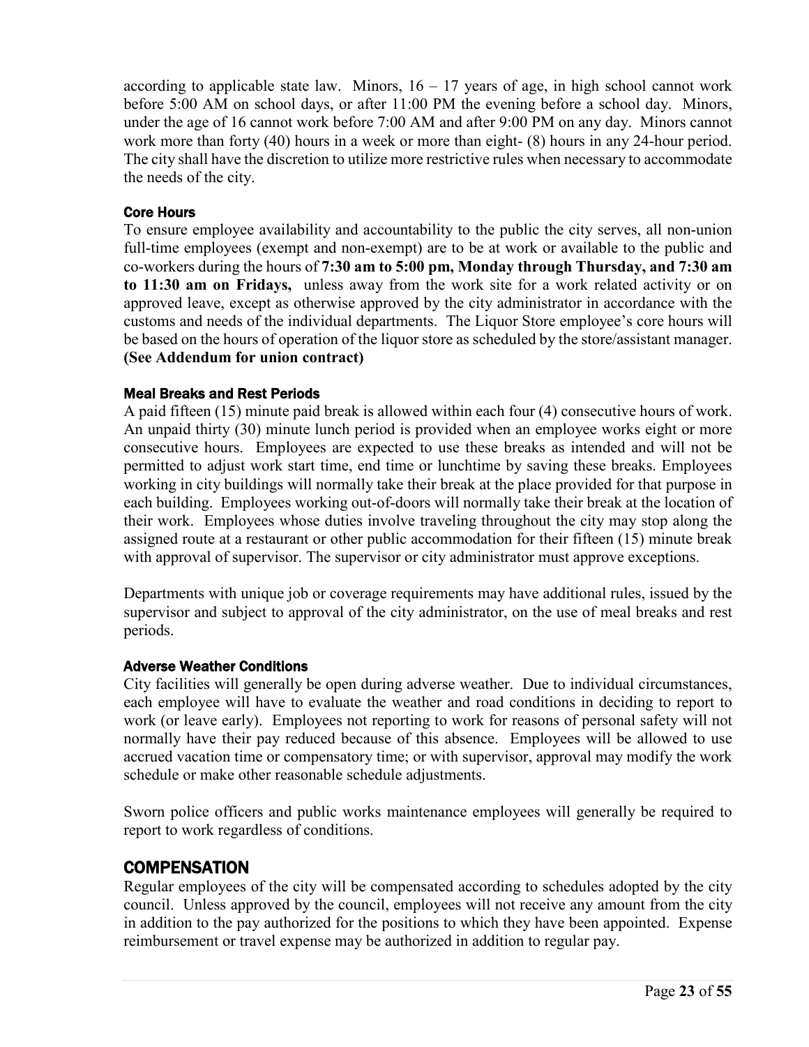according to applicable state law. Minors, 16 – 17 years of age, in high school cannot work before 5:00 AM on school days, or after 11:00 PM the evening before a school day. Minors, under the age of 16 cannot work before 7:00 AM and after 9:00 PM on any day. Minors cannot work more than forty (40) hours in a week or more than eight- (8) hours in any 24-hour period. The city shall have the discretion to utilize more restrictive rules when necessary to accommodate the needs of the city.

### Core Hours

To ensure employee availability and accountability to the public the city serves, all non-union full-time employees (exempt and non-exempt) are to be at work or available to the public and co-workers during the hours of **7:30 am to 5:00 pm, Monday through Thursday, and 7:30 am to 11:30 am on Fridays,** unless away from the work site for a work related activity or on approved leave, except as otherwise approved by the city administrator in accordance with the customs and needs of the individual departments. The Liquor Store employee's core hours will be based on the hours of operation of the liquor store as scheduled by the store/assistant manager. **(See Addendum for union contract)**

### Meal Breaks and Rest Periods

A paid fifteen (15) minute paid break is allowed within each four (4) consecutive hours of work. An unpaid thirty (30) minute lunch period is provided when an employee works eight or more consecutive hours. Employees are expected to use these breaks as intended and will not be permitted to adjust work start time, end time or lunchtime by saving these breaks. Employees working in city buildings will normally take their break at the place provided for that purpose in each building. Employees working out-of-doors will normally take their break at the location of their work. Employees whose duties involve traveling throughout the city may stop along the assigned route at a restaurant or other public accommodation for their fifteen (15) minute break with approval of supervisor. The supervisor or city administrator must approve exceptions.

Departments with unique job or coverage requirements may have additional rules, issued by the supervisor and subject to approval of the city administrator, on the use of meal breaks and rest periods.

### Adverse Weather Conditions

City facilities will generally be open during adverse weather. Due to individual circumstances, each employee will have to evaluate the weather and road conditions in deciding to report to work (or leave early). Employees not reporting to work for reasons of personal safety will not normally have their pay reduced because of this absence. Employees will be allowed to use accrued vacation time or compensatory time; or with supervisor, approval may modify the work schedule or make other reasonable schedule adjustments.

Sworn police officers and public works maintenance employees will generally be required to report to work regardless of conditions.

## COMPENSATION

Regular employees of the city will be compensated according to schedules adopted by the city council. Unless approved by the council, employees will not receive any amount from the city in addition to the pay authorized for the positions to which they have been appointed. Expense reimbursement or travel expense may be authorized in addition to regular pay.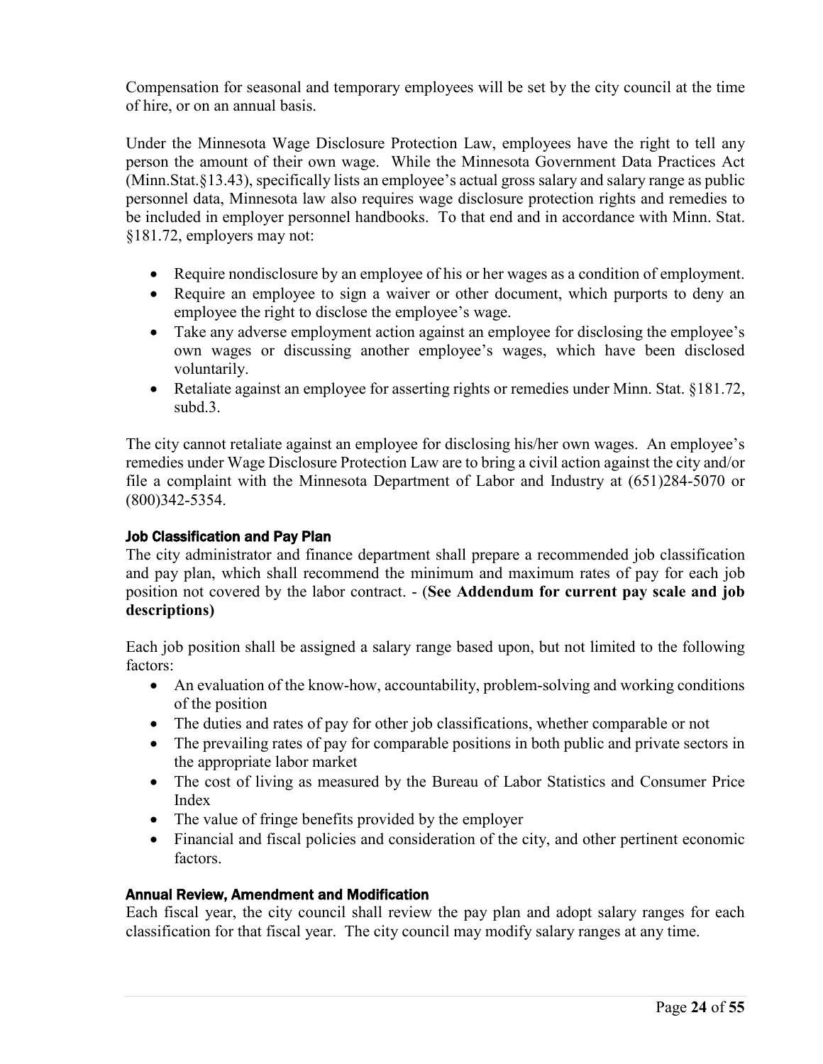Compensation for seasonal and temporary employees will be set by the city council at the time of hire, or on an annual basis.

Under the Minnesota Wage Disclosure Protection Law, employees have the right to tell any person the amount of their own wage. While the Minnesota Government Data Practices Act (Minn.Stat.§13.43), specifically lists an employee's actual gross salary and salary range as public personnel data, Minnesota law also requires wage disclosure protection rights and remedies to be included in employer personnel handbooks. To that end and in accordance with Minn. Stat. §181.72, employers may not:

- Require nondisclosure by an employee of his or her wages as a condition of employment.
- Require an employee to sign a waiver or other document, which purports to deny an employee the right to disclose the employee's wage.
- Take any adverse employment action against an employee for disclosing the employee's own wages or discussing another employee's wages, which have been disclosed voluntarily.
- Retaliate against an employee for asserting rights or remedies under Minn. Stat. §181.72, subd.3.

The city cannot retaliate against an employee for disclosing his/her own wages. An employee's remedies under Wage Disclosure Protection Law are to bring a civil action against the city and/or file a complaint with the Minnesota Department of Labor and Industry at (651)284-5070 or (800)342-5354.

#### Job Classification and Pay Plan

The city administrator and finance department shall prepare a recommended job classification and pay plan, which shall recommend the minimum and maximum rates of pay for each job position not covered by the labor contract. - (**See Addendum for current pay scale and job descriptions)**

Each job position shall be assigned a salary range based upon, but not limited to the following factors:

- An evaluation of the know-how, accountability, problem-solving and working conditions of the position
- The duties and rates of pay for other job classifications, whether comparable or not
- The prevailing rates of pay for comparable positions in both public and private sectors in the appropriate labor market
- The cost of living as measured by the Bureau of Labor Statistics and Consumer Price Index
- The value of fringe benefits provided by the employer
- Financial and fiscal policies and consideration of the city, and other pertinent economic factors.

#### Annual Review, Amendment and Modification

Each fiscal year, the city council shall review the pay plan and adopt salary ranges for each classification for that fiscal year. The city council may modify salary ranges at any time.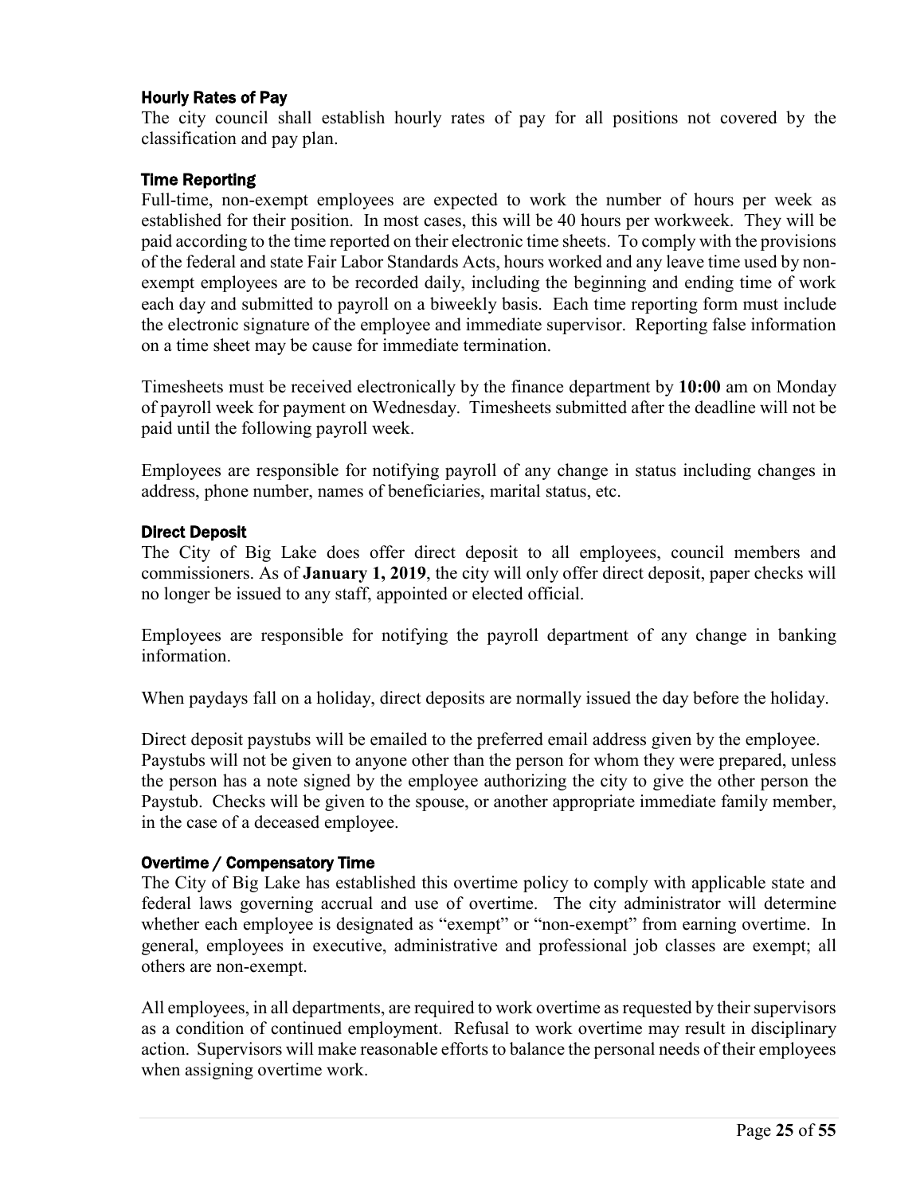### Hourly Rates of Pay

The city council shall establish hourly rates of pay for all positions not covered by the classification and pay plan.

### Time Reporting

Full-time, non-exempt employees are expected to work the number of hours per week as established for their position. In most cases, this will be 40 hours per workweek. They will be paid according to the time reported on their electronic time sheets. To comply with the provisions of the federal and state Fair Labor Standards Acts, hours worked and any leave time used by non-exempt employees are to be recorded daily, including the beginning and ending time of work each day and submitted to payroll on a biweekly basis. Each time reporting form must include the electronic signature of the employee and immediate supervisor. Reporting false information on a time sheet may be cause for immediate termination.

Timesheets must be received electronically by the finance department by **10:00** am on Monday of payroll week for payment on Wednesday. Timesheets submitted after the deadline will not be paid until the following payroll week.

Employees are responsible for notifying payroll of any change in status including changes in address, phone number, names of beneficiaries, marital status, etc.

### Direct Deposit

The City of Big Lake does offer direct deposit to all employees, council members and commissioners. As of **January 1, 2019**, the city will only offer direct deposit, paper checks will no longer be issued to any staff, appointed or elected official.

Employees are responsible for notifying the payroll department of any change in banking information.

When paydays fall on a holiday, direct deposits are normally issued the day before the holiday.

Direct deposit paystubs will be emailed to the preferred email address given by the employee. Paystubs will not be given to anyone other than the person for whom they were prepared, unless the person has a note signed by the employee authorizing the city to give the other person the Paystub. Checks will be given to the spouse, or another appropriate immediate family member, in the case of a deceased employee.

### Overtime / Compensatory Time

The City of Big Lake has established this overtime policy to comply with applicable state and federal laws governing accrual and use of overtime. The city administrator will determine whether each employee is designated as "exempt" or "non-exempt" from earning overtime. In general, employees in executive, administrative and professional job classes are exempt; all others are non-exempt.

All employees, in all departments, are required to work overtime as requested by their supervisors as a condition of continued employment. Refusal to work overtime may result in disciplinary action. Supervisors will make reasonable efforts to balance the personal needs of their employees when assigning overtime work.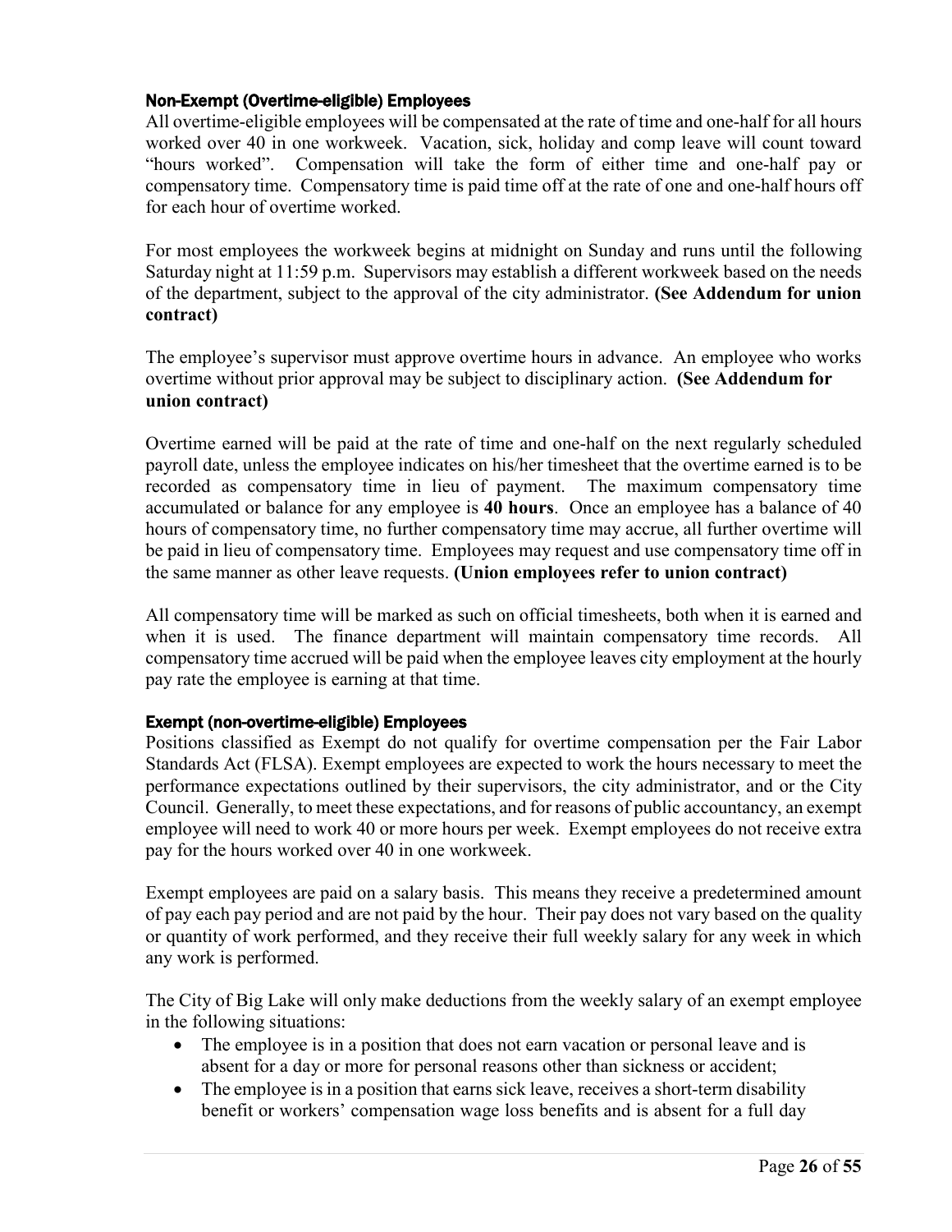### Non-Exempt (Overtime-eligible) Employees

All overtime-eligible employees will be compensated at the rate of time and one-half for all hours worked over 40 in one workweek. Vacation, sick, holiday and comp leave will count toward "hours worked". Compensation will take the form of either time and one-half pay or compensatory time. Compensatory time is paid time off at the rate of one and one-half hours off for each hour of overtime worked.

For most employees the workweek begins at midnight on Sunday and runs until the following Saturday night at 11:59 p.m. Supervisors may establish a different workweek based on the needs of the department, subject to the approval of the city administrator. **(See Addendum for union contract)**

The employee's supervisor must approve overtime hours in advance. An employee who works overtime without prior approval may be subject to disciplinary action. **(See Addendum for union contract)**

Overtime earned will be paid at the rate of time and one-half on the next regularly scheduled payroll date, unless the employee indicates on his/her timesheet that the overtime earned is to be recorded as compensatory time in lieu of payment. The maximum compensatory time accumulated or balance for any employee is **40 hours**. Once an employee has a balance of 40 hours of compensatory time, no further compensatory time may accrue, all further overtime will be paid in lieu of compensatory time. Employees may request and use compensatory time off in the same manner as other leave requests. **(Union employees refer to union contract)**

All compensatory time will be marked as such on official timesheets, both when it is earned and when it is used. The finance department will maintain compensatory time records. All compensatory time accrued will be paid when the employee leaves city employment at the hourly pay rate the employee is earning at that time.

### Exempt (non-overtime-eligible) Employees

Positions classified as Exempt do not qualify for overtime compensation per the Fair Labor Standards Act (FLSA). Exempt employees are expected to work the hours necessary to meet the performance expectations outlined by their supervisors, the city administrator, and or the City Council. Generally, to meet these expectations, and for reasons of public accountancy, an exempt employee will need to work 40 or more hours per week. Exempt employees do not receive extra pay for the hours worked over 40 in one workweek.

Exempt employees are paid on a salary basis. This means they receive a predetermined amount of pay each pay period and are not paid by the hour. Their pay does not vary based on the quality or quantity of work performed, and they receive their full weekly salary for any week in which any work is performed.

The City of Big Lake will only make deductions from the weekly salary of an exempt employee in the following situations:

- The employee is in a position that does not earn vacation or personal leave and is absent for a day or more for personal reasons other than sickness or accident;
- The employee is in a position that earns sick leave, receives a short-term disability benefit or workers' compensation wage loss benefits and is absent for a full day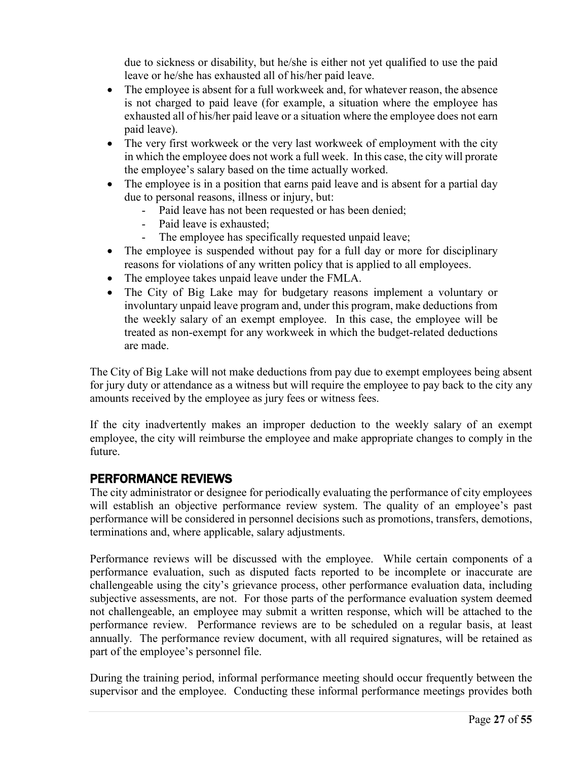due to sickness or disability, but he/she is either not yet qualified to use the paid leave or he/she has exhausted all of his/her paid leave.

- The employee is absent for a full workweek and, for whatever reason, the absence is not charged to paid leave (for example, a situation where the employee has exhausted all of his/her paid leave or a situation where the employee does not earn paid leave).
- The very first workweek or the very last workweek of employment with the city in which the employee does not work a full week. In this case, the city will prorate the employee's salary based on the time actually worked.
- The employee is in a position that earns paid leave and is absent for a partial day due to personal reasons, illness or injury, but:
  - Paid leave has not been requested or has been denied;
  - Paid leave is exhausted;
  - The employee has specifically requested unpaid leave;
- The employee is suspended without pay for a full day or more for disciplinary reasons for violations of any written policy that is applied to all employees.
- The employee takes unpaid leave under the FMLA.
- The City of Big Lake may for budgetary reasons implement a voluntary or involuntary unpaid leave program and, under this program, make deductions from the weekly salary of an exempt employee. In this case, the employee will be treated as non-exempt for any workweek in which the budget-related deductions are made.

The City of Big Lake will not make deductions from pay due to exempt employees being absent for jury duty or attendance as a witness but will require the employee to pay back to the city any amounts received by the employee as jury fees or witness fees.

If the city inadvertently makes an improper deduction to the weekly salary of an exempt employee, the city will reimburse the employee and make appropriate changes to comply in the future.

## PERFORMANCE REVIEWS

The city administrator or designee for periodically evaluating the performance of city employees will establish an objective performance review system. The quality of an employee's past performance will be considered in personnel decisions such as promotions, transfers, demotions, terminations and, where applicable, salary adjustments.

Performance reviews will be discussed with the employee. While certain components of a performance evaluation, such as disputed facts reported to be incomplete or inaccurate are challengeable using the city's grievance process, other performance evaluation data, including subjective assessments, are not. For those parts of the performance evaluation system deemed not challengeable, an employee may submit a written response, which will be attached to the performance review. Performance reviews are to be scheduled on a regular basis, at least annually. The performance review document, with all required signatures, will be retained as part of the employee's personnel file.

During the training period, informal performance meeting should occur frequently between the supervisor and the employee. Conducting these informal performance meetings provides both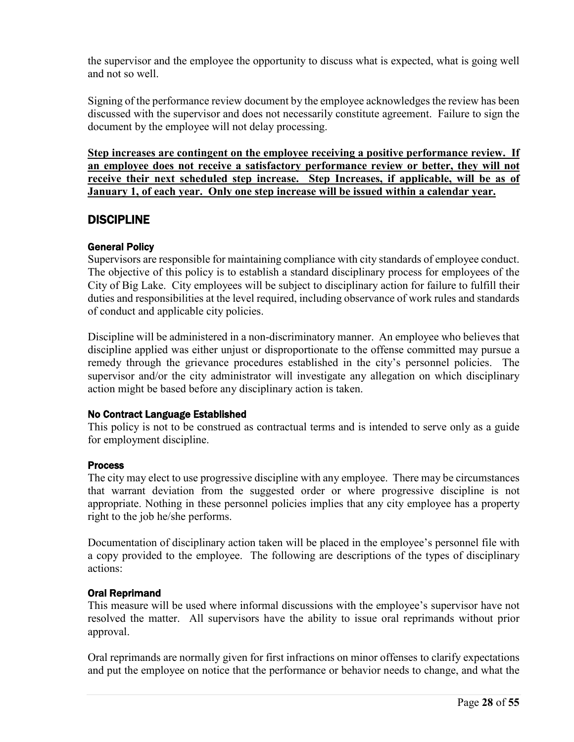the supervisor and the employee the opportunity to discuss what is expected, what is going well and not so well.

Signing of the performance review document by the employee acknowledges the review has been discussed with the supervisor and does not necessarily constitute agreement. Failure to sign the document by the employee will not delay processing.

<u>**Step increases are contingent on the employee receiving a positive performance review. If an employee does not receive a satisfactory performance review or better, they will not receive their next scheduled step increase. Step Increases, if applicable, will be as of January 1, of each year. Only one step increase will be issued within a calendar year.**</u>

## DISCIPLINE

### General Policy

Supervisors are responsible for maintaining compliance with city standards of employee conduct. The objective of this policy is to establish a standard disciplinary process for employees of the City of Big Lake. City employees will be subject to disciplinary action for failure to fulfill their duties and responsibilities at the level required, including observance of work rules and standards of conduct and applicable city policies.

Discipline will be administered in a non-discriminatory manner. An employee who believes that discipline applied was either unjust or disproportionate to the offense committed may pursue a remedy through the grievance procedures established in the city's personnel policies. The supervisor and/or the city administrator will investigate any allegation on which disciplinary action might be based before any disciplinary action is taken.

### No Contract Language Established

This policy is not to be construed as contractual terms and is intended to serve only as a guide for employment discipline.

### Process

The city may elect to use progressive discipline with any employee. There may be circumstances that warrant deviation from the suggested order or where progressive discipline is not appropriate. Nothing in these personnel policies implies that any city employee has a property right to the job he/she performs.

Documentation of disciplinary action taken will be placed in the employee's personnel file with a copy provided to the employee. The following are descriptions of the types of disciplinary actions:

### Oral Reprimand

This measure will be used where informal discussions with the employee's supervisor have not resolved the matter. All supervisors have the ability to issue oral reprimands without prior approval.

Oral reprimands are normally given for first infractions on minor offenses to clarify expectations and put the employee on notice that the performance or behavior needs to change, and what the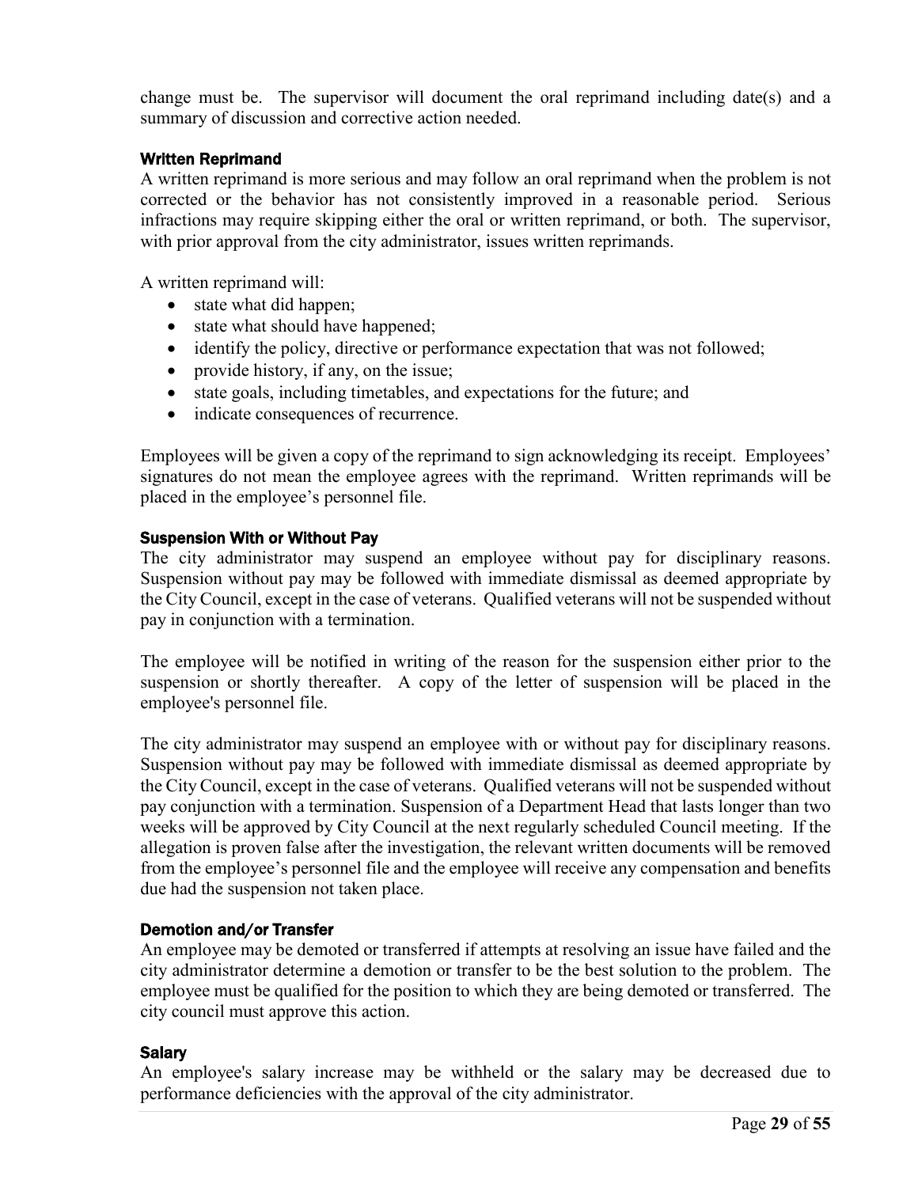change must be. The supervisor will document the oral reprimand including date(s) and a summary of discussion and corrective action needed.

### Written Reprimand

A written reprimand is more serious and may follow an oral reprimand when the problem is not corrected or the behavior has not consistently improved in a reasonable period. Serious infractions may require skipping either the oral or written reprimand, or both. The supervisor, with prior approval from the city administrator, issues written reprimands.

A written reprimand will:

- state what did happen;
- state what should have happened;
- identify the policy, directive or performance expectation that was not followed;
- provide history, if any, on the issue;
- state goals, including timetables, and expectations for the future; and
- indicate consequences of recurrence.

Employees will be given a copy of the reprimand to sign acknowledging its receipt. Employees' signatures do not mean the employee agrees with the reprimand. Written reprimands will be placed in the employee's personnel file.

### Suspension With or Without Pay

The city administrator may suspend an employee without pay for disciplinary reasons. Suspension without pay may be followed with immediate dismissal as deemed appropriate by the City Council, except in the case of veterans. Qualified veterans will not be suspended without pay in conjunction with a termination.

The employee will be notified in writing of the reason for the suspension either prior to the suspension or shortly thereafter. A copy of the letter of suspension will be placed in the employee's personnel file.

The city administrator may suspend an employee with or without pay for disciplinary reasons. Suspension without pay may be followed with immediate dismissal as deemed appropriate by the City Council, except in the case of veterans. Qualified veterans will not be suspended without pay conjunction with a termination. Suspension of a Department Head that lasts longer than two weeks will be approved by City Council at the next regularly scheduled Council meeting. If the allegation is proven false after the investigation, the relevant written documents will be removed from the employee's personnel file and the employee will receive any compensation and benefits due had the suspension not taken place.

### Demotion and/or Transfer

An employee may be demoted or transferred if attempts at resolving an issue have failed and the city administrator determine a demotion or transfer to be the best solution to the problem. The employee must be qualified for the position to which they are being demoted or transferred. The city council must approve this action.

### Salary

An employee's salary increase may be withheld or the salary may be decreased due to performance deficiencies with the approval of the city administrator.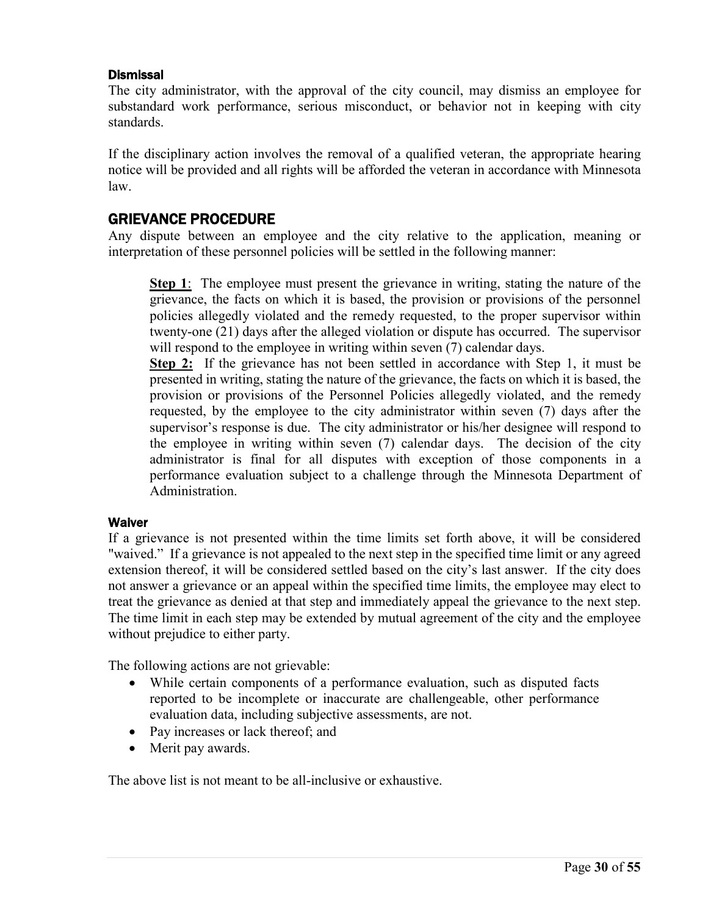### Dismissal

The city administrator, with the approval of the city council, may dismiss an employee for substandard work performance, serious misconduct, or behavior not in keeping with city standards.

If the disciplinary action involves the removal of a qualified veteran, the appropriate hearing notice will be provided and all rights will be afforded the veteran in accordance with Minnesota law.

## GRIEVANCE PROCEDURE

Any dispute between an employee and the city relative to the application, meaning or interpretation of these personnel policies will be settled in the following manner:

> **Step 1**: The employee must present the grievance in writing, stating the nature of the grievance, the facts on which it is based, the provision or provisions of the personnel policies allegedly violated and the remedy requested, to the proper supervisor within twenty-one (21) days after the alleged violation or dispute has occurred. The supervisor will respond to the employee in writing within seven (7) calendar days.
>
> **Step 2:** If the grievance has not been settled in accordance with Step 1, it must be presented in writing, stating the nature of the grievance, the facts on which it is based, the provision or provisions of the Personnel Policies allegedly violated, and the remedy requested, by the employee to the city administrator within seven (7) days after the supervisor's response is due. The city administrator or his/her designee will respond to the employee in writing within seven (7) calendar days. The decision of the city administrator is final for all disputes with exception of those components in a performance evaluation subject to a challenge through the Minnesota Department of Administration.

### Waiver

If a grievance is not presented within the time limits set forth above, it will be considered "waived." If a grievance is not appealed to the next step in the specified time limit or any agreed extension thereof, it will be considered settled based on the city's last answer. If the city does not answer a grievance or an appeal within the specified time limits, the employee may elect to treat the grievance as denied at that step and immediately appeal the grievance to the next step. The time limit in each step may be extended by mutual agreement of the city and the employee without prejudice to either party.

The following actions are not grievable:

- While certain components of a performance evaluation, such as disputed facts reported to be incomplete or inaccurate are challengeable, other performance evaluation data, including subjective assessments, are not.
- Pay increases or lack thereof; and
- Merit pay awards.

The above list is not meant to be all-inclusive or exhaustive.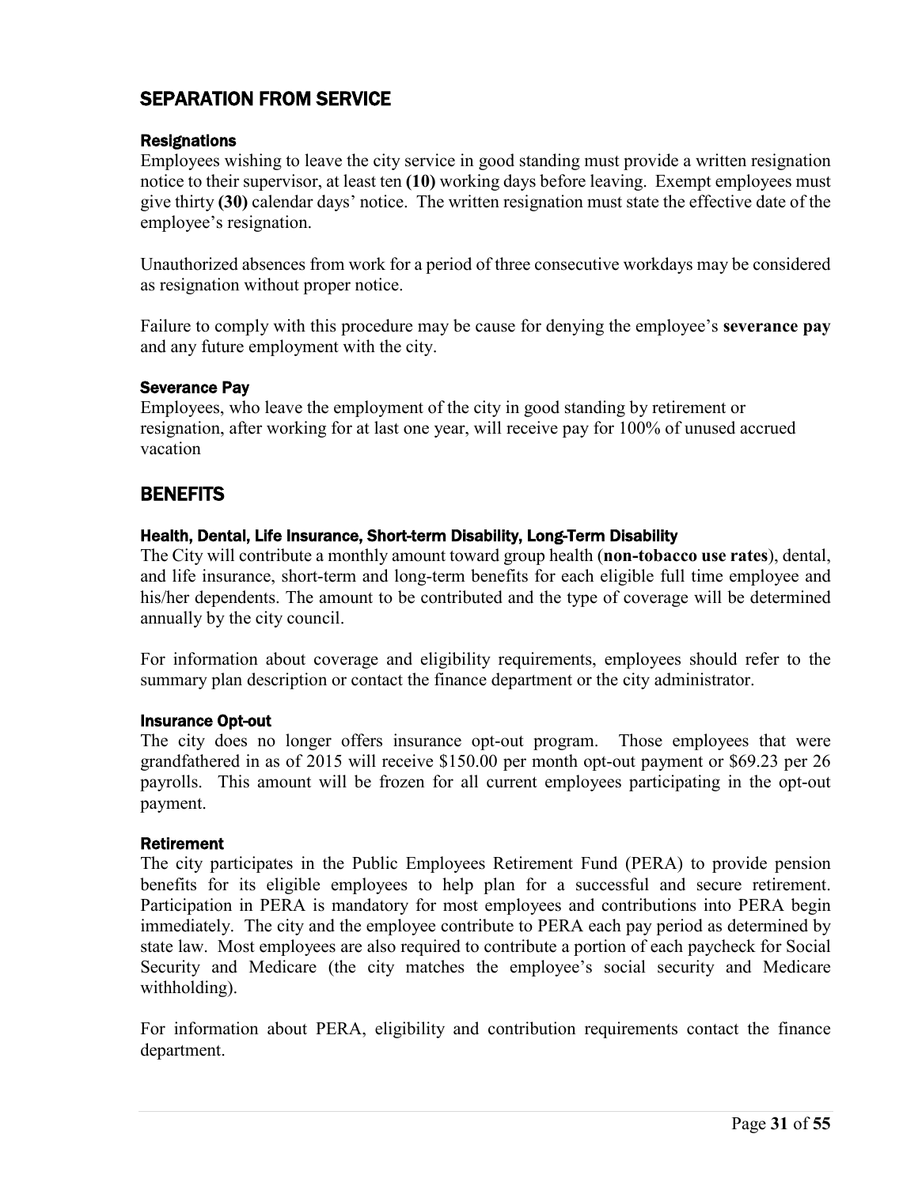## SEPARATION FROM SERVICE

### Resignations

Employees wishing to leave the city service in good standing must provide a written resignation notice to their supervisor, at least ten **(10)** working days before leaving. Exempt employees must give thirty **(30)** calendar days' notice. The written resignation must state the effective date of the employee's resignation.

Unauthorized absences from work for a period of three consecutive workdays may be considered as resignation without proper notice.

Failure to comply with this procedure may be cause for denying the employee's **severance pay** and any future employment with the city.

### Severance Pay

Employees, who leave the employment of the city in good standing by retirement or resignation, after working for at last one year, will receive pay for 100% of unused accrued vacation

## BENEFITS

### Health, Dental, Life Insurance, Short-term Disability, Long-Term Disability

The City will contribute a monthly amount toward group health (**non-tobacco use rates**), dental, and life insurance, short-term and long-term benefits for each eligible full time employee and his/her dependents. The amount to be contributed and the type of coverage will be determined annually by the city council.

For information about coverage and eligibility requirements, employees should refer to the summary plan description or contact the finance department or the city administrator.

### Insurance Opt-out

The city does no longer offers insurance opt-out program. Those employees that were grandfathered in as of 2015 will receive $150.00 per month opt-out payment or $69.23 per 26 payrolls. This amount will be frozen for all current employees participating in the opt-out payment.

### Retirement

The city participates in the Public Employees Retirement Fund (PERA) to provide pension benefits for its eligible employees to help plan for a successful and secure retirement. Participation in PERA is mandatory for most employees and contributions into PERA begin immediately. The city and the employee contribute to PERA each pay period as determined by state law. Most employees are also required to contribute a portion of each paycheck for Social Security and Medicare (the city matches the employee's social security and Medicare withholding).

For information about PERA, eligibility and contribution requirements contact the finance department.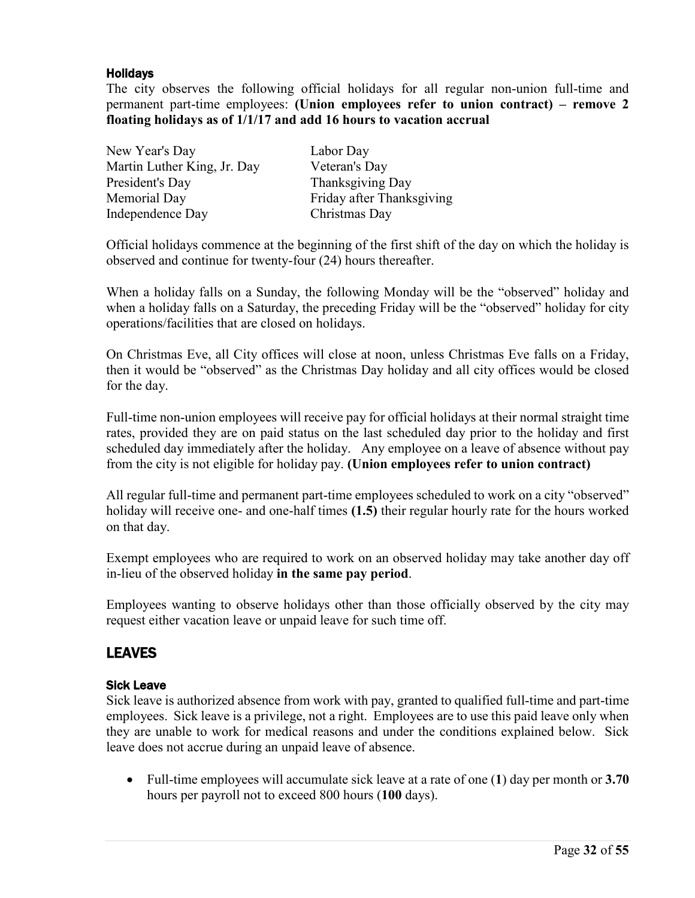### Holidays

The city observes the following official holidays for all regular non-union full-time and permanent part-time employees: **(Union employees refer to union contract) – remove 2 floating holidays as of 1/1/17 and add 16 hours to vacation accrual**

| | |
|---|---|
| New Year's Day | Labor Day |
| Martin Luther King, Jr. Day | Veteran's Day |
| President's Day | Thanksgiving Day |
| Memorial Day | Friday after Thanksgiving |
| Independence Day | Christmas Day |

Official holidays commence at the beginning of the first shift of the day on which the holiday is observed and continue for twenty-four (24) hours thereafter.

When a holiday falls on a Sunday, the following Monday will be the "observed" holiday and when a holiday falls on a Saturday, the preceding Friday will be the "observed" holiday for city operations/facilities that are closed on holidays.

On Christmas Eve, all City offices will close at noon, unless Christmas Eve falls on a Friday, then it would be "observed" as the Christmas Day holiday and all city offices would be closed for the day.

Full-time non-union employees will receive pay for official holidays at their normal straight time rates, provided they are on paid status on the last scheduled day prior to the holiday and first scheduled day immediately after the holiday. Any employee on a leave of absence without pay from the city is not eligible for holiday pay. **(Union employees refer to union contract)**

All regular full-time and permanent part-time employees scheduled to work on a city "observed" holiday will receive one- and one-half times **(1.5)** their regular hourly rate for the hours worked on that day.

Exempt employees who are required to work on an observed holiday may take another day off in-lieu of the observed holiday **in the same pay period**.

Employees wanting to observe holidays other than those officially observed by the city may request either vacation leave or unpaid leave for such time off.

## LEAVES

### Sick Leave

Sick leave is authorized absence from work with pay, granted to qualified full-time and part-time employees. Sick leave is a privilege, not a right. Employees are to use this paid leave only when they are unable to work for medical reasons and under the conditions explained below. Sick leave does not accrue during an unpaid leave of absence.

- Full-time employees will accumulate sick leave at a rate of one (**1**) day per month or **3.70** hours per payroll not to exceed 800 hours (**100** days).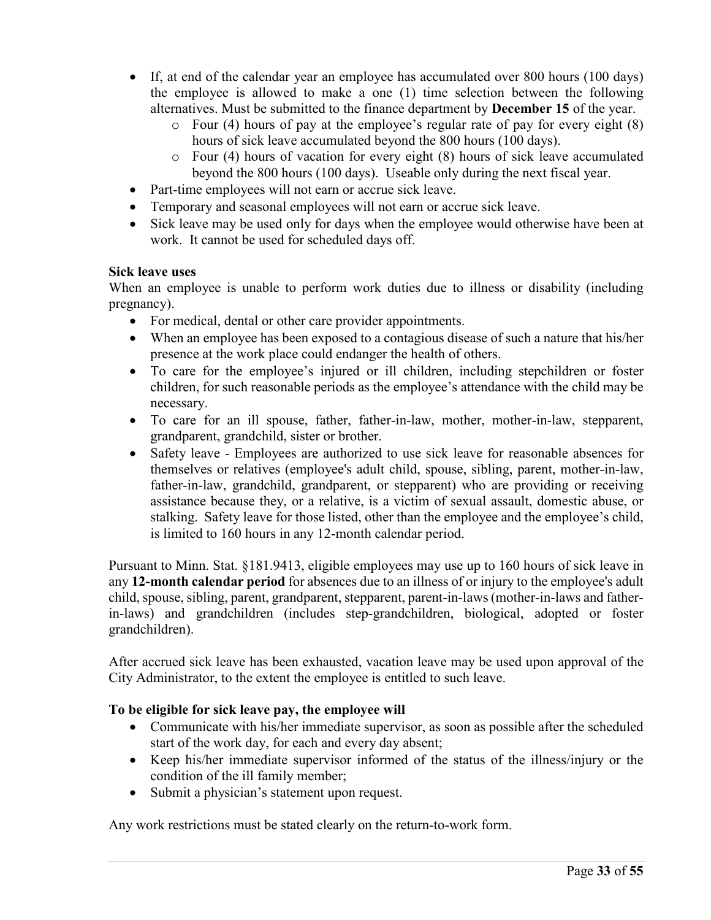- If, at end of the calendar year an employee has accumulated over 800 hours (100 days) the employee is allowed to make a one (1) time selection between the following alternatives. Must be submitted to the finance department by **December 15** of the year.
  - Four (4) hours of pay at the employee's regular rate of pay for every eight (8) hours of sick leave accumulated beyond the 800 hours (100 days).
  - Four (4) hours of vacation for every eight (8) hours of sick leave accumulated beyond the 800 hours (100 days). Useable only during the next fiscal year.
- Part-time employees will not earn or accrue sick leave.
- Temporary and seasonal employees will not earn or accrue sick leave.
- Sick leave may be used only for days when the employee would otherwise have been at work. It cannot be used for scheduled days off.

**Sick leave uses**

When an employee is unable to perform work duties due to illness or disability (including pregnancy).

- For medical, dental or other care provider appointments.
- When an employee has been exposed to a contagious disease of such a nature that his/her presence at the work place could endanger the health of others.
- To care for the employee's injured or ill children, including stepchildren or foster children, for such reasonable periods as the employee's attendance with the child may be necessary.
- To care for an ill spouse, father, father-in-law, mother, mother-in-law, stepparent, grandparent, grandchild, sister or brother.
- Safety leave - Employees are authorized to use sick leave for reasonable absences for themselves or relatives (employee's adult child, spouse, sibling, parent, mother-in-law, father-in-law, grandchild, grandparent, or stepparent) who are providing or receiving assistance because they, or a relative, is a victim of sexual assault, domestic abuse, or stalking. Safety leave for those listed, other than the employee and the employee's child, is limited to 160 hours in any 12-month calendar period.

Pursuant to Minn. Stat. §181.9413, eligible employees may use up to 160 hours of sick leave in any **12-month calendar period** for absences due to an illness of or injury to the employee's adult child, spouse, sibling, parent, grandparent, stepparent, parent-in-laws (mother-in-laws and father-in-laws) and grandchildren (includes step-grandchildren, biological, adopted or foster grandchildren).

After accrued sick leave has been exhausted, vacation leave may be used upon approval of the City Administrator, to the extent the employee is entitled to such leave.

**To be eligible for sick leave pay, the employee will**

- Communicate with his/her immediate supervisor, as soon as possible after the scheduled start of the work day, for each and every day absent;
- Keep his/her immediate supervisor informed of the status of the illness/injury or the condition of the ill family member;
- Submit a physician's statement upon request.

Any work restrictions must be stated clearly on the return-to-work form.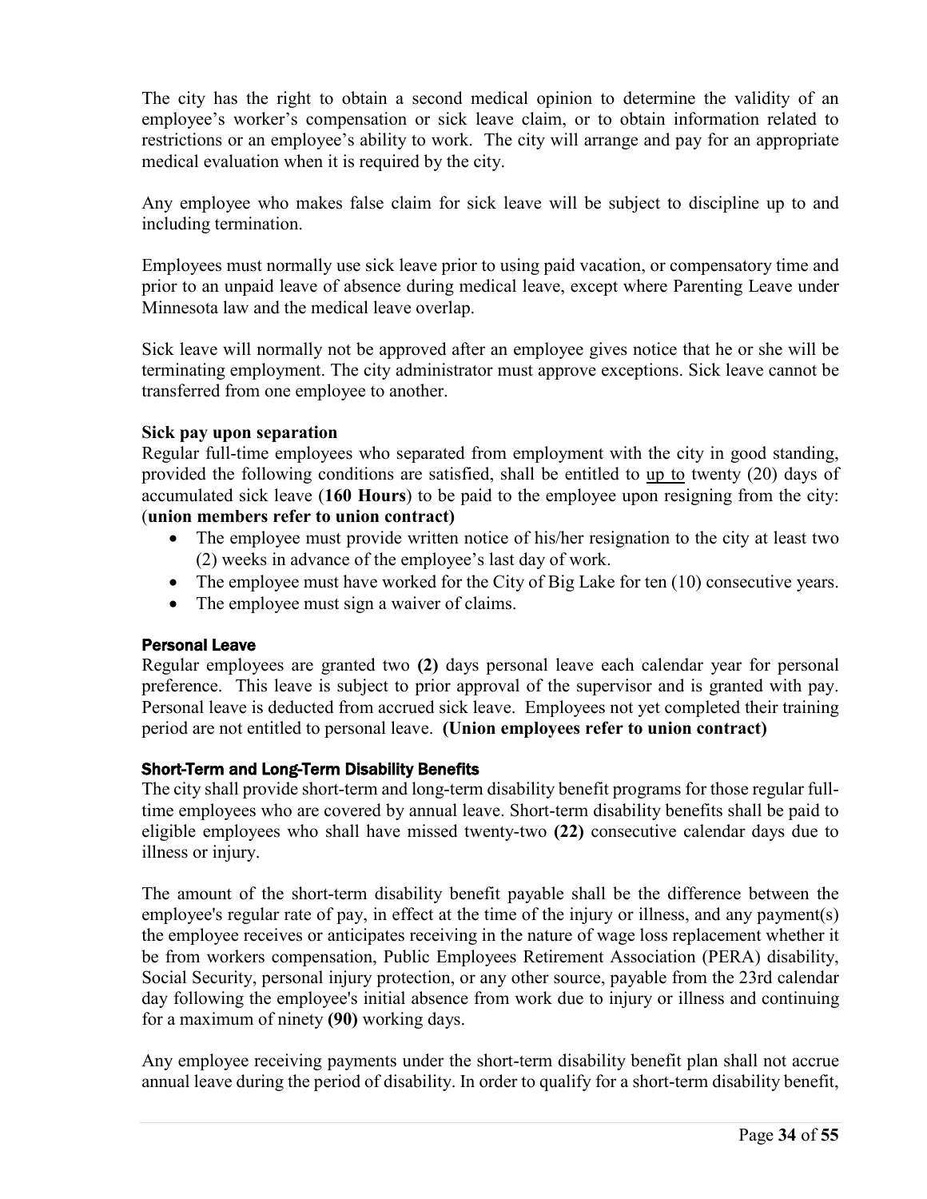The city has the right to obtain a second medical opinion to determine the validity of an employee's worker's compensation or sick leave claim, or to obtain information related to restrictions or an employee's ability to work. The city will arrange and pay for an appropriate medical evaluation when it is required by the city.

Any employee who makes false claim for sick leave will be subject to discipline up to and including termination.

Employees must normally use sick leave prior to using paid vacation, or compensatory time and prior to an unpaid leave of absence during medical leave, except where Parenting Leave under Minnesota law and the medical leave overlap.

Sick leave will normally not be approved after an employee gives notice that he or she will be terminating employment. The city administrator must approve exceptions. Sick leave cannot be transferred from one employee to another.

**Sick pay upon separation**

Regular full-time employees who separated from employment with the city in good standing, provided the following conditions are satisfied, shall be entitled to <u>up to</u> twenty (20) days of accumulated sick leave (**160 Hours**) to be paid to the employee upon resigning from the city: (**union members refer to union contract)**

- The employee must provide written notice of his/her resignation to the city at least two (2) weeks in advance of the employee's last day of work.
- The employee must have worked for the City of Big Lake for ten (10) consecutive years.
- The employee must sign a waiver of claims.

### Personal Leave

Regular employees are granted two **(2)** days personal leave each calendar year for personal preference. This leave is subject to prior approval of the supervisor and is granted with pay. Personal leave is deducted from accrued sick leave. Employees not yet completed their training period are not entitled to personal leave. **(Union employees refer to union contract)**

### Short-Term and Long-Term Disability Benefits

The city shall provide short-term and long-term disability benefit programs for those regular full-time employees who are covered by annual leave. Short-term disability benefits shall be paid to eligible employees who shall have missed twenty-two **(22)** consecutive calendar days due to illness or injury.

The amount of the short-term disability benefit payable shall be the difference between the employee's regular rate of pay, in effect at the time of the injury or illness, and any payment(s) the employee receives or anticipates receiving in the nature of wage loss replacement whether it be from workers compensation, Public Employees Retirement Association (PERA) disability, Social Security, personal injury protection, or any other source, payable from the 23rd calendar day following the employee's initial absence from work due to injury or illness and continuing for a maximum of ninety **(90)** working days.

Any employee receiving payments under the short-term disability benefit plan shall not accrue annual leave during the period of disability. In order to qualify for a short-term disability benefit,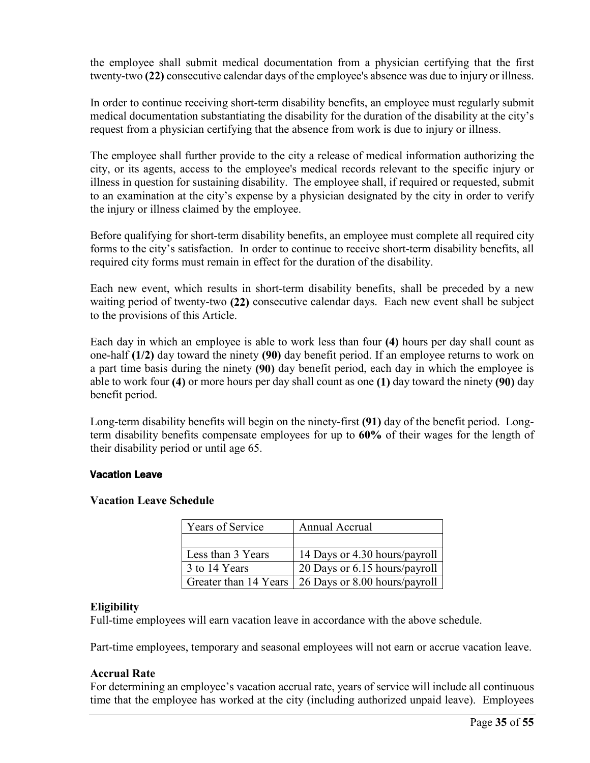the employee shall submit medical documentation from a physician certifying that the first twenty-two **(22)** consecutive calendar days of the employee's absence was due to injury or illness.

In order to continue receiving short-term disability benefits, an employee must regularly submit medical documentation substantiating the disability for the duration of the disability at the city's request from a physician certifying that the absence from work is due to injury or illness.

The employee shall further provide to the city a release of medical information authorizing the city, or its agents, access to the employee's medical records relevant to the specific injury or illness in question for sustaining disability. The employee shall, if required or requested, submit to an examination at the city's expense by a physician designated by the city in order to verify the injury or illness claimed by the employee.

Before qualifying for short-term disability benefits, an employee must complete all required city forms to the city's satisfaction. In order to continue to receive short-term disability benefits, all required city forms must remain in effect for the duration of the disability.

Each new event, which results in short-term disability benefits, shall be preceded by a new waiting period of twenty-two **(22)** consecutive calendar days. Each new event shall be subject to the provisions of this Article.

Each day in which an employee is able to work less than four **(4)** hours per day shall count as one-half **(1/2)** day toward the ninety **(90)** day benefit period. If an employee returns to work on a part time basis during the ninety **(90)** day benefit period, each day in which the employee is able to work four **(4)** or more hours per day shall count as one **(1)** day toward the ninety **(90)** day benefit period.

Long-term disability benefits will begin on the ninety-first **(91)** day of the benefit period. Long-term disability benefits compensate employees for up to **60%** of their wages for the length of their disability period or until age 65.

### Vacation Leave

**Vacation Leave Schedule**

| Years of Service | Annual Accrual |
|---|---|
| | |
| Less than 3 Years | 14 Days or 4.30 hours/payroll |
| 3 to 14 Years | 20 Days or 6.15 hours/payroll |
| Greater than 14 Years | 26 Days or 8.00 hours/payroll |

**Eligibility**

Full-time employees will earn vacation leave in accordance with the above schedule.

Part-time employees, temporary and seasonal employees will not earn or accrue vacation leave.

**Accrual Rate**

For determining an employee's vacation accrual rate, years of service will include all continuous time that the employee has worked at the city (including authorized unpaid leave). Employees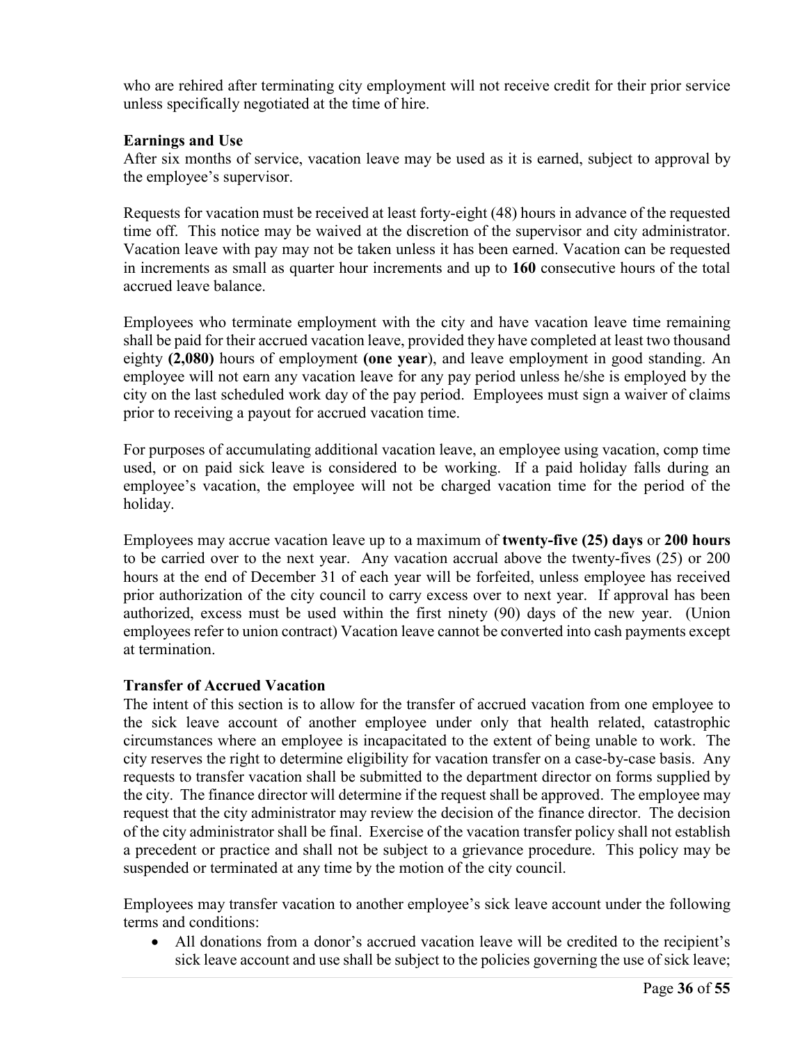who are rehired after terminating city employment will not receive credit for their prior service unless specifically negotiated at the time of hire.

**Earnings and Use**

After six months of service, vacation leave may be used as it is earned, subject to approval by the employee's supervisor.

Requests for vacation must be received at least forty-eight (48) hours in advance of the requested time off. This notice may be waived at the discretion of the supervisor and city administrator. Vacation leave with pay may not be taken unless it has been earned. Vacation can be requested in increments as small as quarter hour increments and up to **160** consecutive hours of the total accrued leave balance.

Employees who terminate employment with the city and have vacation leave time remaining shall be paid for their accrued vacation leave, provided they have completed at least two thousand eighty **(2,080)** hours of employment **(one year**), and leave employment in good standing. An employee will not earn any vacation leave for any pay period unless he/she is employed by the city on the last scheduled work day of the pay period. Employees must sign a waiver of claims prior to receiving a payout for accrued vacation time.

For purposes of accumulating additional vacation leave, an employee using vacation, comp time used, or on paid sick leave is considered to be working. If a paid holiday falls during an employee's vacation, the employee will not be charged vacation time for the period of the holiday.

Employees may accrue vacation leave up to a maximum of **twenty-five (25) days** or **200 hours** to be carried over to the next year. Any vacation accrual above the twenty-fives (25) or 200 hours at the end of December 31 of each year will be forfeited, unless employee has received prior authorization of the city council to carry excess over to next year. If approval has been authorized, excess must be used within the first ninety (90) days of the new year. (Union employees refer to union contract) Vacation leave cannot be converted into cash payments except at termination.

**Transfer of Accrued Vacation**

The intent of this section is to allow for the transfer of accrued vacation from one employee to the sick leave account of another employee under only that health related, catastrophic circumstances where an employee is incapacitated to the extent of being unable to work. The city reserves the right to determine eligibility for vacation transfer on a case-by-case basis. Any requests to transfer vacation shall be submitted to the department director on forms supplied by the city. The finance director will determine if the request shall be approved. The employee may request that the city administrator may review the decision of the finance director. The decision of the city administrator shall be final. Exercise of the vacation transfer policy shall not establish a precedent or practice and shall not be subject to a grievance procedure. This policy may be suspended or terminated at any time by the motion of the city council.

Employees may transfer vacation to another employee's sick leave account under the following terms and conditions:

- All donations from a donor's accrued vacation leave will be credited to the recipient's sick leave account and use shall be subject to the policies governing the use of sick leave;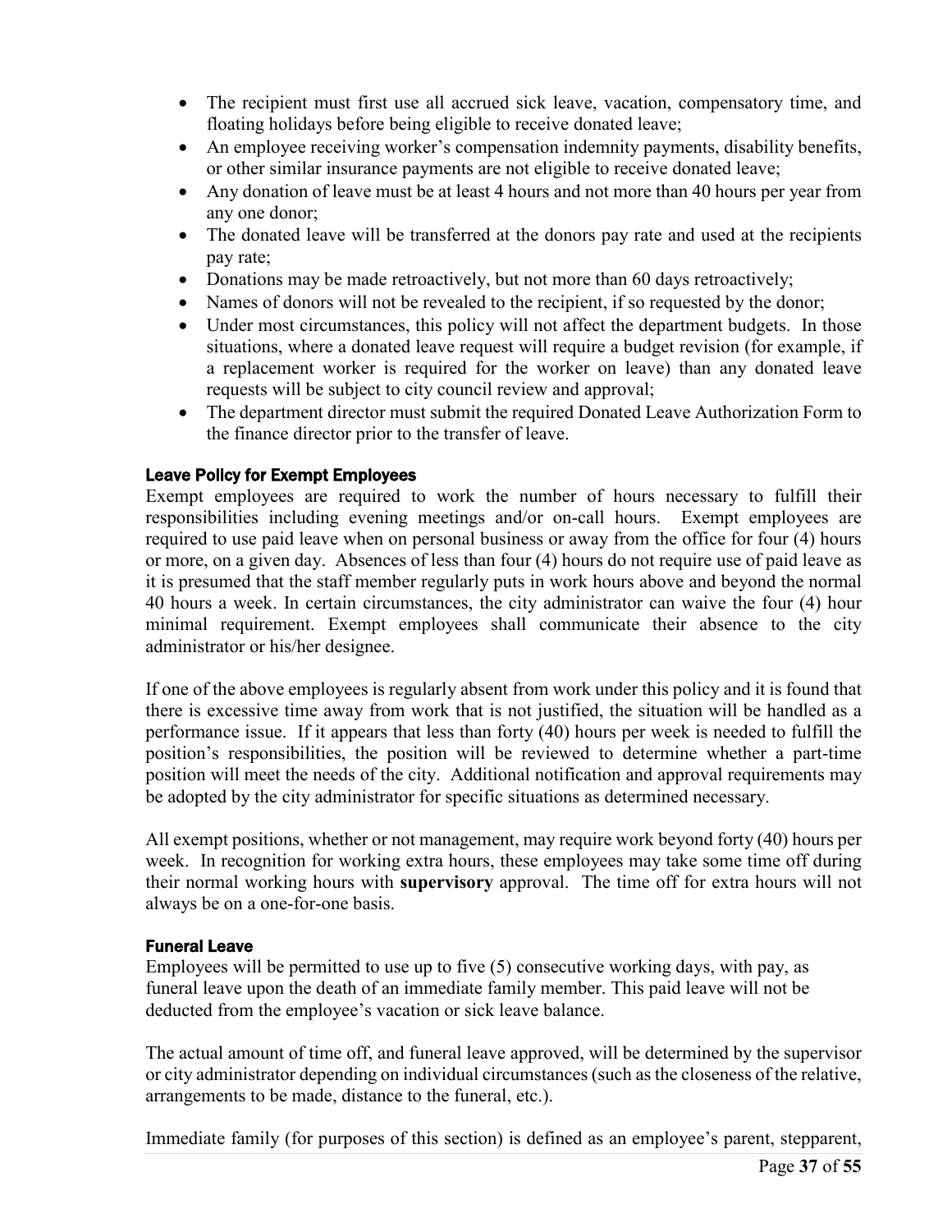- The recipient must first use all accrued sick leave, vacation, compensatory time, and floating holidays before being eligible to receive donated leave;
- An employee receiving worker's compensation indemnity payments, disability benefits, or other similar insurance payments are not eligible to receive donated leave;
- Any donation of leave must be at least 4 hours and not more than 40 hours per year from any one donor;
- The donated leave will be transferred at the donors pay rate and used at the recipients pay rate;
- Donations may be made retroactively, but not more than 60 days retroactively;
- Names of donors will not be revealed to the recipient, if so requested by the donor;
- Under most circumstances, this policy will not affect the department budgets. In those situations, where a donated leave request will require a budget revision (for example, if a replacement worker is required for the worker on leave) than any donated leave requests will be subject to city council review and approval;
- The department director must submit the required Donated Leave Authorization Form to the finance director prior to the transfer of leave.

#### Leave Policy for Exempt Employees

Exempt employees are required to work the number of hours necessary to fulfill their responsibilities including evening meetings and/or on-call hours. Exempt employees are required to use paid leave when on personal business or away from the office for four (4) hours or more, on a given day. Absences of less than four (4) hours do not require use of paid leave as it is presumed that the staff member regularly puts in work hours above and beyond the normal 40 hours a week. In certain circumstances, the city administrator can waive the four (4) hour minimal requirement. Exempt employees shall communicate their absence to the city administrator or his/her designee.

If one of the above employees is regularly absent from work under this policy and it is found that there is excessive time away from work that is not justified, the situation will be handled as a performance issue. If it appears that less than forty (40) hours per week is needed to fulfill the position's responsibilities, the position will be reviewed to determine whether a part-time position will meet the needs of the city. Additional notification and approval requirements may be adopted by the city administrator for specific situations as determined necessary.

All exempt positions, whether or not management, may require work beyond forty (40) hours per week. In recognition for working extra hours, these employees may take some time off during their normal working hours with **supervisory** approval. The time off for extra hours will not always be on a one-for-one basis.

#### Funeral Leave

Employees will be permitted to use up to five (5) consecutive working days, with pay, as funeral leave upon the death of an immediate family member. This paid leave will not be deducted from the employee's vacation or sick leave balance.

The actual amount of time off, and funeral leave approved, will be determined by the supervisor or city administrator depending on individual circumstances (such as the closeness of the relative, arrangements to be made, distance to the funeral, etc.).

Immediate family (for purposes of this section) is defined as an employee's parent, stepparent,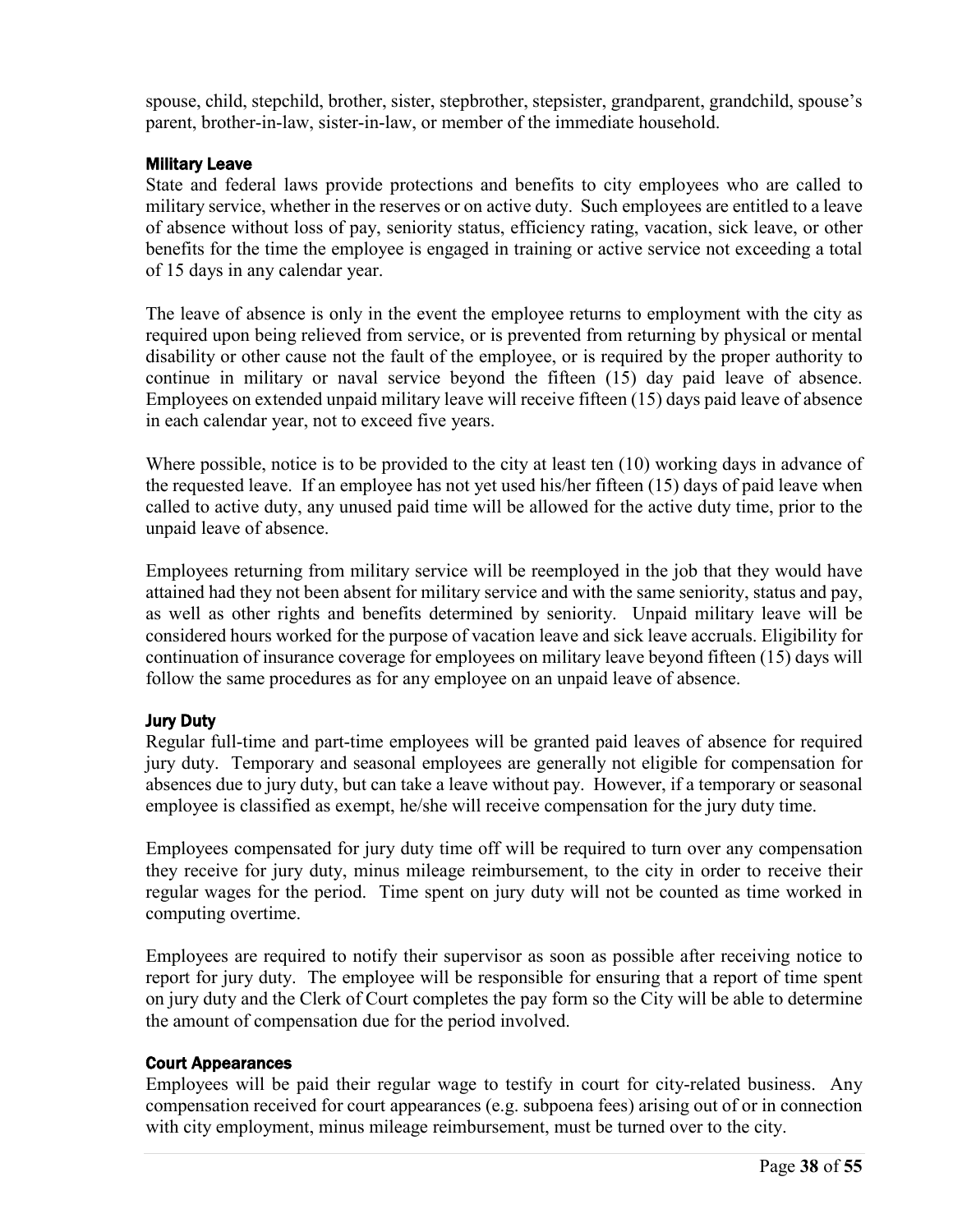spouse, child, stepchild, brother, sister, stepbrother, stepsister, grandparent, grandchild, spouse's parent, brother-in-law, sister-in-law, or member of the immediate household.

### Military Leave

State and federal laws provide protections and benefits to city employees who are called to military service, whether in the reserves or on active duty. Such employees are entitled to a leave of absence without loss of pay, seniority status, efficiency rating, vacation, sick leave, or other benefits for the time the employee is engaged in training or active service not exceeding a total of 15 days in any calendar year.

The leave of absence is only in the event the employee returns to employment with the city as required upon being relieved from service, or is prevented from returning by physical or mental disability or other cause not the fault of the employee, or is required by the proper authority to continue in military or naval service beyond the fifteen (15) day paid leave of absence. Employees on extended unpaid military leave will receive fifteen (15) days paid leave of absence in each calendar year, not to exceed five years.

Where possible, notice is to be provided to the city at least ten (10) working days in advance of the requested leave. If an employee has not yet used his/her fifteen (15) days of paid leave when called to active duty, any unused paid time will be allowed for the active duty time, prior to the unpaid leave of absence.

Employees returning from military service will be reemployed in the job that they would have attained had they not been absent for military service and with the same seniority, status and pay, as well as other rights and benefits determined by seniority. Unpaid military leave will be considered hours worked for the purpose of vacation leave and sick leave accruals. Eligibility for continuation of insurance coverage for employees on military leave beyond fifteen (15) days will follow the same procedures as for any employee on an unpaid leave of absence.

### Jury Duty

Regular full-time and part-time employees will be granted paid leaves of absence for required jury duty. Temporary and seasonal employees are generally not eligible for compensation for absences due to jury duty, but can take a leave without pay. However, if a temporary or seasonal employee is classified as exempt, he/she will receive compensation for the jury duty time.

Employees compensated for jury duty time off will be required to turn over any compensation they receive for jury duty, minus mileage reimbursement, to the city in order to receive their regular wages for the period. Time spent on jury duty will not be counted as time worked in computing overtime.

Employees are required to notify their supervisor as soon as possible after receiving notice to report for jury duty. The employee will be responsible for ensuring that a report of time spent on jury duty and the Clerk of Court completes the pay form so the City will be able to determine the amount of compensation due for the period involved.

### Court Appearances

Employees will be paid their regular wage to testify in court for city-related business. Any compensation received for court appearances (e.g. subpoena fees) arising out of or in connection with city employment, minus mileage reimbursement, must be turned over to the city.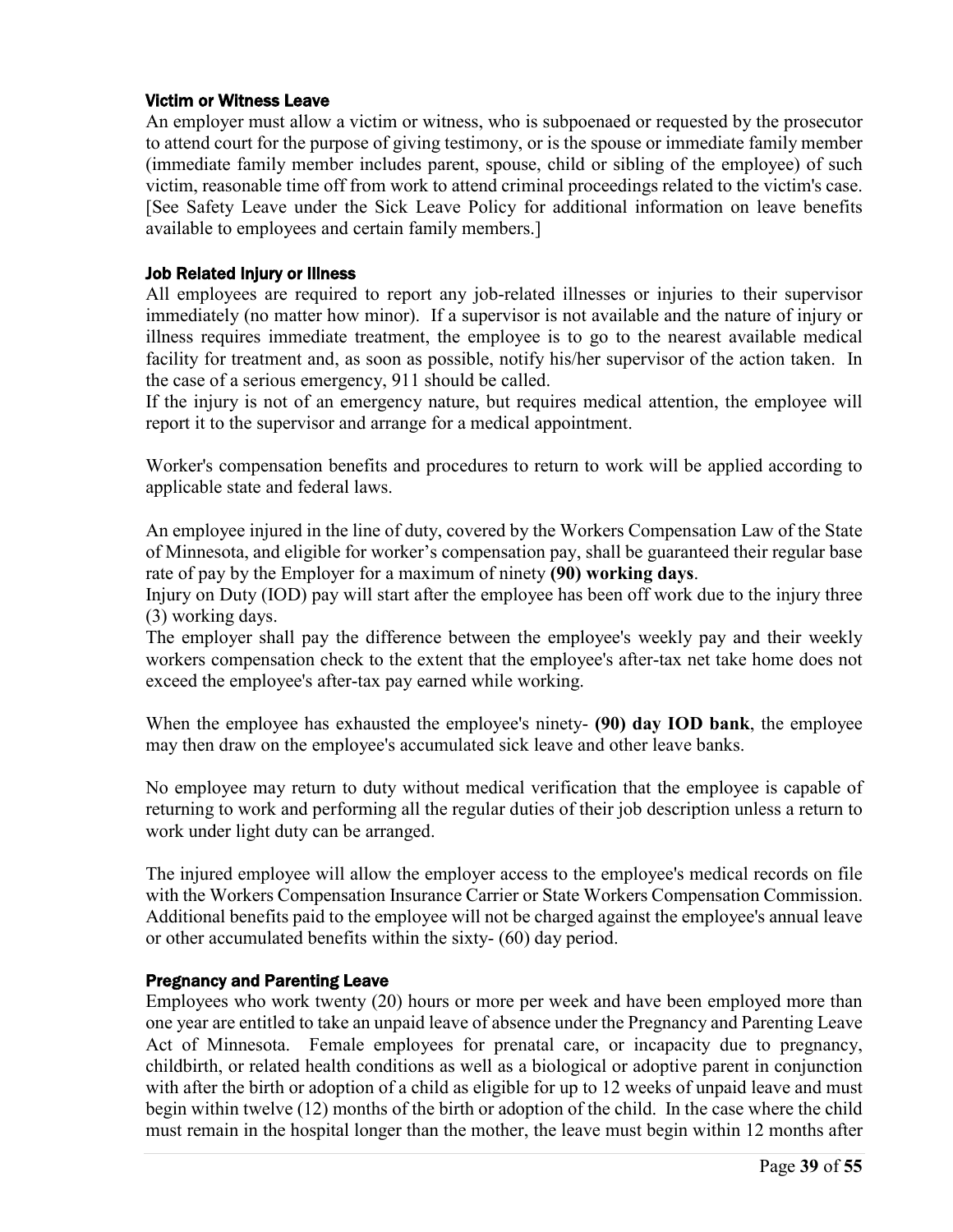### Victim or Witness Leave

An employer must allow a victim or witness, who is subpoenaed or requested by the prosecutor to attend court for the purpose of giving testimony, or is the spouse or immediate family member (immediate family member includes parent, spouse, child or sibling of the employee) of such victim, reasonable time off from work to attend criminal proceedings related to the victim's case. [See Safety Leave under the Sick Leave Policy for additional information on leave benefits available to employees and certain family members.]

### Job Related Injury or Illness

All employees are required to report any job-related illnesses or injuries to their supervisor immediately (no matter how minor). If a supervisor is not available and the nature of injury or illness requires immediate treatment, the employee is to go to the nearest available medical facility for treatment and, as soon as possible, notify his/her supervisor of the action taken. In the case of a serious emergency, 911 should be called.

If the injury is not of an emergency nature, but requires medical attention, the employee will report it to the supervisor and arrange for a medical appointment.

Worker's compensation benefits and procedures to return to work will be applied according to applicable state and federal laws.

An employee injured in the line of duty, covered by the Workers Compensation Law of the State of Minnesota, and eligible for worker's compensation pay, shall be guaranteed their regular base rate of pay by the Employer for a maximum of ninety **(90) working days**.

Injury on Duty (IOD) pay will start after the employee has been off work due to the injury three (3) working days.

The employer shall pay the difference between the employee's weekly pay and their weekly workers compensation check to the extent that the employee's after-tax net take home does not exceed the employee's after-tax pay earned while working.

When the employee has exhausted the employee's ninety- **(90) day IOD bank**, the employee may then draw on the employee's accumulated sick leave and other leave banks.

No employee may return to duty without medical verification that the employee is capable of returning to work and performing all the regular duties of their job description unless a return to work under light duty can be arranged.

The injured employee will allow the employer access to the employee's medical records on file with the Workers Compensation Insurance Carrier or State Workers Compensation Commission. Additional benefits paid to the employee will not be charged against the employee's annual leave or other accumulated benefits within the sixty- (60) day period.

### Pregnancy and Parenting Leave

Employees who work twenty (20) hours or more per week and have been employed more than one year are entitled to take an unpaid leave of absence under the Pregnancy and Parenting Leave Act of Minnesota. Female employees for prenatal care, or incapacity due to pregnancy, childbirth, or related health conditions as well as a biological or adoptive parent in conjunction with after the birth or adoption of a child as eligible for up to 12 weeks of unpaid leave and must begin within twelve (12) months of the birth or adoption of the child. In the case where the child must remain in the hospital longer than the mother, the leave must begin within 12 months after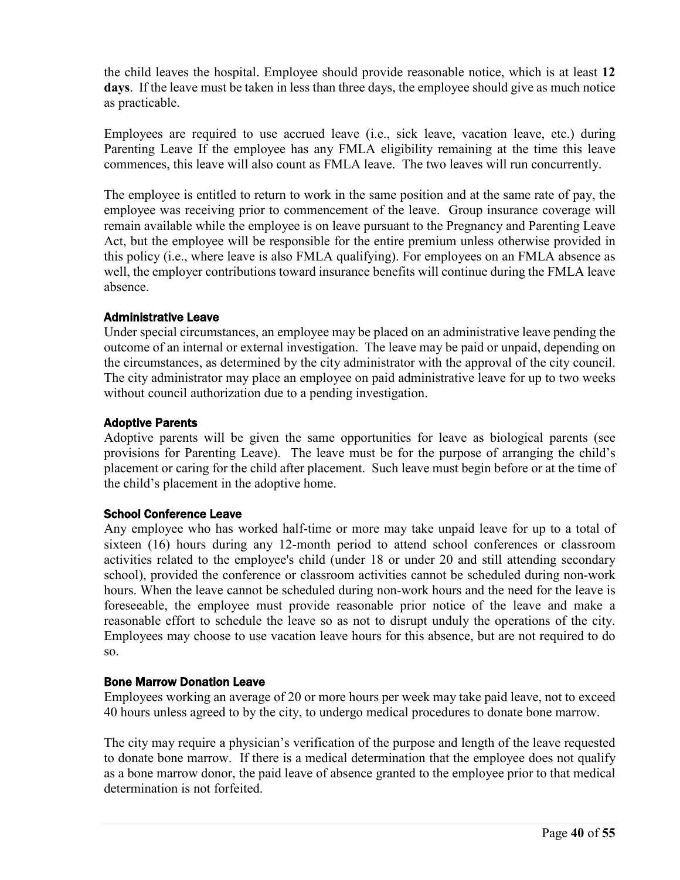the child leaves the hospital. Employee should provide reasonable notice, which is at least **12 days**. If the leave must be taken in less than three days, the employee should give as much notice as practicable.

Employees are required to use accrued leave (i.e., sick leave, vacation leave, etc.) during Parenting Leave If the employee has any FMLA eligibility remaining at the time this leave commences, this leave will also count as FMLA leave. The two leaves will run concurrently.

The employee is entitled to return to work in the same position and at the same rate of pay, the employee was receiving prior to commencement of the leave. Group insurance coverage will remain available while the employee is on leave pursuant to the Pregnancy and Parenting Leave Act, but the employee will be responsible for the entire premium unless otherwise provided in this policy (i.e., where leave is also FMLA qualifying). For employees on an FMLA absence as well, the employer contributions toward insurance benefits will continue during the FMLA leave absence.

#### Administrative Leave

Under special circumstances, an employee may be placed on an administrative leave pending the outcome of an internal or external investigation. The leave may be paid or unpaid, depending on the circumstances, as determined by the city administrator with the approval of the city council. The city administrator may place an employee on paid administrative leave for up to two weeks without council authorization due to a pending investigation.

#### Adoptive Parents

Adoptive parents will be given the same opportunities for leave as biological parents (see provisions for Parenting Leave). The leave must be for the purpose of arranging the child's placement or caring for the child after placement. Such leave must begin before or at the time of the child's placement in the adoptive home.

#### School Conference Leave

Any employee who has worked half-time or more may take unpaid leave for up to a total of sixteen (16) hours during any 12-month period to attend school conferences or classroom activities related to the employee's child (under 18 or under 20 and still attending secondary school), provided the conference or classroom activities cannot be scheduled during non-work hours. When the leave cannot be scheduled during non-work hours and the need for the leave is foreseeable, the employee must provide reasonable prior notice of the leave and make a reasonable effort to schedule the leave so as not to disrupt unduly the operations of the city. Employees may choose to use vacation leave hours for this absence, but are not required to do so.

#### Bone Marrow Donation Leave

Employees working an average of 20 or more hours per week may take paid leave, not to exceed 40 hours unless agreed to by the city, to undergo medical procedures to donate bone marrow.

The city may require a physician's verification of the purpose and length of the leave requested to donate bone marrow. If there is a medical determination that the employee does not qualify as a bone marrow donor, the paid leave of absence granted to the employee prior to that medical determination is not forfeited.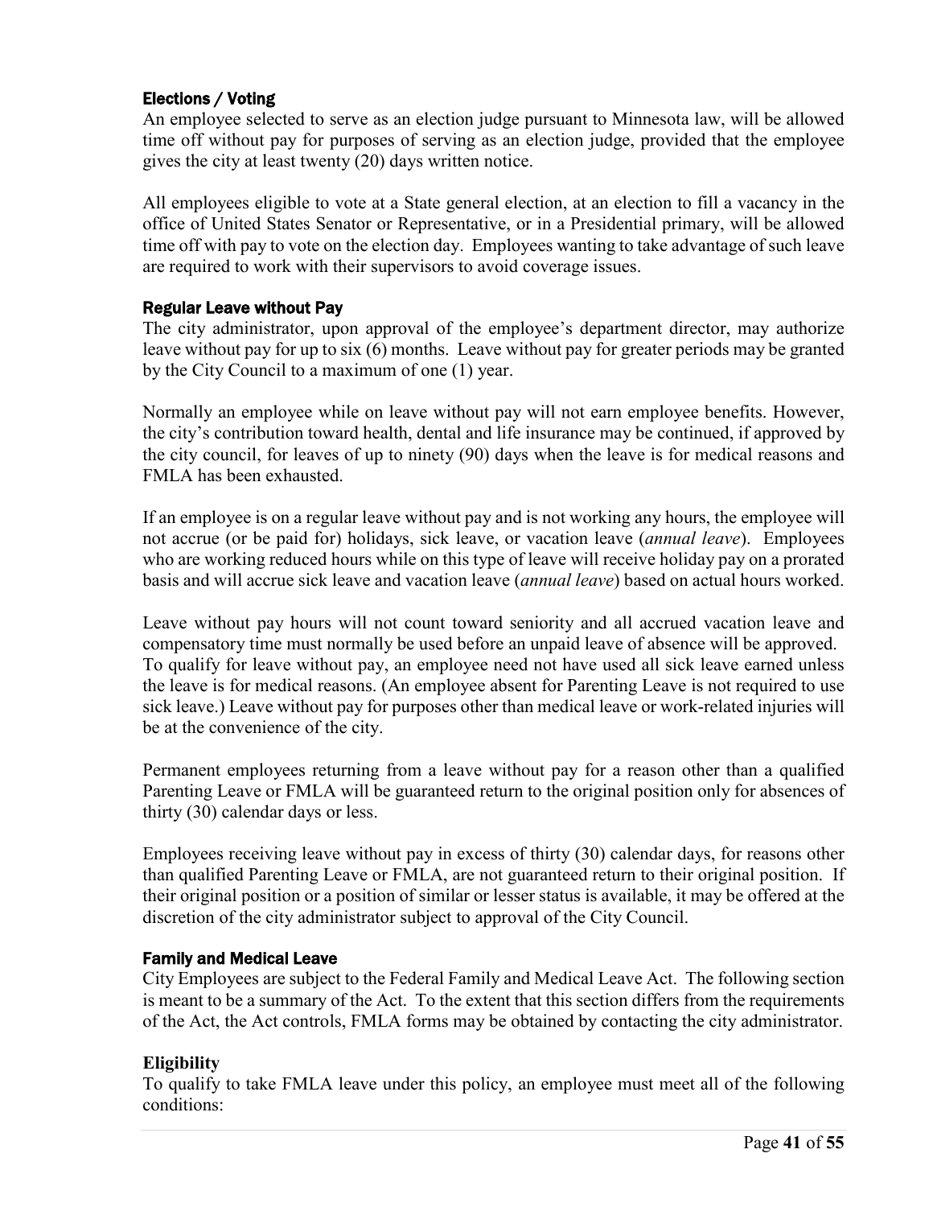### Elections / Voting

An employee selected to serve as an election judge pursuant to Minnesota law, will be allowed time off without pay for purposes of serving as an election judge, provided that the employee gives the city at least twenty (20) days written notice.

All employees eligible to vote at a State general election, at an election to fill a vacancy in the office of United States Senator or Representative, or in a Presidential primary, will be allowed time off with pay to vote on the election day. Employees wanting to take advantage of such leave are required to work with their supervisors to avoid coverage issues.

### Regular Leave without Pay

The city administrator, upon approval of the employee's department director, may authorize leave without pay for up to six (6) months. Leave without pay for greater periods may be granted by the City Council to a maximum of one (1) year.

Normally an employee while on leave without pay will not earn employee benefits. However, the city's contribution toward health, dental and life insurance may be continued, if approved by the city council, for leaves of up to ninety (90) days when the leave is for medical reasons and FMLA has been exhausted.

If an employee is on a regular leave without pay and is not working any hours, the employee will not accrue (or be paid for) holidays, sick leave, or vacation leave (*annual leave*). Employees who are working reduced hours while on this type of leave will receive holiday pay on a prorated basis and will accrue sick leave and vacation leave (*annual leave*) based on actual hours worked.

Leave without pay hours will not count toward seniority and all accrued vacation leave and compensatory time must normally be used before an unpaid leave of absence will be approved. To qualify for leave without pay, an employee need not have used all sick leave earned unless the leave is for medical reasons. (An employee absent for Parenting Leave is not required to use sick leave.) Leave without pay for purposes other than medical leave or work-related injuries will be at the convenience of the city.

Permanent employees returning from a leave without pay for a reason other than a qualified Parenting Leave or FMLA will be guaranteed return to the original position only for absences of thirty (30) calendar days or less.

Employees receiving leave without pay in excess of thirty (30) calendar days, for reasons other than qualified Parenting Leave or FMLA, are not guaranteed return to their original position. If their original position or a position of similar or lesser status is available, it may be offered at the discretion of the city administrator subject to approval of the City Council.

### Family and Medical Leave

City Employees are subject to the Federal Family and Medical Leave Act. The following section is meant to be a summary of the Act. To the extent that this section differs from the requirements of the Act, the Act controls, FMLA forms may be obtained by contacting the city administrator.

**Eligibility**

To qualify to take FMLA leave under this policy, an employee must meet all of the following conditions: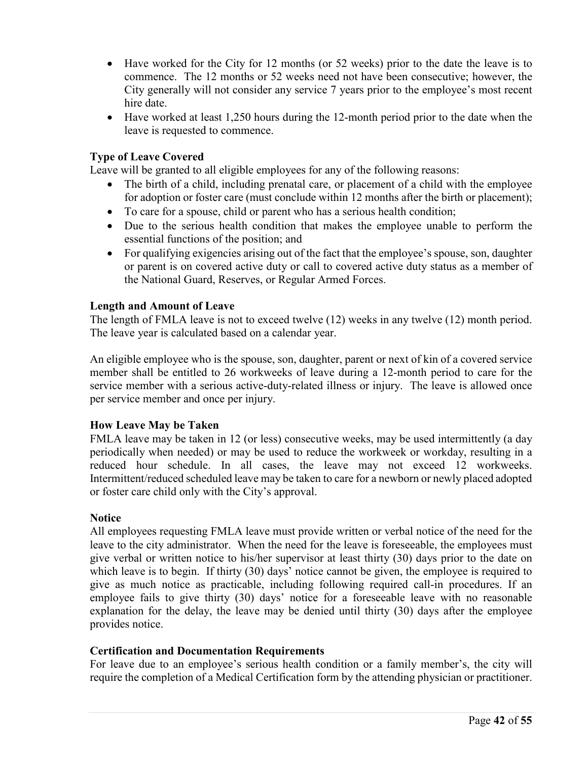- Have worked for the City for 12 months (or 52 weeks) prior to the date the leave is to commence. The 12 months or 52 weeks need not have been consecutive; however, the City generally will not consider any service 7 years prior to the employee's most recent hire date.
- Have worked at least 1,250 hours during the 12-month period prior to the date when the leave is requested to commence.

**Type of Leave Covered**

Leave will be granted to all eligible employees for any of the following reasons:

- The birth of a child, including prenatal care, or placement of a child with the employee for adoption or foster care (must conclude within 12 months after the birth or placement);
- To care for a spouse, child or parent who has a serious health condition;
- Due to the serious health condition that makes the employee unable to perform the essential functions of the position; and
- For qualifying exigencies arising out of the fact that the employee's spouse, son, daughter or parent is on covered active duty or call to covered active duty status as a member of the National Guard, Reserves, or Regular Armed Forces.

**Length and Amount of Leave**

The length of FMLA leave is not to exceed twelve (12) weeks in any twelve (12) month period. The leave year is calculated based on a calendar year.

An eligible employee who is the spouse, son, daughter, parent or next of kin of a covered service member shall be entitled to 26 workweeks of leave during a 12-month period to care for the service member with a serious active-duty-related illness or injury. The leave is allowed once per service member and once per injury.

**How Leave May be Taken**

FMLA leave may be taken in 12 (or less) consecutive weeks, may be used intermittently (a day periodically when needed) or may be used to reduce the workweek or workday, resulting in a reduced hour schedule. In all cases, the leave may not exceed 12 workweeks. Intermittent/reduced scheduled leave may be taken to care for a newborn or newly placed adopted or foster care child only with the City's approval.

**Notice**

All employees requesting FMLA leave must provide written or verbal notice of the need for the leave to the city administrator. When the need for the leave is foreseeable, the employees must give verbal or written notice to his/her supervisor at least thirty (30) days prior to the date on which leave is to begin. If thirty (30) days' notice cannot be given, the employee is required to give as much notice as practicable, including following required call-in procedures. If an employee fails to give thirty (30) days' notice for a foreseeable leave with no reasonable explanation for the delay, the leave may be denied until thirty (30) days after the employee provides notice.

**Certification and Documentation Requirements**

For leave due to an employee's serious health condition or a family member's, the city will require the completion of a Medical Certification form by the attending physician or practitioner.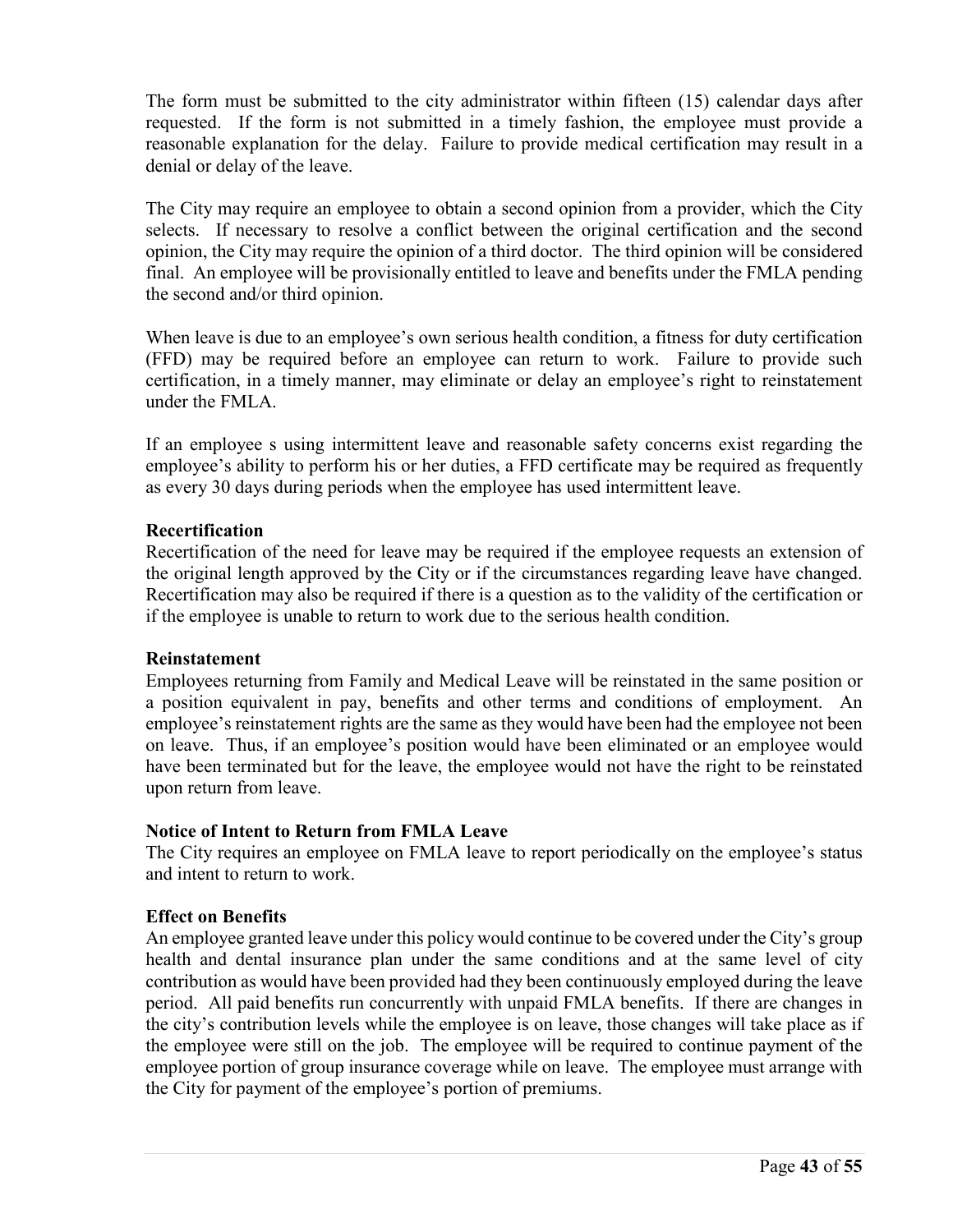The form must be submitted to the city administrator within fifteen (15) calendar days after requested. If the form is not submitted in a timely fashion, the employee must provide a reasonable explanation for the delay. Failure to provide medical certification may result in a denial or delay of the leave.

The City may require an employee to obtain a second opinion from a provider, which the City selects. If necessary to resolve a conflict between the original certification and the second opinion, the City may require the opinion of a third doctor. The third opinion will be considered final. An employee will be provisionally entitled to leave and benefits under the FMLA pending the second and/or third opinion.

When leave is due to an employee's own serious health condition, a fitness for duty certification (FFD) may be required before an employee can return to work. Failure to provide such certification, in a timely manner, may eliminate or delay an employee's right to reinstatement under the FMLA.

If an employee s using intermittent leave and reasonable safety concerns exist regarding the employee's ability to perform his or her duties, a FFD certificate may be required as frequently as every 30 days during periods when the employee has used intermittent leave.

**Recertification**

Recertification of the need for leave may be required if the employee requests an extension of the original length approved by the City or if the circumstances regarding leave have changed. Recertification may also be required if there is a question as to the validity of the certification or if the employee is unable to return to work due to the serious health condition.

**Reinstatement**

Employees returning from Family and Medical Leave will be reinstated in the same position or a position equivalent in pay, benefits and other terms and conditions of employment. An employee's reinstatement rights are the same as they would have been had the employee not been on leave. Thus, if an employee's position would have been eliminated or an employee would have been terminated but for the leave, the employee would not have the right to be reinstated upon return from leave.

**Notice of Intent to Return from FMLA Leave**

The City requires an employee on FMLA leave to report periodically on the employee's status and intent to return to work.

**Effect on Benefits**

An employee granted leave under this policy would continue to be covered under the City's group health and dental insurance plan under the same conditions and at the same level of city contribution as would have been provided had they been continuously employed during the leave period. All paid benefits run concurrently with unpaid FMLA benefits. If there are changes in the city's contribution levels while the employee is on leave, those changes will take place as if the employee were still on the job. The employee will be required to continue payment of the employee portion of group insurance coverage while on leave. The employee must arrange with the City for payment of the employee's portion of premiums.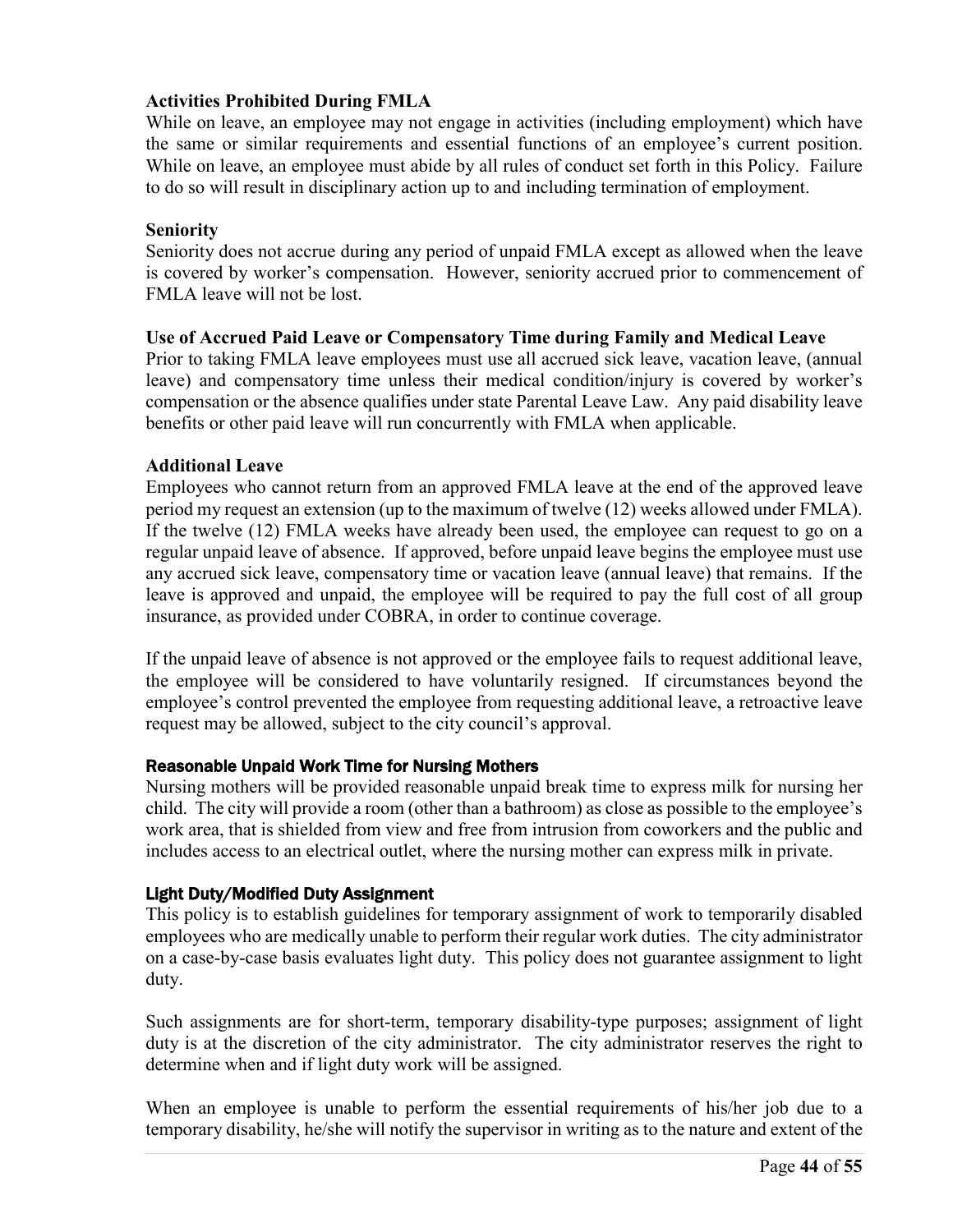**Activities Prohibited During FMLA**

While on leave, an employee may not engage in activities (including employment) which have the same or similar requirements and essential functions of an employee's current position. While on leave, an employee must abide by all rules of conduct set forth in this Policy. Failure to do so will result in disciplinary action up to and including termination of employment.

**Seniority**

Seniority does not accrue during any period of unpaid FMLA except as allowed when the leave is covered by worker's compensation. However, seniority accrued prior to commencement of FMLA leave will not be lost.

**Use of Accrued Paid Leave or Compensatory Time during Family and Medical Leave**

Prior to taking FMLA leave employees must use all accrued sick leave, vacation leave, (annual leave) and compensatory time unless their medical condition/injury is covered by worker's compensation or the absence qualifies under state Parental Leave Law. Any paid disability leave benefits or other paid leave will run concurrently with FMLA when applicable.

**Additional Leave**

Employees who cannot return from an approved FMLA leave at the end of the approved leave period my request an extension (up to the maximum of twelve (12) weeks allowed under FMLA). If the twelve (12) FMLA weeks have already been used, the employee can request to go on a regular unpaid leave of absence. If approved, before unpaid leave begins the employee must use any accrued sick leave, compensatory time or vacation leave (annual leave) that remains. If the leave is approved and unpaid, the employee will be required to pay the full cost of all group insurance, as provided under COBRA, in order to continue coverage.

If the unpaid leave of absence is not approved or the employee fails to request additional leave, the employee will be considered to have voluntarily resigned. If circumstances beyond the employee's control prevented the employee from requesting additional leave, a retroactive leave request may be allowed, subject to the city council's approval.

**Reasonable Unpaid Work Time for Nursing Mothers**

Nursing mothers will be provided reasonable unpaid break time to express milk for nursing her child. The city will provide a room (other than a bathroom) as close as possible to the employee's work area, that is shielded from view and free from intrusion from coworkers and the public and includes access to an electrical outlet, where the nursing mother can express milk in private.

**Light Duty/Modified Duty Assignment**

This policy is to establish guidelines for temporary assignment of work to temporarily disabled employees who are medically unable to perform their regular work duties. The city administrator on a case-by-case basis evaluates light duty. This policy does not guarantee assignment to light duty.

Such assignments are for short-term, temporary disability-type purposes; assignment of light duty is at the discretion of the city administrator. The city administrator reserves the right to determine when and if light duty work will be assigned.

When an employee is unable to perform the essential requirements of his/her job due to a temporary disability, he/she will notify the supervisor in writing as to the nature and extent of the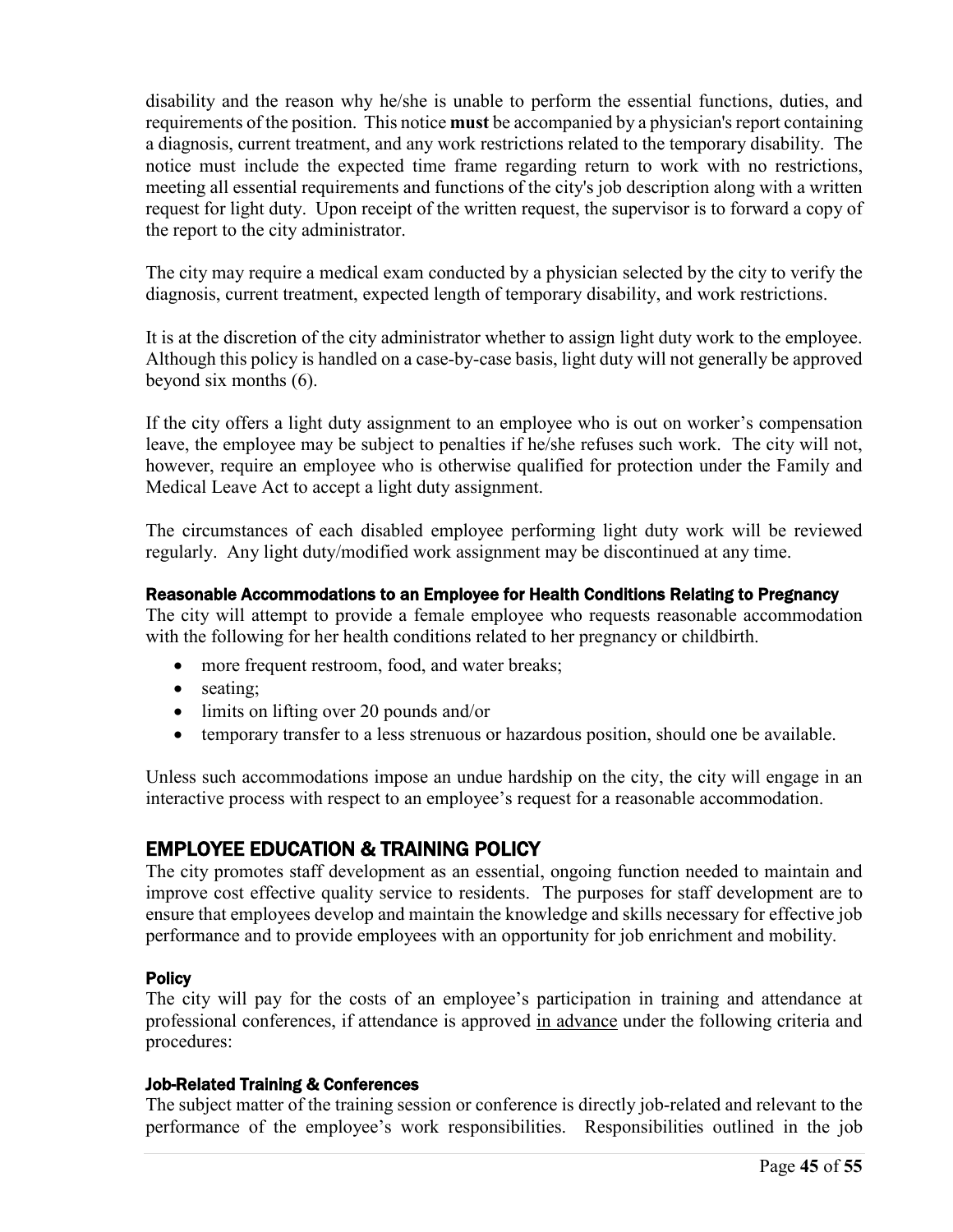disability and the reason why he/she is unable to perform the essential functions, duties, and requirements of the position. This notice **must** be accompanied by a physician's report containing a diagnosis, current treatment, and any work restrictions related to the temporary disability. The notice must include the expected time frame regarding return to work with no restrictions, meeting all essential requirements and functions of the city's job description along with a written request for light duty. Upon receipt of the written request, the supervisor is to forward a copy of the report to the city administrator.

The city may require a medical exam conducted by a physician selected by the city to verify the diagnosis, current treatment, expected length of temporary disability, and work restrictions.

It is at the discretion of the city administrator whether to assign light duty work to the employee. Although this policy is handled on a case-by-case basis, light duty will not generally be approved beyond six months (6).

If the city offers a light duty assignment to an employee who is out on worker's compensation leave, the employee may be subject to penalties if he/she refuses such work. The city will not, however, require an employee who is otherwise qualified for protection under the Family and Medical Leave Act to accept a light duty assignment.

The circumstances of each disabled employee performing light duty work will be reviewed regularly. Any light duty/modified work assignment may be discontinued at any time.

#### Reasonable Accommodations to an Employee for Health Conditions Relating to Pregnancy

The city will attempt to provide a female employee who requests reasonable accommodation with the following for her health conditions related to her pregnancy or childbirth.

- more frequent restroom, food, and water breaks;
- seating;
- limits on lifting over 20 pounds and/or
- temporary transfer to a less strenuous or hazardous position, should one be available.

Unless such accommodations impose an undue hardship on the city, the city will engage in an interactive process with respect to an employee's request for a reasonable accommodation.

## EMPLOYEE EDUCATION & TRAINING POLICY

The city promotes staff development as an essential, ongoing function needed to maintain and improve cost effective quality service to residents. The purposes for staff development are to ensure that employees develop and maintain the knowledge and skills necessary for effective job performance and to provide employees with an opportunity for job enrichment and mobility.

#### Policy

The city will pay for the costs of an employee's participation in training and attendance at professional conferences, if attendance is approved <u>in advance</u> under the following criteria and procedures:

#### Job-Related Training & Conferences

The subject matter of the training session or conference is directly job-related and relevant to the performance of the employee's work responsibilities. Responsibilities outlined in the job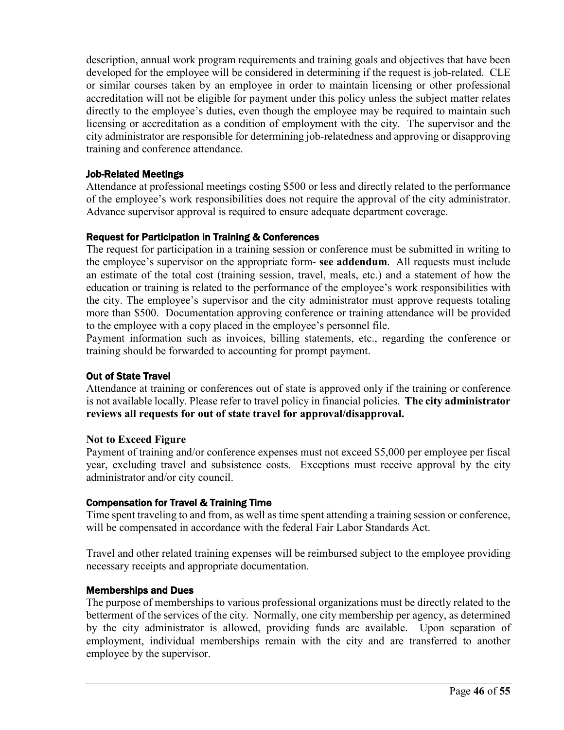description, annual work program requirements and training goals and objectives that have been developed for the employee will be considered in determining if the request is job-related. CLE or similar courses taken by an employee in order to maintain licensing or other professional accreditation will not be eligible for payment under this policy unless the subject matter relates directly to the employee's duties, even though the employee may be required to maintain such licensing or accreditation as a condition of employment with the city. The supervisor and the city administrator are responsible for determining job-relatedness and approving or disapproving training and conference attendance.

### Job-Related Meetings

Attendance at professional meetings costing $500 or less and directly related to the performance of the employee's work responsibilities does not require the approval of the city administrator. Advance supervisor approval is required to ensure adequate department coverage.

### Request for Participation in Training & Conferences

The request for participation in a training session or conference must be submitted in writing to the employee's supervisor on the appropriate form- **see addendum**. All requests must include an estimate of the total cost (training session, travel, meals, etc.) and a statement of how the education or training is related to the performance of the employee's work responsibilities with the city. The employee's supervisor and the city administrator must approve requests totaling more than $500. Documentation approving conference or training attendance will be provided to the employee with a copy placed in the employee's personnel file.

Payment information such as invoices, billing statements, etc., regarding the conference or training should be forwarded to accounting for prompt payment.

### Out of State Travel

Attendance at training or conferences out of state is approved only if the training or conference is not available locally. Please refer to travel policy in financial policies. **The city administrator reviews all requests for out of state travel for approval/disapproval.**

### Not to Exceed Figure

Payment of training and/or conference expenses must not exceed $5,000 per employee per fiscal year, excluding travel and subsistence costs. Exceptions must receive approval by the city administrator and/or city council.

### Compensation for Travel & Training Time

Time spent traveling to and from, as well as time spent attending a training session or conference, will be compensated in accordance with the federal Fair Labor Standards Act.

Travel and other related training expenses will be reimbursed subject to the employee providing necessary receipts and appropriate documentation.

### Memberships and Dues

The purpose of memberships to various professional organizations must be directly related to the betterment of the services of the city. Normally, one city membership per agency, as determined by the city administrator is allowed, providing funds are available. Upon separation of employment, individual memberships remain with the city and are transferred to another employee by the supervisor.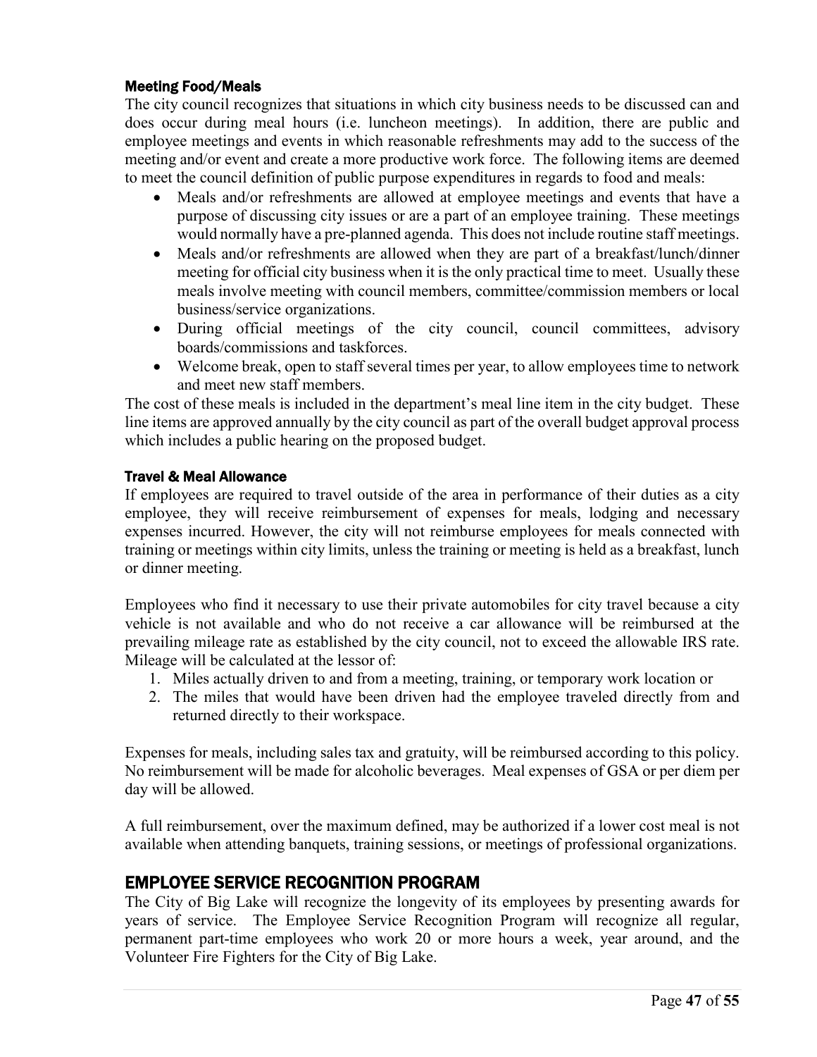### Meeting Food/Meals

The city council recognizes that situations in which city business needs to be discussed can and does occur during meal hours (i.e. luncheon meetings). In addition, there are public and employee meetings and events in which reasonable refreshments may add to the success of the meeting and/or event and create a more productive work force. The following items are deemed to meet the council definition of public purpose expenditures in regards to food and meals:

- Meals and/or refreshments are allowed at employee meetings and events that have a purpose of discussing city issues or are a part of an employee training. These meetings would normally have a pre-planned agenda. This does not include routine staff meetings.
- Meals and/or refreshments are allowed when they are part of a breakfast/lunch/dinner meeting for official city business when it is the only practical time to meet. Usually these meals involve meeting with council members, committee/commission members or local business/service organizations.
- During official meetings of the city council, council committees, advisory boards/commissions and taskforces.
- Welcome break, open to staff several times per year, to allow employees time to network and meet new staff members.

The cost of these meals is included in the department's meal line item in the city budget. These line items are approved annually by the city council as part of the overall budget approval process which includes a public hearing on the proposed budget.

### Travel & Meal Allowance

If employees are required to travel outside of the area in performance of their duties as a city employee, they will receive reimbursement of expenses for meals, lodging and necessary expenses incurred. However, the city will not reimburse employees for meals connected with training or meetings within city limits, unless the training or meeting is held as a breakfast, lunch or dinner meeting.

Employees who find it necessary to use their private automobiles for city travel because a city vehicle is not available and who do not receive a car allowance will be reimbursed at the prevailing mileage rate as established by the city council, not to exceed the allowable IRS rate. Mileage will be calculated at the lessor of:

1. Miles actually driven to and from a meeting, training, or temporary work location or
2. The miles that would have been driven had the employee traveled directly from and returned directly to their workspace.

Expenses for meals, including sales tax and gratuity, will be reimbursed according to this policy. No reimbursement will be made for alcoholic beverages. Meal expenses of GSA or per diem per day will be allowed.

A full reimbursement, over the maximum defined, may be authorized if a lower cost meal is not available when attending banquets, training sessions, or meetings of professional organizations.

## EMPLOYEE SERVICE RECOGNITION PROGRAM

The City of Big Lake will recognize the longevity of its employees by presenting awards for years of service. The Employee Service Recognition Program will recognize all regular, permanent part-time employees who work 20 or more hours a week, year around, and the Volunteer Fire Fighters for the City of Big Lake.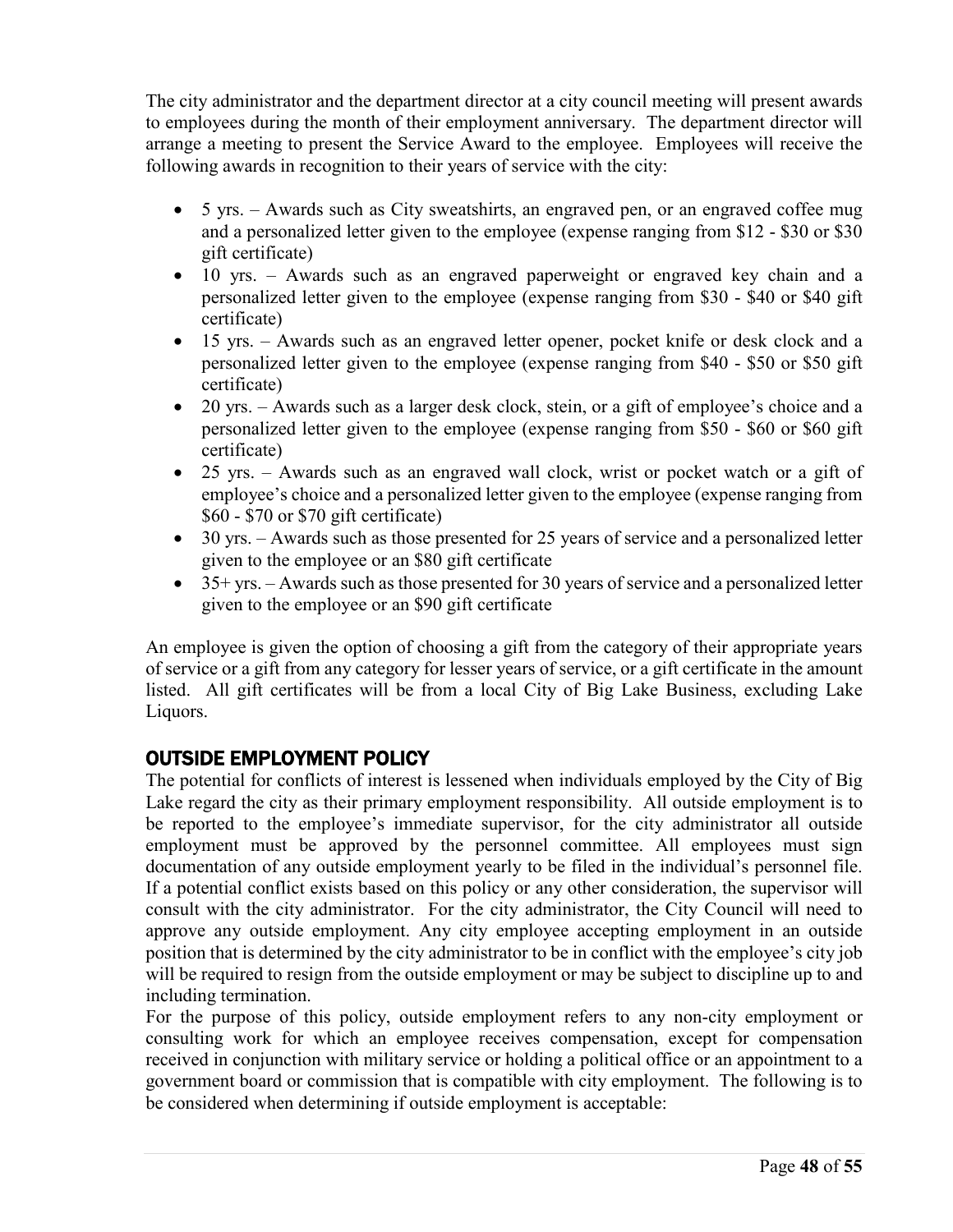The city administrator and the department director at a city council meeting will present awards to employees during the month of their employment anniversary. The department director will arrange a meeting to present the Service Award to the employee. Employees will receive the following awards in recognition to their years of service with the city:

- 5 yrs. – Awards such as City sweatshirts, an engraved pen, or an engraved coffee mug and a personalized letter given to the employee (expense ranging from $12 - $30 or $30 gift certificate)
- 10 yrs. – Awards such as an engraved paperweight or engraved key chain and a personalized letter given to the employee (expense ranging from $30 - $40 or $40 gift certificate)
- 15 yrs. – Awards such as an engraved letter opener, pocket knife or desk clock and a personalized letter given to the employee (expense ranging from $40 - $50 or $50 gift certificate)
- 20 yrs. – Awards such as a larger desk clock, stein, or a gift of employee's choice and a personalized letter given to the employee (expense ranging from $50 - $60 or $60 gift certificate)
- 25 yrs. – Awards such as an engraved wall clock, wrist or pocket watch or a gift of employee's choice and a personalized letter given to the employee (expense ranging from $60 - $70 or $70 gift certificate)
- 30 yrs. – Awards such as those presented for 25 years of service and a personalized letter given to the employee or an $80 gift certificate
- 35+ yrs. – Awards such as those presented for 30 years of service and a personalized letter given to the employee or an $90 gift certificate

An employee is given the option of choosing a gift from the category of their appropriate years of service or a gift from any category for lesser years of service, or a gift certificate in the amount listed. All gift certificates will be from a local City of Big Lake Business, excluding Lake Liquors.

## OUTSIDE EMPLOYMENT POLICY

The potential for conflicts of interest is lessened when individuals employed by the City of Big Lake regard the city as their primary employment responsibility. All outside employment is to be reported to the employee's immediate supervisor, for the city administrator all outside employment must be approved by the personnel committee. All employees must sign documentation of any outside employment yearly to be filed in the individual's personnel file. If a potential conflict exists based on this policy or any other consideration, the supervisor will consult with the city administrator. For the city administrator, the City Council will need to approve any outside employment. Any city employee accepting employment in an outside position that is determined by the city administrator to be in conflict with the employee's city job will be required to resign from the outside employment or may be subject to discipline up to and including termination.

For the purpose of this policy, outside employment refers to any non-city employment or consulting work for which an employee receives compensation, except for compensation received in conjunction with military service or holding a political office or an appointment to a government board or commission that is compatible with city employment. The following is to be considered when determining if outside employment is acceptable: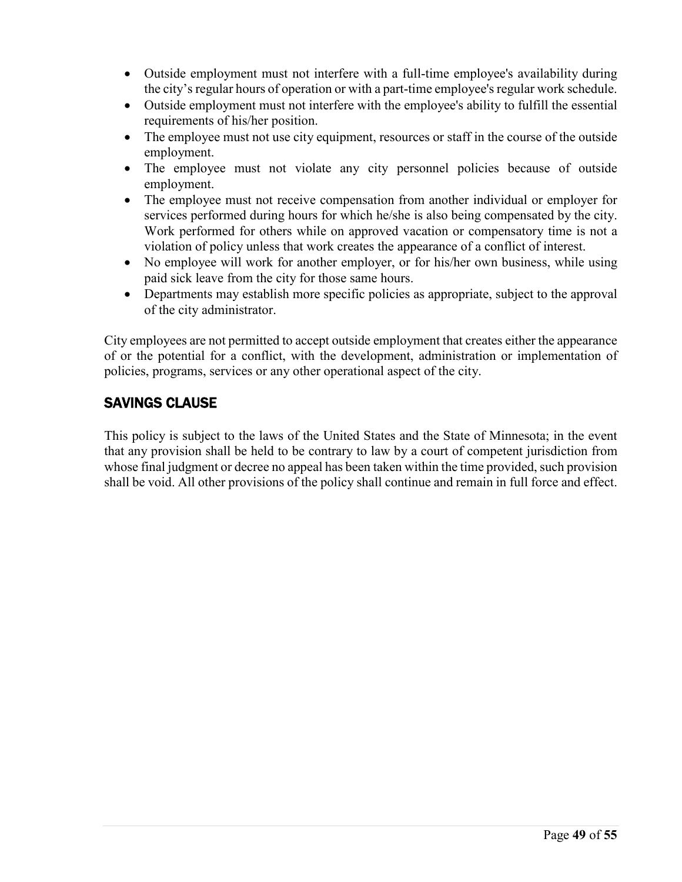- Outside employment must not interfere with a full-time employee's availability during the city's regular hours of operation or with a part-time employee's regular work schedule.
- Outside employment must not interfere with the employee's ability to fulfill the essential requirements of his/her position.
- The employee must not use city equipment, resources or staff in the course of the outside employment.
- The employee must not violate any city personnel policies because of outside employment.
- The employee must not receive compensation from another individual or employer for services performed during hours for which he/she is also being compensated by the city. Work performed for others while on approved vacation or compensatory time is not a violation of policy unless that work creates the appearance of a conflict of interest.
- No employee will work for another employer, or for his/her own business, while using paid sick leave from the city for those same hours.
- Departments may establish more specific policies as appropriate, subject to the approval of the city administrator.

City employees are not permitted to accept outside employment that creates either the appearance of or the potential for a conflict, with the development, administration or implementation of policies, programs, services or any other operational aspect of the city.

## SAVINGS CLAUSE

This policy is subject to the laws of the United States and the State of Minnesota; in the event that any provision shall be held to be contrary to law by a court of competent jurisdiction from whose final judgment or decree no appeal has been taken within the time provided, such provision shall be void. All other provisions of the policy shall continue and remain in full force and effect.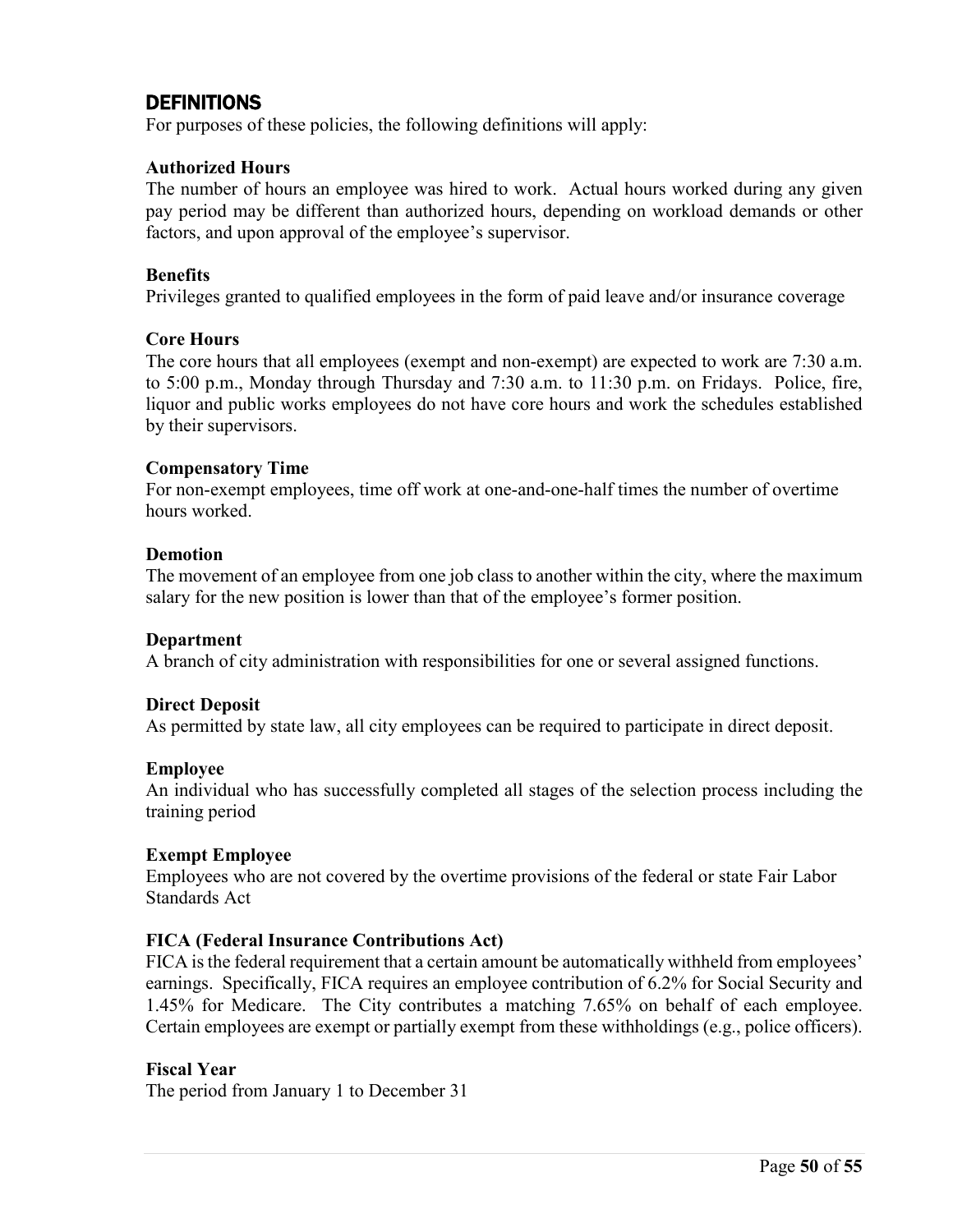## DEFINITIONS

For purposes of these policies, the following definitions will apply:

**Authorized Hours**
The number of hours an employee was hired to work. Actual hours worked during any given pay period may be different than authorized hours, depending on workload demands or other factors, and upon approval of the employee's supervisor.

**Benefits**
Privileges granted to qualified employees in the form of paid leave and/or insurance coverage

**Core Hours**
The core hours that all employees (exempt and non-exempt) are expected to work are 7:30 a.m. to 5:00 p.m., Monday through Thursday and 7:30 a.m. to 11:30 p.m. on Fridays. Police, fire, liquor and public works employees do not have core hours and work the schedules established by their supervisors.

**Compensatory Time**
For non-exempt employees, time off work at one-and-one-half times the number of overtime hours worked.

**Demotion**
The movement of an employee from one job class to another within the city, where the maximum salary for the new position is lower than that of the employee's former position.

**Department**
A branch of city administration with responsibilities for one or several assigned functions.

**Direct Deposit**
As permitted by state law, all city employees can be required to participate in direct deposit.

**Employee**
An individual who has successfully completed all stages of the selection process including the training period

**Exempt Employee**
Employees who are not covered by the overtime provisions of the federal or state Fair Labor Standards Act

**FICA (Federal Insurance Contributions Act)**
FICA is the federal requirement that a certain amount be automatically withheld from employees' earnings. Specifically, FICA requires an employee contribution of 6.2% for Social Security and 1.45% for Medicare. The City contributes a matching 7.65% on behalf of each employee. Certain employees are exempt or partially exempt from these withholdings (e.g., police officers).

**Fiscal Year**
The period from January 1 to December 31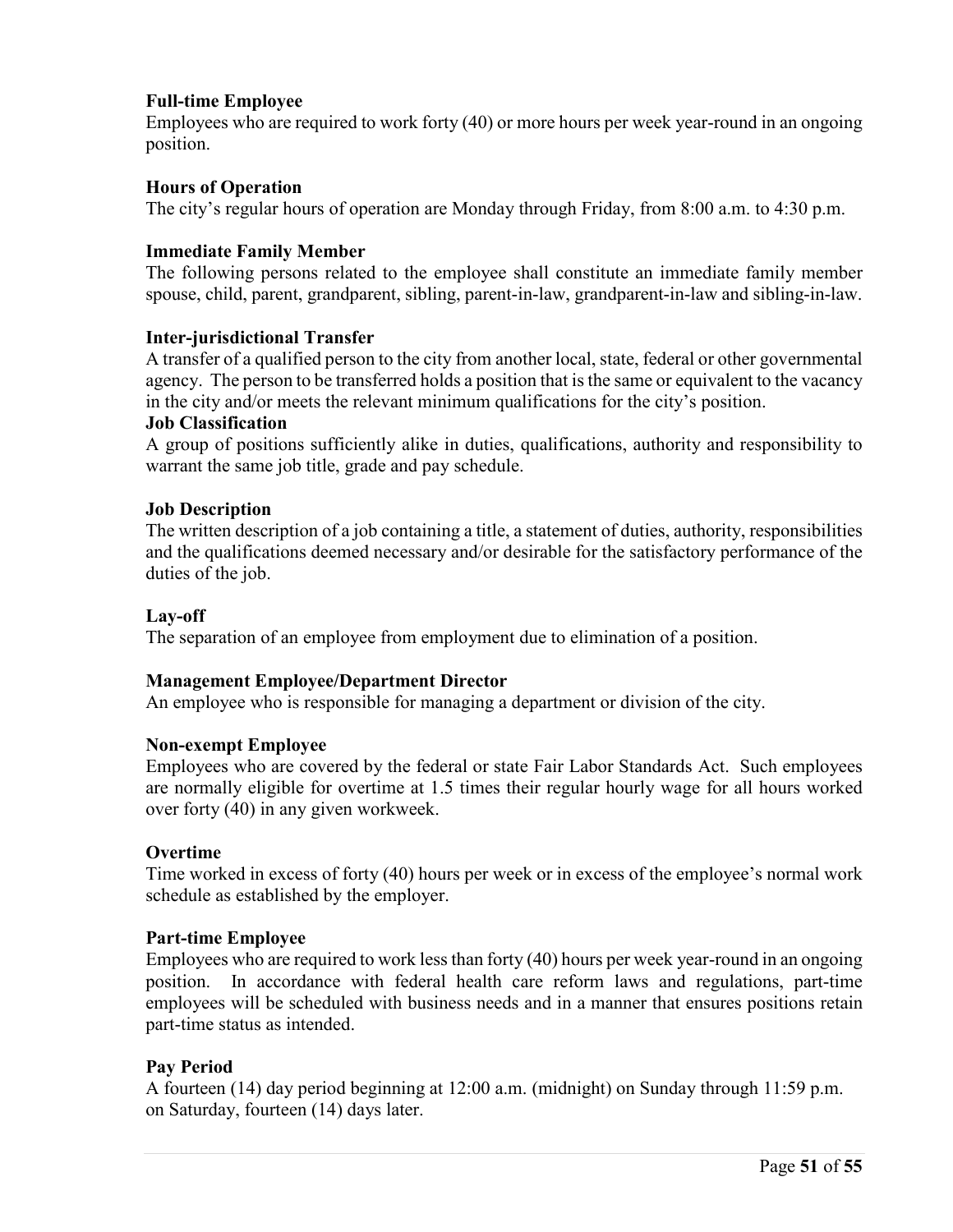**Full-time Employee**
Employees who are required to work forty (40) or more hours per week year-round in an ongoing position.

**Hours of Operation**
The city's regular hours of operation are Monday through Friday, from 8:00 a.m. to 4:30 p.m.

**Immediate Family Member**
The following persons related to the employee shall constitute an immediate family member spouse, child, parent, grandparent, sibling, parent-in-law, grandparent-in-law and sibling-in-law.

**Inter-jurisdictional Transfer**
A transfer of a qualified person to the city from another local, state, federal or other governmental agency. The person to be transferred holds a position that is the same or equivalent to the vacancy in the city and/or meets the relevant minimum qualifications for the city's position.

**Job Classification**
A group of positions sufficiently alike in duties, qualifications, authority and responsibility to warrant the same job title, grade and pay schedule.

**Job Description**
The written description of a job containing a title, a statement of duties, authority, responsibilities and the qualifications deemed necessary and/or desirable for the satisfactory performance of the duties of the job.

**Lay-off**
The separation of an employee from employment due to elimination of a position.

**Management Employee/Department Director**
An employee who is responsible for managing a department or division of the city.

**Non-exempt Employee**
Employees who are covered by the federal or state Fair Labor Standards Act. Such employees are normally eligible for overtime at 1.5 times their regular hourly wage for all hours worked over forty (40) in any given workweek.

**Overtime**
Time worked in excess of forty (40) hours per week or in excess of the employee's normal work schedule as established by the employer.

**Part-time Employee**
Employees who are required to work less than forty (40) hours per week year-round in an ongoing position. In accordance with federal health care reform laws and regulations, part-time employees will be scheduled with business needs and in a manner that ensures positions retain part-time status as intended.

**Pay Period**
A fourteen (14) day period beginning at 12:00 a.m. (midnight) on Sunday through 11:59 p.m. on Saturday, fourteen (14) days later.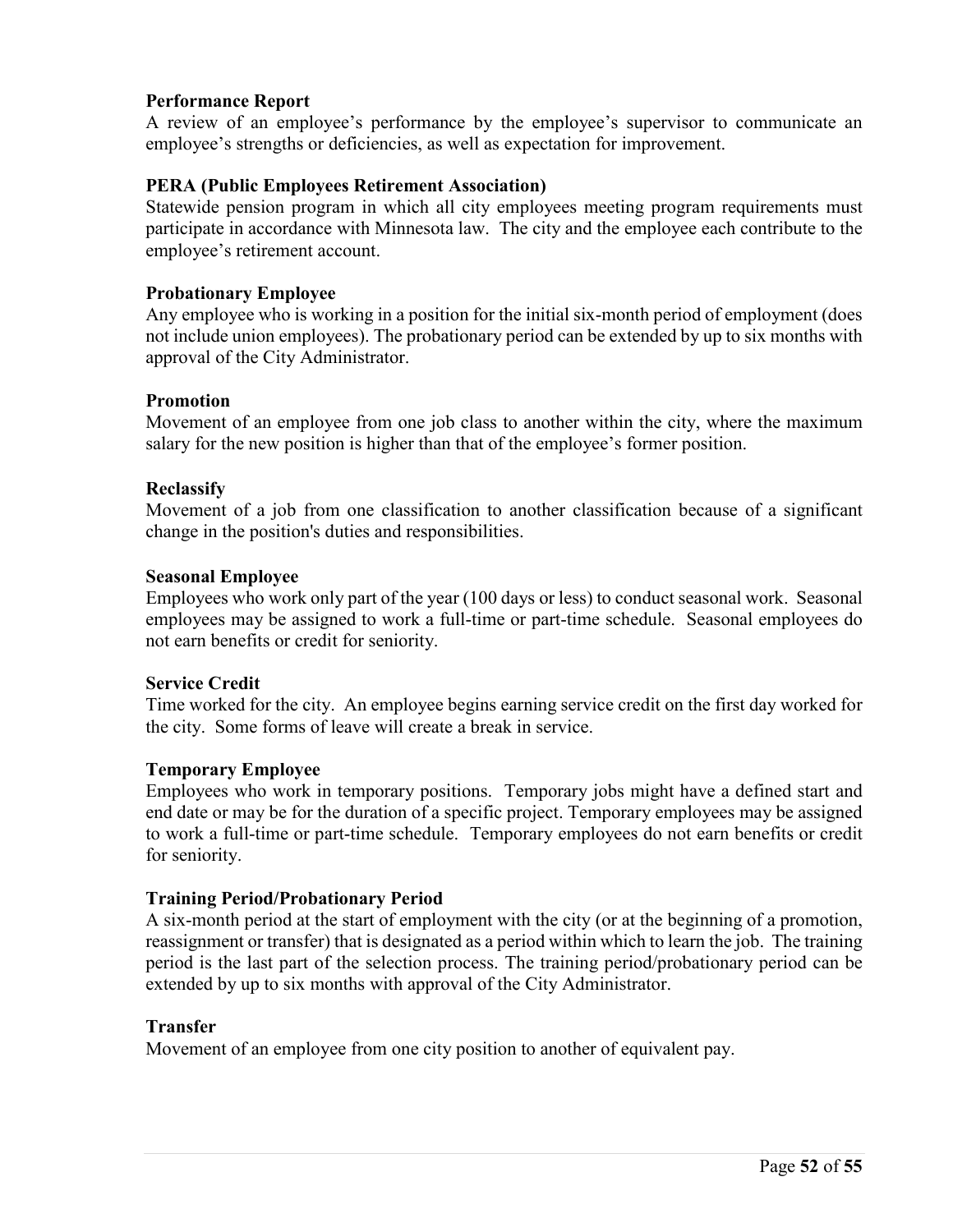**Performance Report**

A review of an employee's performance by the employee's supervisor to communicate an employee's strengths or deficiencies, as well as expectation for improvement.

**PERA (Public Employees Retirement Association)**

Statewide pension program in which all city employees meeting program requirements must participate in accordance with Minnesota law. The city and the employee each contribute to the employee's retirement account.

**Probationary Employee**

Any employee who is working in a position for the initial six-month period of employment (does not include union employees). The probationary period can be extended by up to six months with approval of the City Administrator.

**Promotion**

Movement of an employee from one job class to another within the city, where the maximum salary for the new position is higher than that of the employee's former position.

**Reclassify**

Movement of a job from one classification to another classification because of a significant change in the position's duties and responsibilities.

**Seasonal Employee**

Employees who work only part of the year (100 days or less) to conduct seasonal work. Seasonal employees may be assigned to work a full-time or part-time schedule. Seasonal employees do not earn benefits or credit for seniority.

**Service Credit**

Time worked for the city. An employee begins earning service credit on the first day worked for the city. Some forms of leave will create a break in service.

**Temporary Employee**

Employees who work in temporary positions. Temporary jobs might have a defined start and end date or may be for the duration of a specific project. Temporary employees may be assigned to work a full-time or part-time schedule. Temporary employees do not earn benefits or credit for seniority.

**Training Period/Probationary Period**

A six-month period at the start of employment with the city (or at the beginning of a promotion, reassignment or transfer) that is designated as a period within which to learn the job. The training period is the last part of the selection process. The training period/probationary period can be extended by up to six months with approval of the City Administrator.

**Transfer**

Movement of an employee from one city position to another of equivalent pay.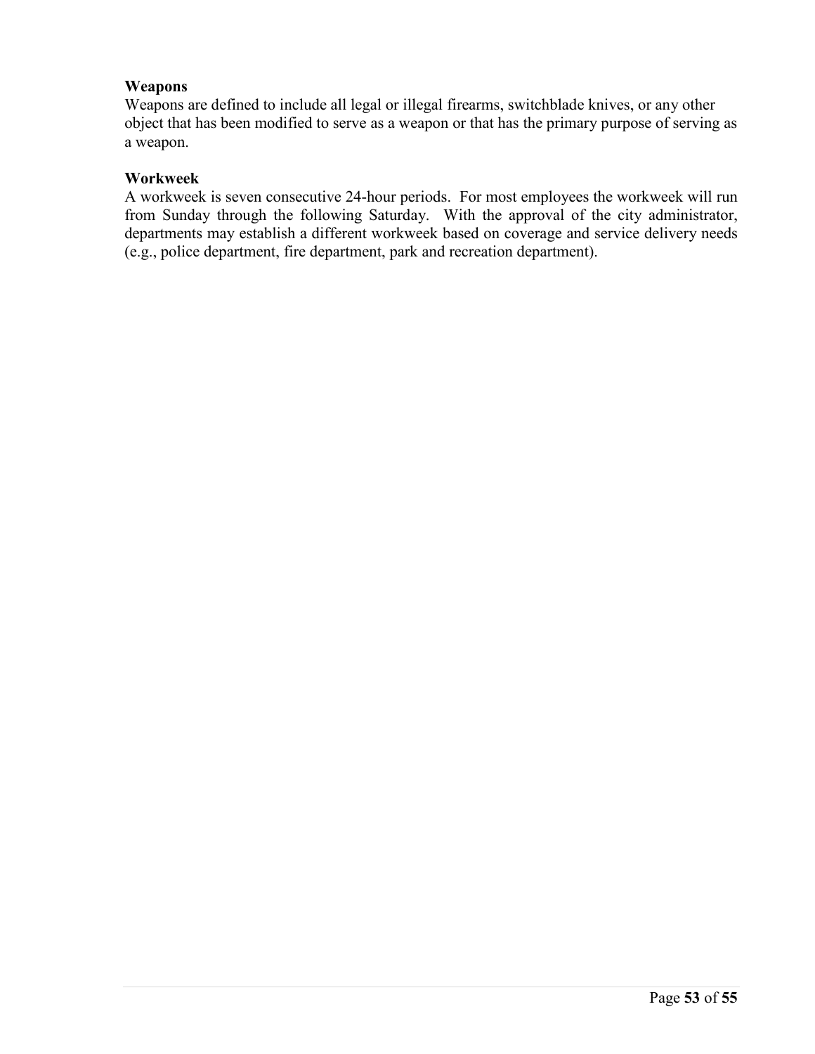**Weapons**
Weapons are defined to include all legal or illegal firearms, switchblade knives, or any other object that has been modified to serve as a weapon or that has the primary purpose of serving as a weapon.

**Workweek**
A workweek is seven consecutive 24-hour periods. For most employees the workweek will run from Sunday through the following Saturday. With the approval of the city administrator, departments may establish a different workweek based on coverage and service delivery needs (e.g., police department, fire department, park and recreation department).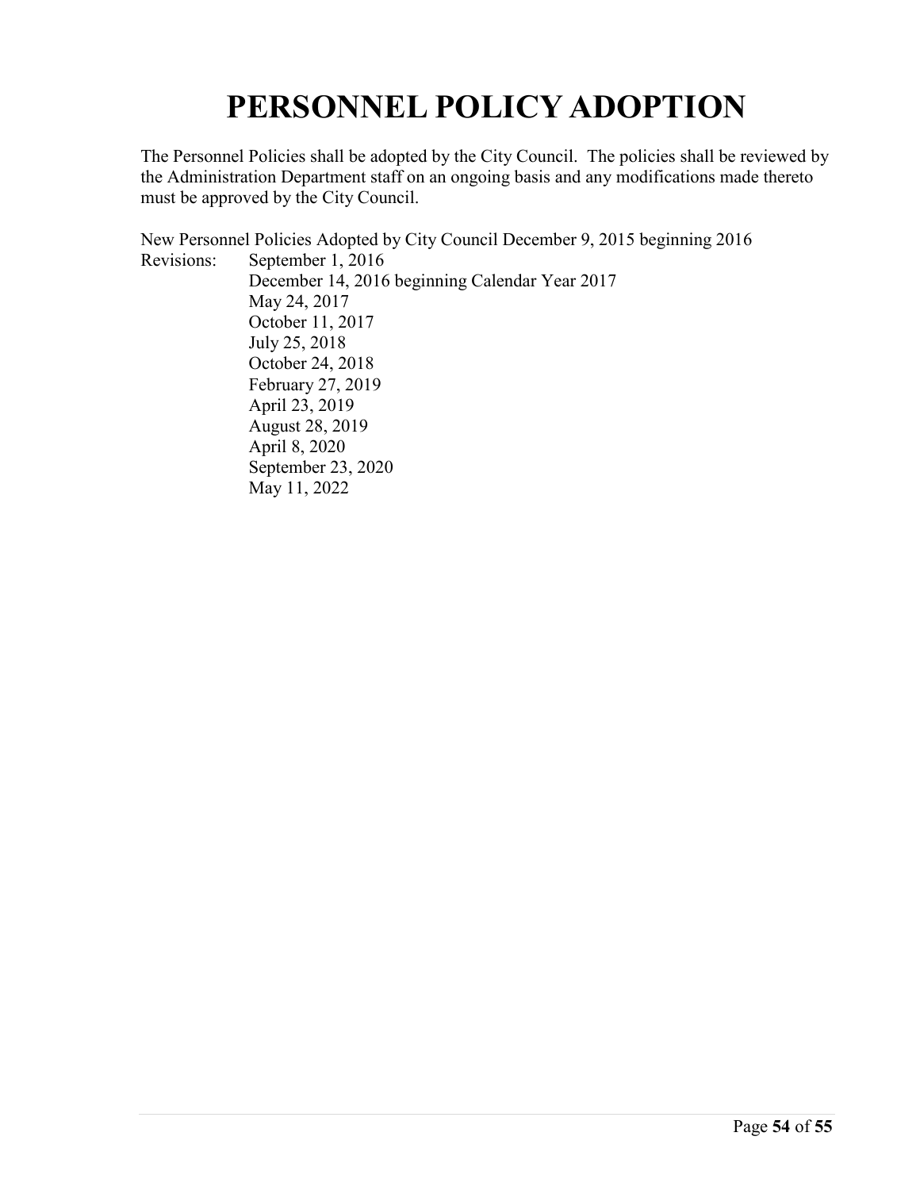# PERSONNEL POLICY ADOPTION

The Personnel Policies shall be adopted by the City Council. The policies shall be reviewed by the Administration Department staff on an ongoing basis and any modifications made thereto must be approved by the City Council.

New Personnel Policies Adopted by City Council December 9, 2015 beginning 2016

Revisions:
- September 1, 2016
- December 14, 2016 beginning Calendar Year 2017
- May 24, 2017
- October 11, 2017
- July 25, 2018
- October 24, 2018
- February 27, 2019
- April 23, 2019
- August 28, 2019
- April 8, 2020
- September 23, 2020
- May 11, 2022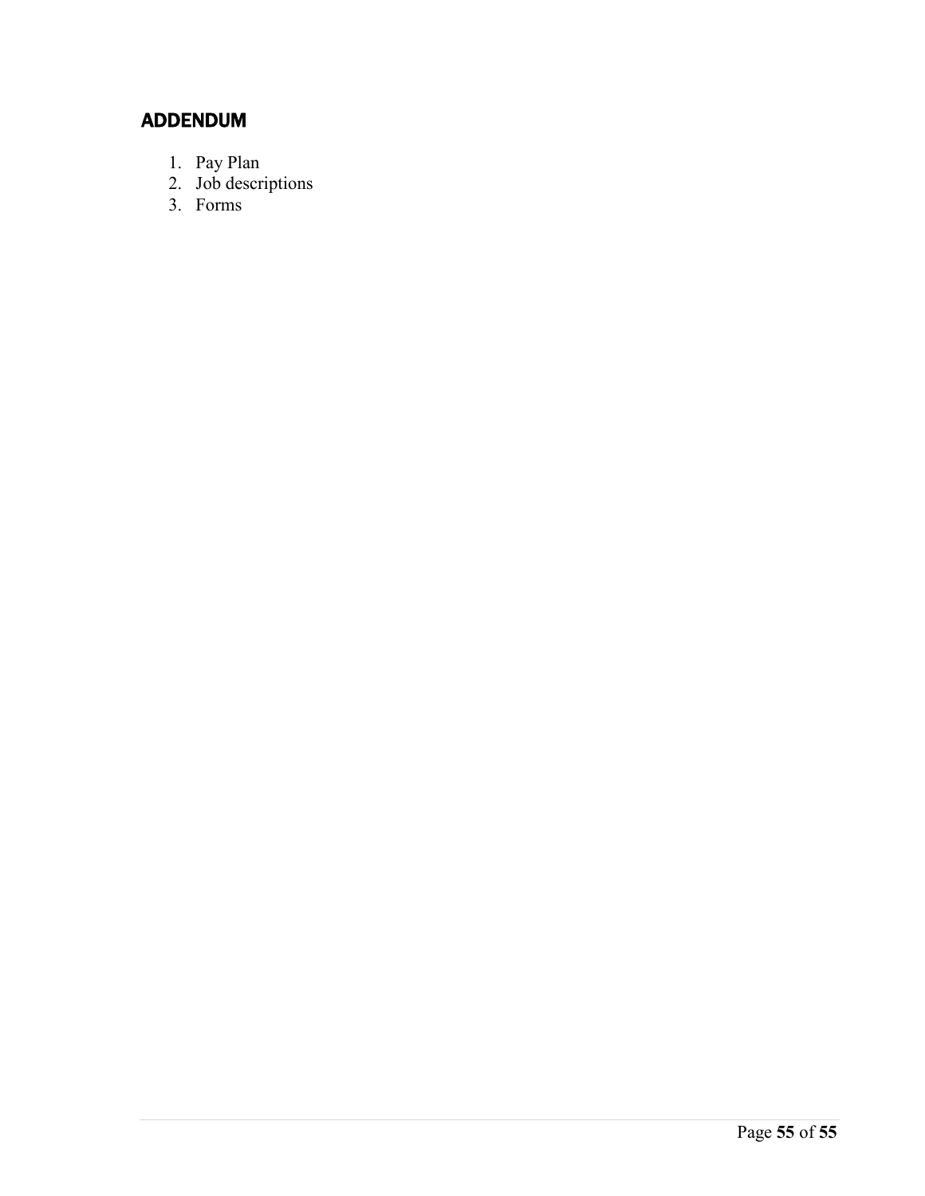## ADDENDUM

1. Pay Plan
2. Job descriptions
3. Forms